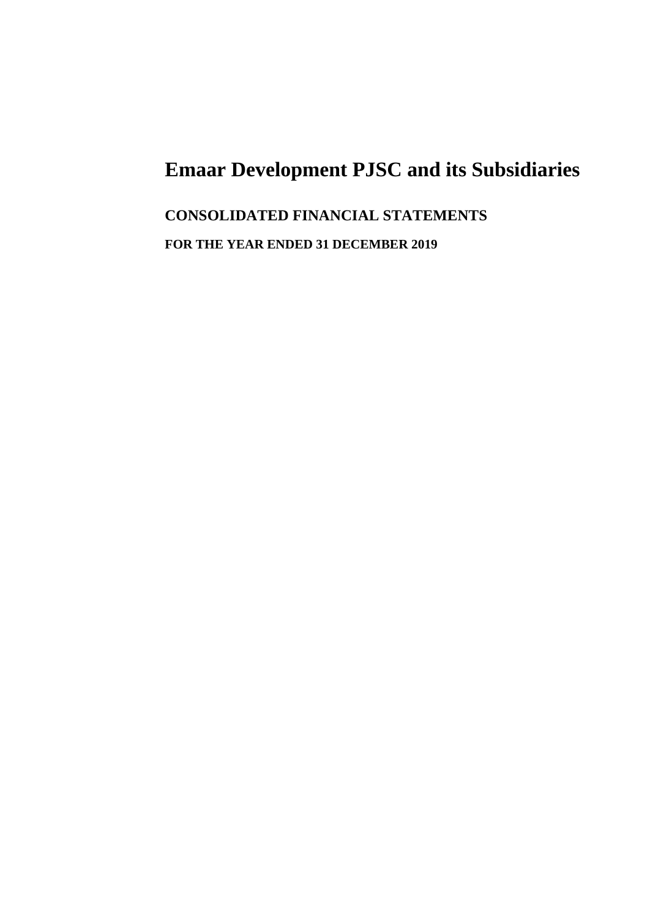# Emaar Development PJSC and its Subsidiaries

## CONSOLIDATED FINANCIAL STATEMENTS

### FOR THE YEAR ENDED 31 DECEMBER 2019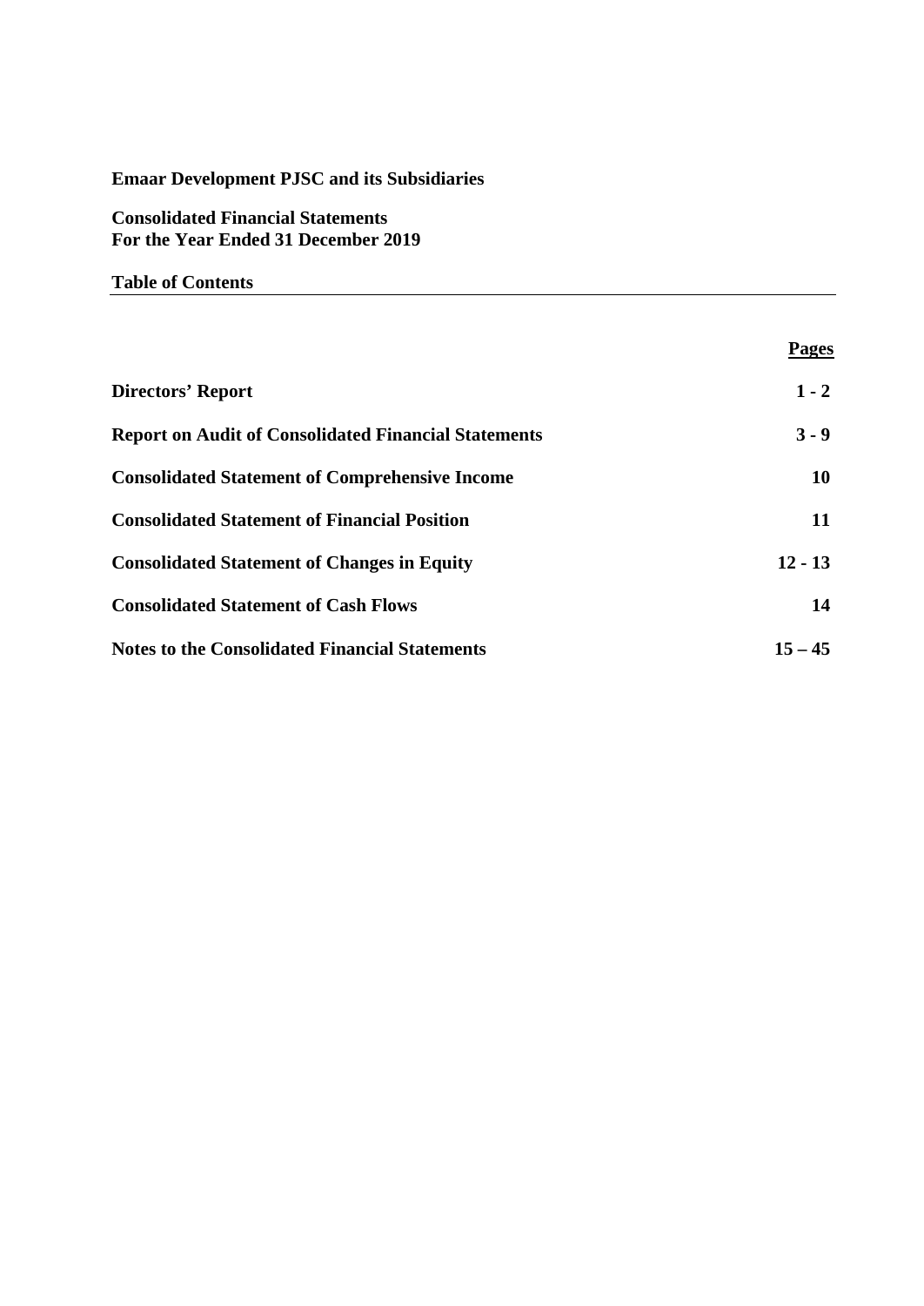**Emaar Development PJSC and its Subsidiaries**

**Consolidated Financial Statements**
**For the Year Ended 31 December 2019**

**Table of Contents**

| | **Pages** |
|---|---|
| **Directors' Report** | **1 - 2** |
| **Report on Audit of Consolidated Financial Statements** | **3 - 9** |
| **Consolidated Statement of Comprehensive Income** | **10** |
| **Consolidated Statement of Financial Position** | **11** |
| **Consolidated Statement of Changes in Equity** | **12 - 13** |
| **Consolidated Statement of Cash Flows** | **14** |
| **Notes to the Consolidated Financial Statements** | **15 – 45** |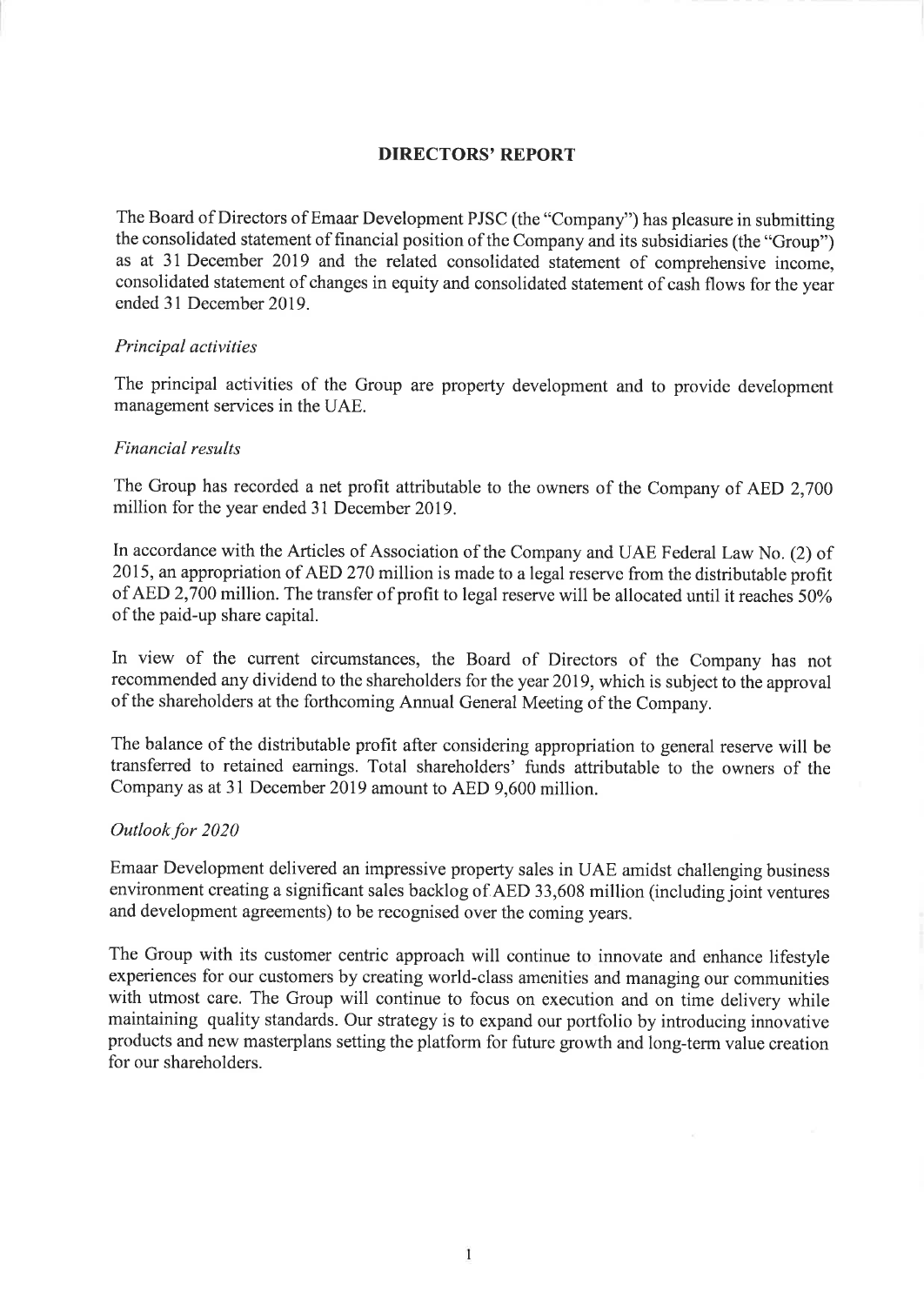# DIRECTORS' REPORT

The Board of Directors of Emaar Development PJSC (the "Company") has pleasure in submitting the consolidated statement of financial position of the Company and its subsidiaries (the "Group") as at 31 December 2019 and the related consolidated statement of comprehensive income, consolidated statement of changes in equity and consolidated statement of cash flows for the year ended 31 December 2019.

*Principal activities*

The principal activities of the Group are property development and to provide development management services in the UAE.

*Financial results*

The Group has recorded a net profit attributable to the owners of the Company of AED 2,700 million for the year ended 31 December 2019.

In accordance with the Articles of Association of the Company and UAE Federal Law No. (2) of 2015, an appropriation of AED 270 million is made to a legal reserve from the distributable profit of AED 2,700 million. The transfer of profit to legal reserve will be allocated until it reaches 50% of the paid-up share capital.

In view of the current circumstances, the Board of Directors of the Company has not recommended any dividend to the shareholders for the year 2019, which is subject to the approval of the shareholders at the forthcoming Annual General Meeting of the Company.

The balance of the distributable profit after considering appropriation to general reserve will be transferred to retained earnings. Total shareholders' funds attributable to the owners of the Company as at 31 December 2019 amount to AED 9,600 million.

*Outlook for 2020*

Emaar Development delivered an impressive property sales in UAE amidst challenging business environment creating a significant sales backlog of AED 33,608 million (including joint ventures and development agreements) to be recognised over the coming years.

The Group with its customer centric approach will continue to innovate and enhance lifestyle experiences for our customers by creating world-class amenities and managing our communities with utmost care. The Group will continue to focus on execution and on time delivery while maintaining quality standards. Our strategy is to expand our portfolio by introducing innovative products and new masterplans setting the platform for future growth and long-term value creation for our shareholders.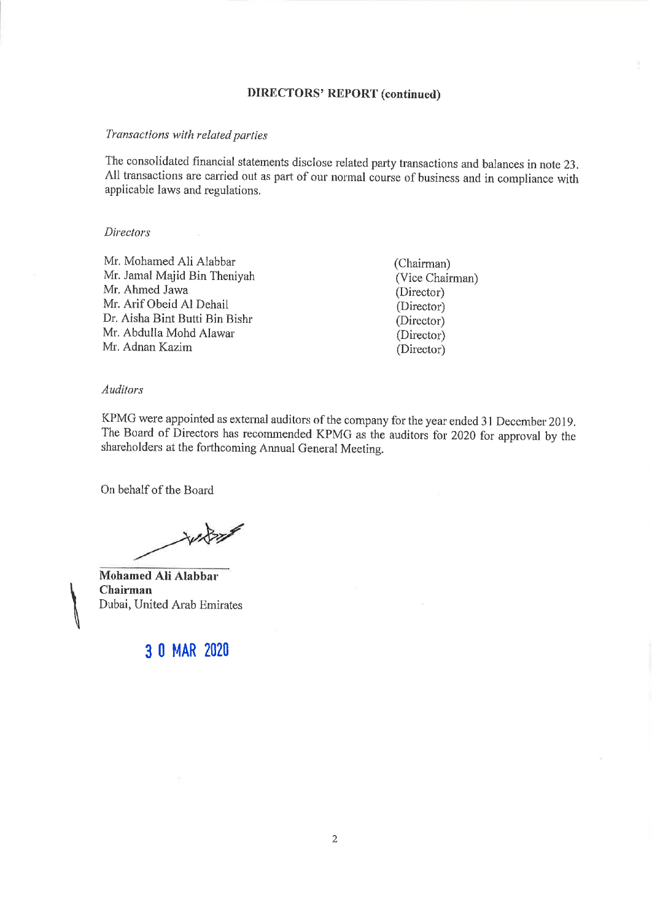## DIRECTORS' REPORT (continued)

*Transactions with related parties*

The consolidated financial statements disclose related party transactions and balances in note 23. All transactions are carried out as part of our normal course of business and in compliance with applicable laws and regulations.

*Directors*

| | |
|---|---|
| Mr. Mohamed Ali Alabbar | (Chairman) |
| Mr. Jamal Majid Bin Theniyah | (Vice Chairman) |
| Mr. Ahmed Jawa | (Director) |
| Mr. Arif Obeid Al Dehail | (Director) |
| Dr. Aisha Bint Butti Bin Bishr | (Director) |
| Mr. Abdulla Mohd Alawar | (Director) |
| Mr. Adnan Kazim | (Director) |

*Auditors*

KPMG were appointed as external auditors of the company for the year ended 31 December 2019. The Board of Directors has recommended KPMG as the auditors for 2020 for approval by the shareholders at the forthcoming Annual General Meeting.

On behalf of the Board

**Mohamed Ali Alabbar**
**Chairman**
Dubai, United Arab Emirates

30 MAR 2020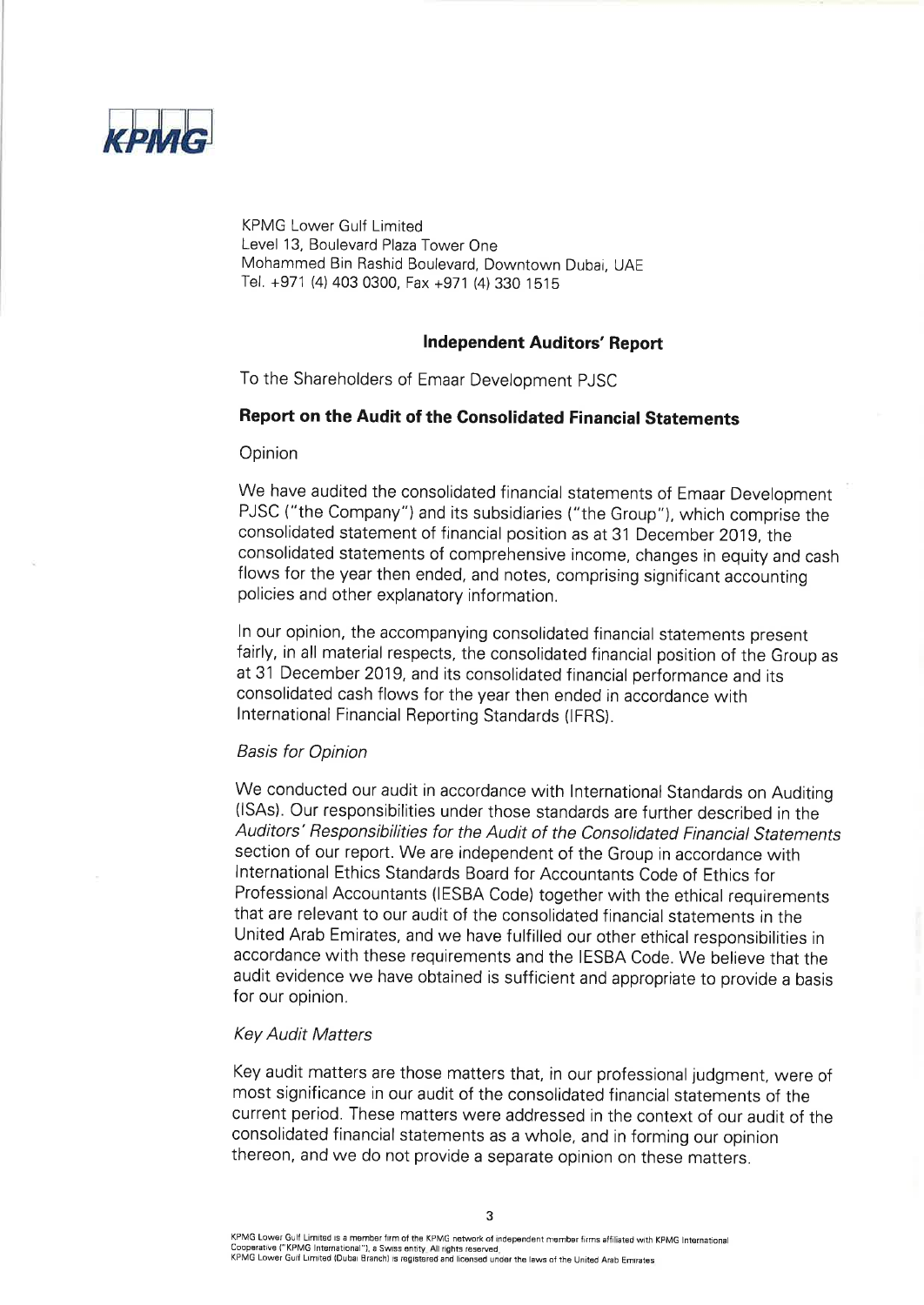KPMG

KPMG Lower Gulf Limited
Level 13, Boulevard Plaza Tower One
Mohammed Bin Rashid Boulevard, Downtown Dubai, UAE
Tel. +971 (4) 403 0300, Fax +971 (4) 330 1515

## Independent Auditors' Report

To the Shareholders of Emaar Development PJSC

## Report on the Audit of the Consolidated Financial Statements

Opinion

We have audited the consolidated financial statements of Emaar Development PJSC ("the Company") and its subsidiaries ("the Group"), which comprise the consolidated statement of financial position as at 31 December 2019, the consolidated statements of comprehensive income, changes in equity and cash flows for the year then ended, and notes, comprising significant accounting policies and other explanatory information.

In our opinion, the accompanying consolidated financial statements present fairly, in all material respects, the consolidated financial position of the Group as at 31 December 2019, and its consolidated financial performance and its consolidated cash flows for the year then ended in accordance with International Financial Reporting Standards (IFRS).

*Basis for Opinion*

We conducted our audit in accordance with International Standards on Auditing (ISAs). Our responsibilities under those standards are further described in the *Auditors' Responsibilities for the Audit of the Consolidated Financial Statements* section of our report. We are independent of the Group in accordance with International Ethics Standards Board for Accountants Code of Ethics for Professional Accountants (IESBA Code) together with the ethical requirements that are relevant to our audit of the consolidated financial statements in the United Arab Emirates, and we have fulfilled our other ethical responsibilities in accordance with these requirements and the IESBA Code. We believe that the audit evidence we have obtained is sufficient and appropriate to provide a basis for our opinion.

*Key Audit Matters*

Key audit matters are those matters that, in our professional judgment, were of most significance in our audit of the consolidated financial statements of the current period. These matters were addressed in the context of our audit of the consolidated financial statements as a whole, and in forming our opinion thereon, and we do not provide a separate opinion on these matters.

KPMG Lower Gulf Limited is a member firm of the KPMG network of independent member firms affiliated with KPMG International Cooperative ("KPMG International"), a Swiss entity. All rights reserved.
KPMG Lower Gulf Limited (Dubai Branch) is registered and licensed under the laws of the United Arab Emirates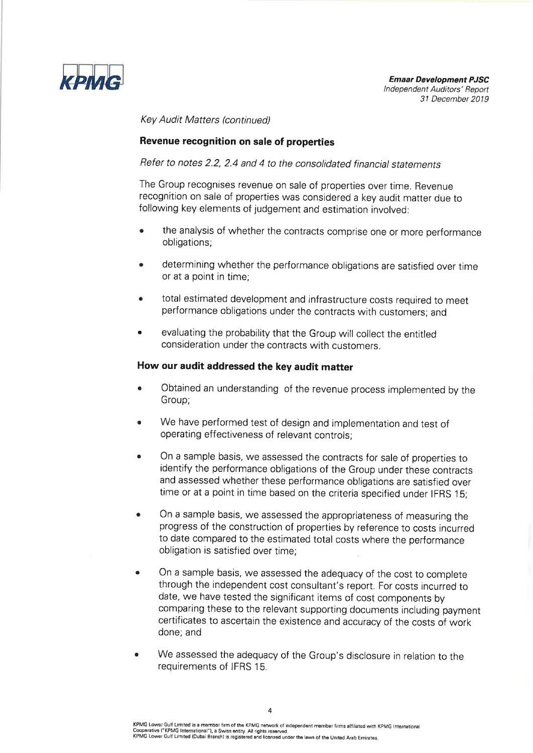*Key Audit Matters (continued)*

**Revenue recognition on sale of properties**

*Refer to notes 2.2, 2.4 and 4 to the consolidated financial statements*

The Group recognises revenue on sale of properties over time. Revenue recognition on sale of properties was considered a key audit matter due to following key elements of judgement and estimation involved:

- the analysis of whether the contracts comprise one or more performance obligations;
- determining whether the performance obligations are satisfied over time or at a point in time;
- total estimated development and infrastructure costs required to meet performance obligations under the contracts with customers; and
- evaluating the probability that the Group will collect the entitled consideration under the contracts with customers.

**How our audit addressed the key audit matter**

- Obtained an understanding of the revenue process implemented by the Group;
- We have performed test of design and implementation and test of operating effectiveness of relevant controls;
- On a sample basis, we assessed the contracts for sale of properties to identify the performance obligations of the Group under these contracts and assessed whether these performance obligations are satisfied over time or at a point in time based on the criteria specified under IFRS 15;
- On a sample basis, we assessed the appropriateness of measuring the progress of the construction of properties by reference to costs incurred to date compared to the estimated total costs where the performance obligation is satisfied over time;
- On a sample basis, we assessed the adequacy of the cost to complete through the independent cost consultant's report. For costs incurred to date, we have tested the significant items of cost components by comparing these to the relevant supporting documents including payment certificates to ascertain the existence and accuracy of the costs of work done; and
- We assessed the adequacy of the Group's disclosure in relation to the requirements of IFRS 15.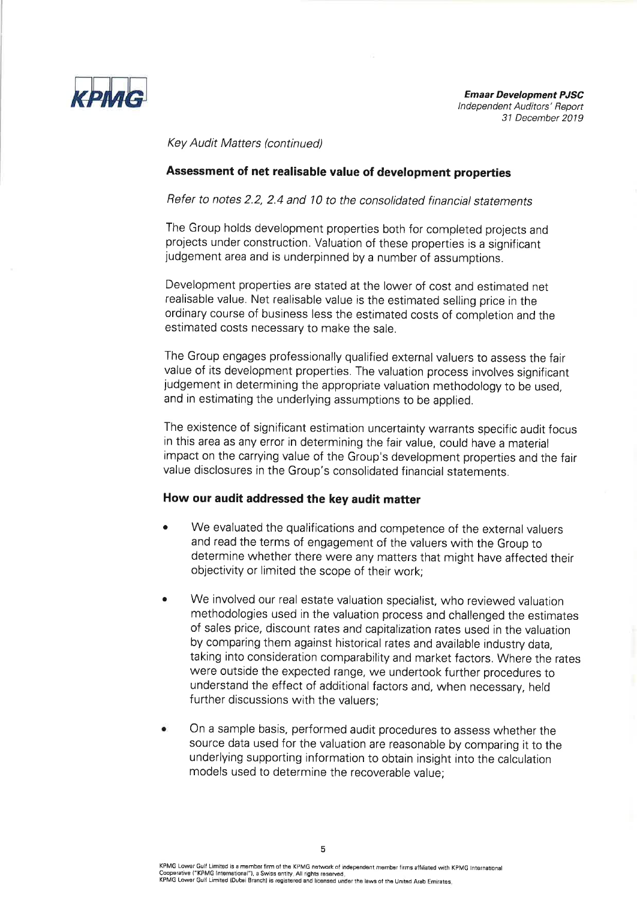*Key Audit Matters (continued)*

### Assessment of net realisable value of development properties

*Refer to notes 2.2, 2.4 and 10 to the consolidated financial statements*

The Group holds development properties both for completed projects and projects under construction. Valuation of these properties is a significant judgement area and is underpinned by a number of assumptions.

Development properties are stated at the lower of cost and estimated net realisable value. Net realisable value is the estimated selling price in the ordinary course of business less the estimated costs of completion and the estimated costs necessary to make the sale.

The Group engages professionally qualified external valuers to assess the fair value of its development properties. The valuation process involves significant judgement in determining the appropriate valuation methodology to be used, and in estimating the underlying assumptions to be applied.

The existence of significant estimation uncertainty warrants specific audit focus in this area as any error in determining the fair value, could have a material impact on the carrying value of the Group's development properties and the fair value disclosures in the Group's consolidated financial statements.

**How our audit addressed the key audit matter**

- We evaluated the qualifications and competence of the external valuers and read the terms of engagement of the valuers with the Group to determine whether there were any matters that might have affected their objectivity or limited the scope of their work;
- We involved our real estate valuation specialist, who reviewed valuation methodologies used in the valuation process and challenged the estimates of sales price, discount rates and capitalization rates used in the valuation by comparing them against historical rates and available industry data, taking into consideration comparability and market factors. Where the rates were outside the expected range, we undertook further procedures to understand the effect of additional factors and, when necessary, held further discussions with the valuers;
- On a sample basis, performed audit procedures to assess whether the source data used for the valuation are reasonable by comparing it to the underlying supporting information to obtain insight into the calculation models used to determine the recoverable value;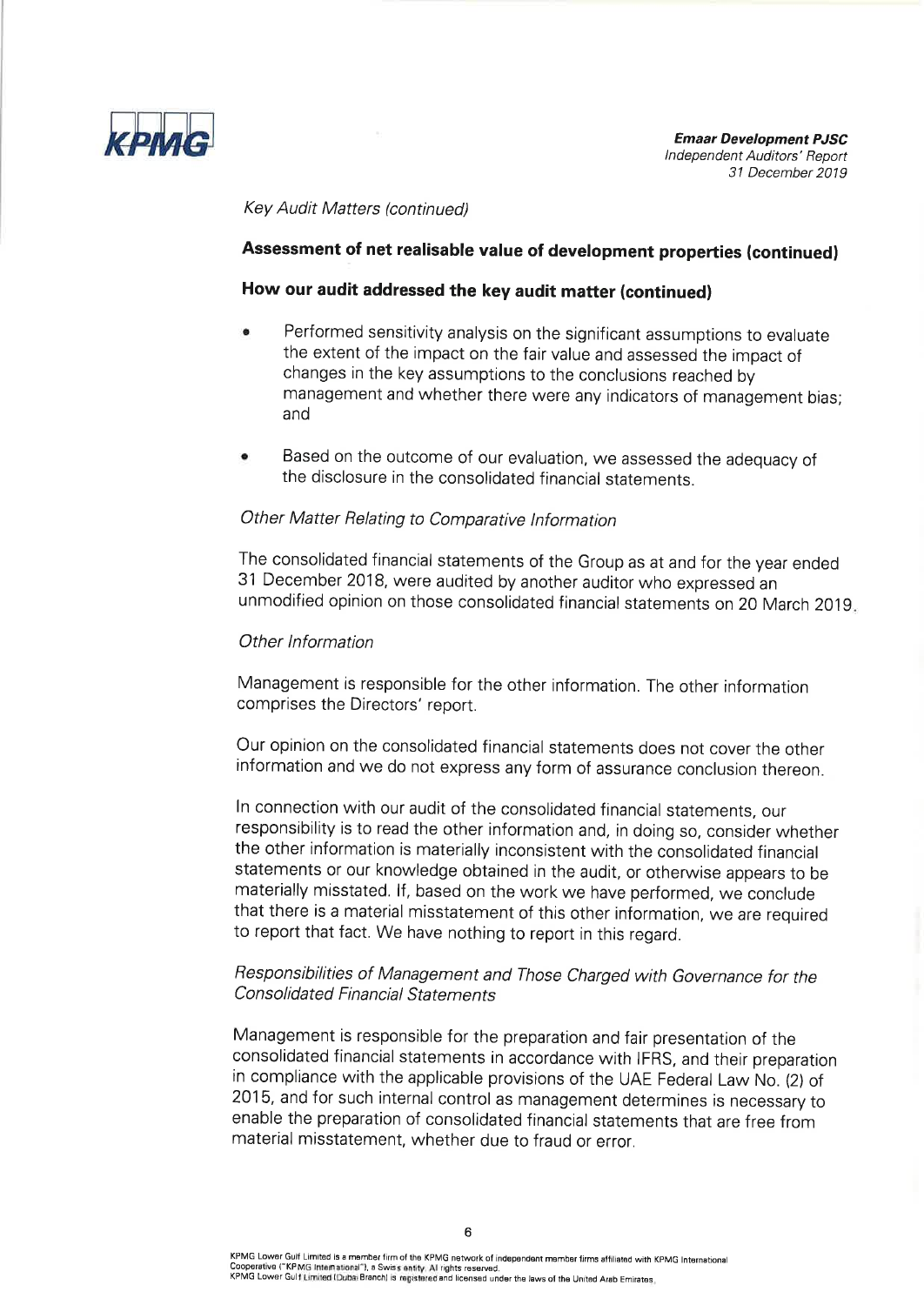*Key Audit Matters (continued)*

**Assessment of net realisable value of development properties (continued)**

**How our audit addressed the key audit matter (continued)**

- Performed sensitivity analysis on the significant assumptions to evaluate the extent of the impact on the fair value and assessed the impact of changes in the key assumptions to the conclusions reached by management and whether there were any indicators of management bias; and

- Based on the outcome of our evaluation, we assessed the adequacy of the disclosure in the consolidated financial statements.

*Other Matter Relating to Comparative Information*

The consolidated financial statements of the Group as at and for the year ended 31 December 2018, were audited by another auditor who expressed an unmodified opinion on those consolidated financial statements on 20 March 2019.

*Other Information*

Management is responsible for the other information. The other information comprises the Directors' report.

Our opinion on the consolidated financial statements does not cover the other information and we do not express any form of assurance conclusion thereon.

In connection with our audit of the consolidated financial statements, our responsibility is to read the other information and, in doing so, consider whether the other information is materially inconsistent with the consolidated financial statements or our knowledge obtained in the audit, or otherwise appears to be materially misstated. If, based on the work we have performed, we conclude that there is a material misstatement of this other information, we are required to report that fact. We have nothing to report in this regard.

*Responsibilities of Management and Those Charged with Governance for the Consolidated Financial Statements*

Management is responsible for the preparation and fair presentation of the consolidated financial statements in accordance with IFRS, and their preparation in compliance with the applicable provisions of the UAE Federal Law No. (2) of 2015, and for such internal control as management determines is necessary to enable the preparation of consolidated financial statements that are free from material misstatement, whether due to fraud or error.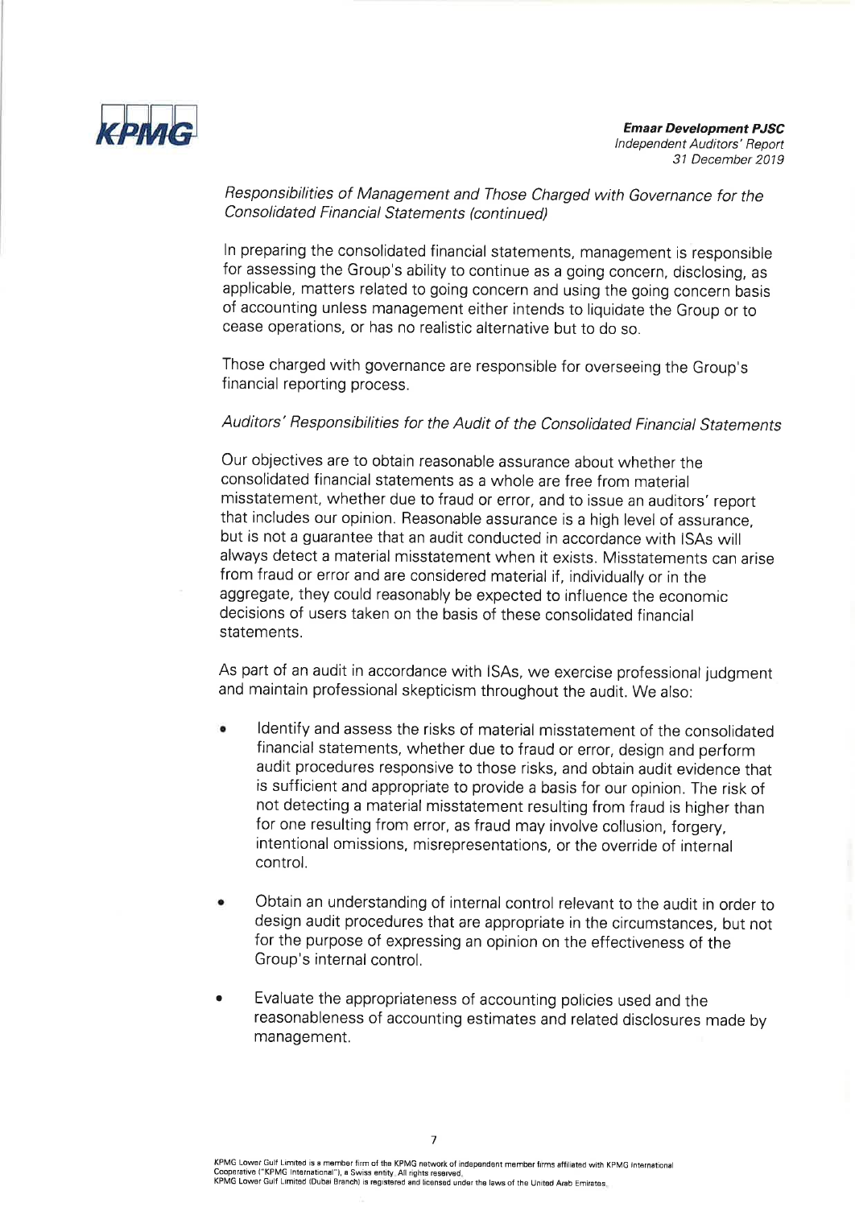*Responsibilities of Management and Those Charged with Governance for the Consolidated Financial Statements (continued)*

In preparing the consolidated financial statements, management is responsible for assessing the Group's ability to continue as a going concern, disclosing, as applicable, matters related to going concern and using the going concern basis of accounting unless management either intends to liquidate the Group or to cease operations, or has no realistic alternative but to do so.

Those charged with governance are responsible for overseeing the Group's financial reporting process.

*Auditors' Responsibilities for the Audit of the Consolidated Financial Statements*

Our objectives are to obtain reasonable assurance about whether the consolidated financial statements as a whole are free from material misstatement, whether due to fraud or error, and to issue an auditors' report that includes our opinion. Reasonable assurance is a high level of assurance, but is not a guarantee that an audit conducted in accordance with ISAs will always detect a material misstatement when it exists. Misstatements can arise from fraud or error and are considered material if, individually or in the aggregate, they could reasonably be expected to influence the economic decisions of users taken on the basis of these consolidated financial statements.

As part of an audit in accordance with ISAs, we exercise professional judgment and maintain professional skepticism throughout the audit. We also:

- Identify and assess the risks of material misstatement of the consolidated financial statements, whether due to fraud or error, design and perform audit procedures responsive to those risks, and obtain audit evidence that is sufficient and appropriate to provide a basis for our opinion. The risk of not detecting a material misstatement resulting from fraud is higher than for one resulting from error, as fraud may involve collusion, forgery, intentional omissions, misrepresentations, or the override of internal control.

- Obtain an understanding of internal control relevant to the audit in order to design audit procedures that are appropriate in the circumstances, but not for the purpose of expressing an opinion on the effectiveness of the Group's internal control.

- Evaluate the appropriateness of accounting policies used and the reasonableness of accounting estimates and related disclosures made by management.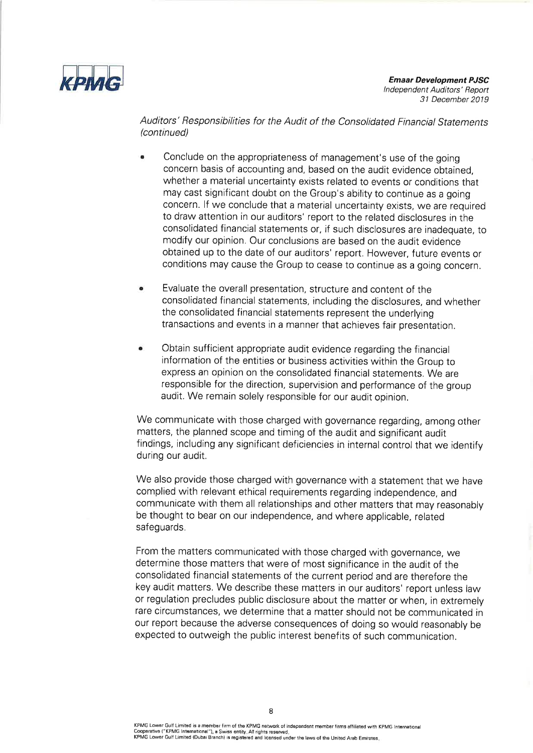*Auditors' Responsibilities for the Audit of the Consolidated Financial Statements (continued)*

- Conclude on the appropriateness of management's use of the going concern basis of accounting and, based on the audit evidence obtained, whether a material uncertainty exists related to events or conditions that may cast significant doubt on the Group's ability to continue as a going concern. If we conclude that a material uncertainty exists, we are required to draw attention in our auditors' report to the related disclosures in the consolidated financial statements or, if such disclosures are inadequate, to modify our opinion. Our conclusions are based on the audit evidence obtained up to the date of our auditors' report. However, future events or conditions may cause the Group to cease to continue as a going concern.

- Evaluate the overall presentation, structure and content of the consolidated financial statements, including the disclosures, and whether the consolidated financial statements represent the underlying transactions and events in a manner that achieves fair presentation.

- Obtain sufficient appropriate audit evidence regarding the financial information of the entities or business activities within the Group to express an opinion on the consolidated financial statements. We are responsible for the direction, supervision and performance of the group audit. We remain solely responsible for our audit opinion.

We communicate with those charged with governance regarding, among other matters, the planned scope and timing of the audit and significant audit findings, including any significant deficiencies in internal control that we identify during our audit.

We also provide those charged with governance with a statement that we have complied with relevant ethical requirements regarding independence, and communicate with them all relationships and other matters that may reasonably be thought to bear on our independence, and where applicable, related safeguards.

From the matters communicated with those charged with governance, we determine those matters that were of most significance in the audit of the consolidated financial statements of the current period and are therefore the key audit matters. We describe these matters in our auditors' report unless law or regulation precludes public disclosure about the matter or when, in extremely rare circumstances, we determine that a matter should not be communicated in our report because the adverse consequences of doing so would reasonably be expected to outweigh the public interest benefits of such communication.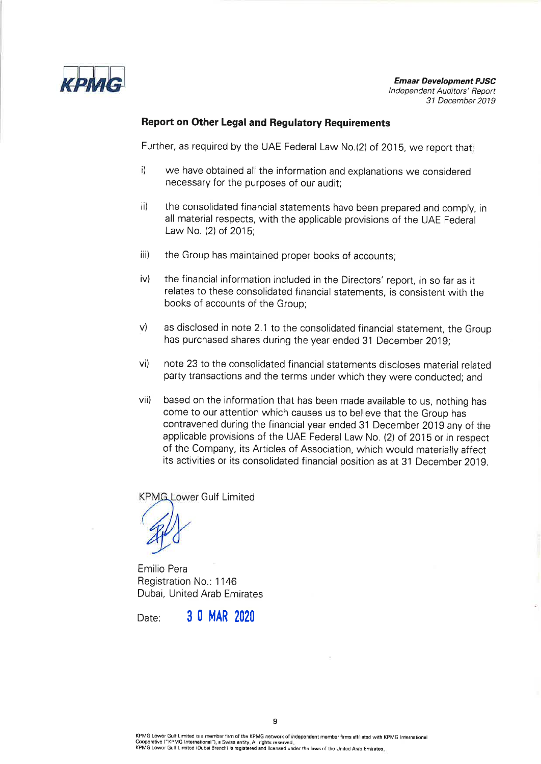## Report on Other Legal and Regulatory Requirements

Further, as required by the UAE Federal Law No.(2) of 2015, we report that:

i) we have obtained all the information and explanations we considered necessary for the purposes of our audit;

ii) the consolidated financial statements have been prepared and comply, in all material respects, with the applicable provisions of the UAE Federal Law No. (2) of 2015;

iii) the Group has maintained proper books of accounts;

iv) the financial information included in the Directors' report, in so far as it relates to these consolidated financial statements, is consistent with the books of accounts of the Group;

v) as disclosed in note 2.1 to the consolidated financial statement, the Group has purchased shares during the year ended 31 December 2019;

vi) note 23 to the consolidated financial statements discloses material related party transactions and the terms under which they were conducted; and

vii) based on the information that has been made available to us, nothing has come to our attention which causes us to believe that the Group has contravened during the financial year ended 31 December 2019 any of the applicable provisions of the UAE Federal Law No. (2) of 2015 or in respect of the Company, its Articles of Association, which would materially affect its activities or its consolidated financial position as at 31 December 2019.

KPMG Lower Gulf Limited

Emilio Pera
Registration No.: 1146
Dubai, United Arab Emirates

Date: 30 MAR 2020

KPMG Lower Gulf Limited is a member firm of the KPMG network of independent member firms affiliated with KPMG International Cooperative ("KPMG International"), a Swiss entity. All rights reserved.
KPMG Lower Gulf Limited (Dubai Branch) is registered and licensed under the laws of the United Arab Emirates.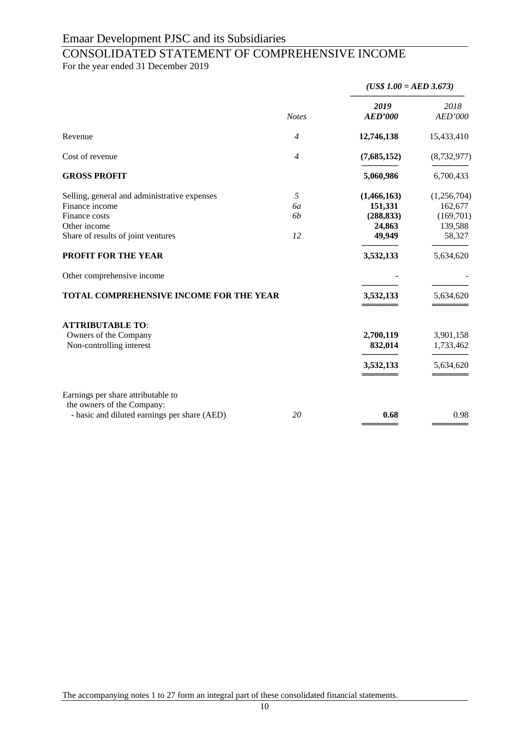# Emaar Development PJSC and its Subsidiaries

## CONSOLIDATED STATEMENT OF COMPREHENSIVE INCOME

For the year ended 31 December 2019

| | | *(US$ 1.00 = AED 3.673)* | |
|---|---|---|---|
| | *Notes* | ***2019 AED'000*** | *2018 AED'000* |
| Revenue | *4* | **12,746,138** | 15,433,410 |
| Cost of revenue | *4* | **(7,685,152)** | (8,732,977) |
| **GROSS PROFIT** | | **5,060,986** | 6,700,433 |
| Selling, general and administrative expenses | *5* | **(1,466,163)** | (1,256,704) |
| Finance income | *6a* | **151,331** | 162,677 |
| Finance costs | *6b* | **(288,833)** | (169,701) |
| Other income | | **24,863** | 139,588 |
| Share of results of joint ventures | *12* | **49,949** | 58,327 |
| **PROFIT FOR THE YEAR** | | **3,532,133** | 5,634,620 |
| Other comprehensive income | | **-** | - |
| **TOTAL COMPREHENSIVE INCOME FOR THE YEAR** | | **3,532,133** | 5,634,620 |
| **ATTRIBUTABLE TO**: | | | |
| Owners of the Company | | **2,700,119** | 3,901,158 |
| Non-controlling interest | | **832,014** | 1,733,462 |
| | | **3,532,133** | 5,634,620 |
| Earnings per share attributable to the owners of the Company: | | | |
| - basic and diluted earnings per share (AED) | *20* | **0.68** | 0.98 |

The accompanying notes 1 to 27 form an integral part of these consolidated financial statements.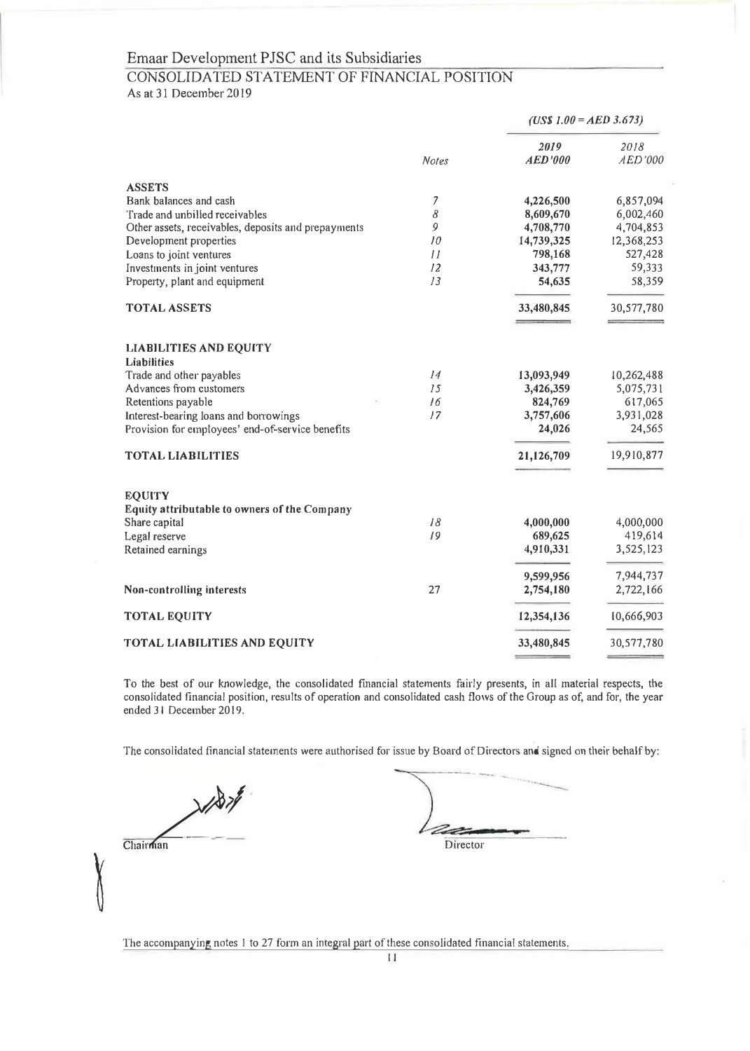# Emaar Development PJSC and its Subsidiaries

## CONSOLIDATED STATEMENT OF FINANCIAL POSITION

As at 31 December 2019

| | Notes | 2019 AED'000 | 2018 AED'000 |
|---|---|---|---|
| | | *(US$ 1.00 = AED 3.673)* | |
| **ASSETS** | | | |
| Bank balances and cash | 7 | **4,226,500** | 6,857,094 |
| Trade and unbilled receivables | 8 | **8,609,670** | 6,002,460 |
| Other assets, receivables, deposits and prepayments | 9 | **4,708,770** | 4,704,853 |
| Development properties | 10 | **14,739,325** | 12,368,253 |
| Loans to joint ventures | 11 | **798,168** | 527,428 |
| Investments in joint ventures | 12 | **343,777** | 59,333 |
| Property, plant and equipment | 13 | **54,635** | 58,359 |
| **TOTAL ASSETS** | | **33,480,845** | 30,577,780 |
| **LIABILITIES AND EQUITY** | | | |
| **Liabilities** | | | |
| Trade and other payables | 14 | **13,093,949** | 10,262,488 |
| Advances from customers | 15 | **3,426,359** | 5,075,731 |
| Retentions payable | 16 | **824,769** | 617,065 |
| Interest-bearing loans and borrowings | 17 | **3,757,606** | 3,931,028 |
| Provision for employees' end-of-service benefits | | **24,026** | 24,565 |
| **TOTAL LIABILITIES** | | **21,126,709** | 19,910,877 |
| **EQUITY** | | | |
| **Equity attributable to owners of the Company** | | | |
| Share capital | 18 | **4,000,000** | 4,000,000 |
| Legal reserve | 19 | **689,625** | 419,614 |
| Retained earnings | | **4,910,331** | 3,525,123 |
| | | **9,599,956** | 7,944,737 |
| **Non-controlling interests** | 27 | **2,754,180** | 2,722,166 |
| **TOTAL EQUITY** | | **12,354,136** | 10,666,903 |
| **TOTAL LIABILITIES AND EQUITY** | | **33,480,845** | 30,577,780 |

To the best of our knowledge, the consolidated financial statements fairly presents, in all material respects, the consolidated financial position, results of operation and consolidated cash flows of the Group as of, and for, the year ended 31 December 2019.

The consolidated financial statements were authorised for issue by Board of Directors and signed on their behalf by:

Chairman

Director

The accompanying notes 1 to 27 form an integral part of these consolidated financial statements.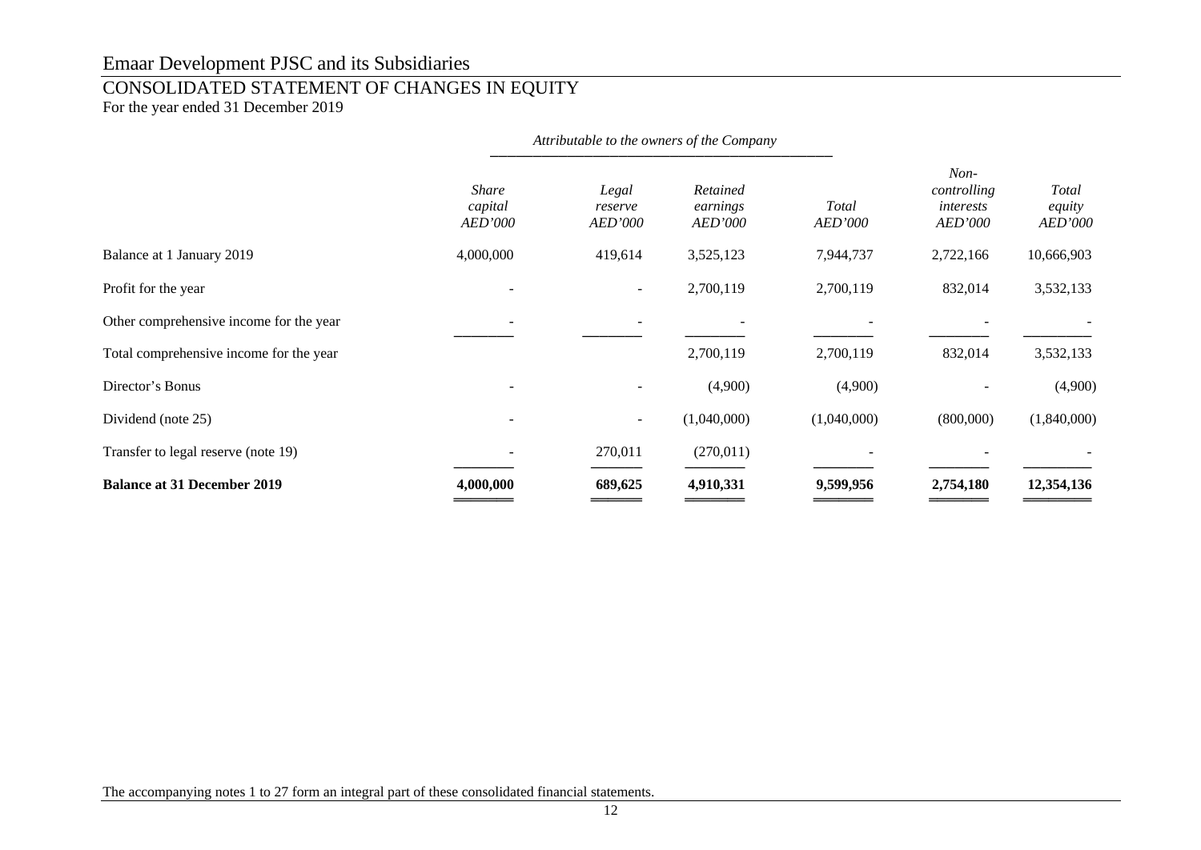# Emaar Development PJSC and its Subsidiaries

## CONSOLIDATED STATEMENT OF CHANGES IN EQUITY

For the year ended 31 December 2019

| | *Attributable to the owners of the Company* | | | | | |
|---|---|---|---|---|---|---|
| | *Share capital AED'000* | *Legal reserve AED'000* | *Retained earnings AED'000* | *Total AED'000* | *Non-controlling interests AED'000* | *Total equity AED'000* |
| Balance at 1 January 2019 | 4,000,000 | 419,614 | 3,525,123 | 7,944,737 | 2,722,166 | 10,666,903 |
| Profit for the year | - | - | 2,700,119 | 2,700,119 | 832,014 | 3,532,133 |
| Other comprehensive income for the year | - | - | - | - | - | - |
| Total comprehensive income for the year | | | 2,700,119 | 2,700,119 | 832,014 | 3,532,133 |
| Director's Bonus | - | - | (4,900) | (4,900) | - | (4,900) |
| Dividend (note 25) | - | - | (1,040,000) | (1,040,000) | (800,000) | (1,840,000) |
| Transfer to legal reserve (note 19) | - | 270,011 | (270,011) | - | - | - |
| **Balance at 31 December 2019** | **4,000,000** | **689,625** | **4,910,331** | **9,599,956** | **2,754,180** | **12,354,136** |

The accompanying notes 1 to 27 form an integral part of these consolidated financial statements.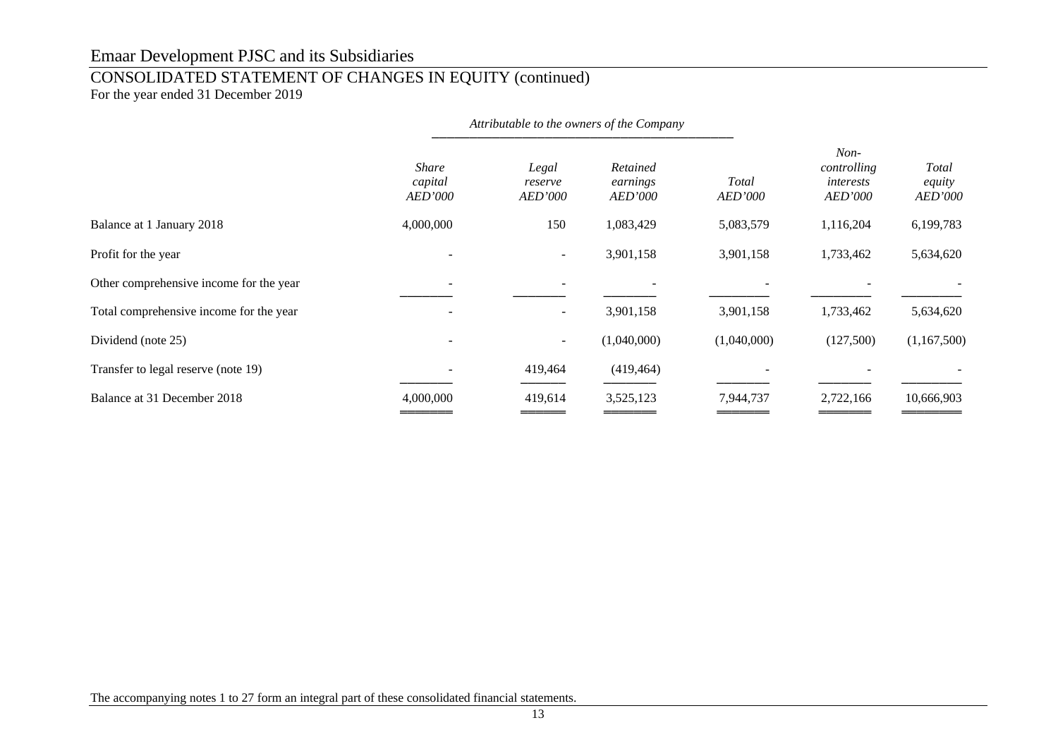# Emaar Development PJSC and its Subsidiaries

## CONSOLIDATED STATEMENT OF CHANGES IN EQUITY (continued)

For the year ended 31 December 2019

| | *Attributable to the owners of the Company* | | | | | |
|---|---|---|---|---|---|---|
| | *Share capital AED'000* | *Legal reserve AED'000* | *Retained earnings AED'000* | *Total AED'000* | *Non-controlling interests AED'000* | *Total equity AED'000* |
| Balance at 1 January 2018 | 4,000,000 | 150 | 1,083,429 | 5,083,579 | 1,116,204 | 6,199,783 |
| Profit for the year | - | - | 3,901,158 | 3,901,158 | 1,733,462 | 5,634,620 |
| Other comprehensive income for the year | - | - | - | - | - | - |
| Total comprehensive income for the year | - | - | 3,901,158 | 3,901,158 | 1,733,462 | 5,634,620 |
| Dividend (note 25) | - | - | (1,040,000) | (1,040,000) | (127,500) | (1,167,500) |
| Transfer to legal reserve (note 19) | - | 419,464 | (419,464) | - | - | - |
| Balance at 31 December 2018 | 4,000,000 | 419,614 | 3,525,123 | 7,944,737 | 2,722,166 | 10,666,903 |

The accompanying notes 1 to 27 form an integral part of these consolidated financial statements.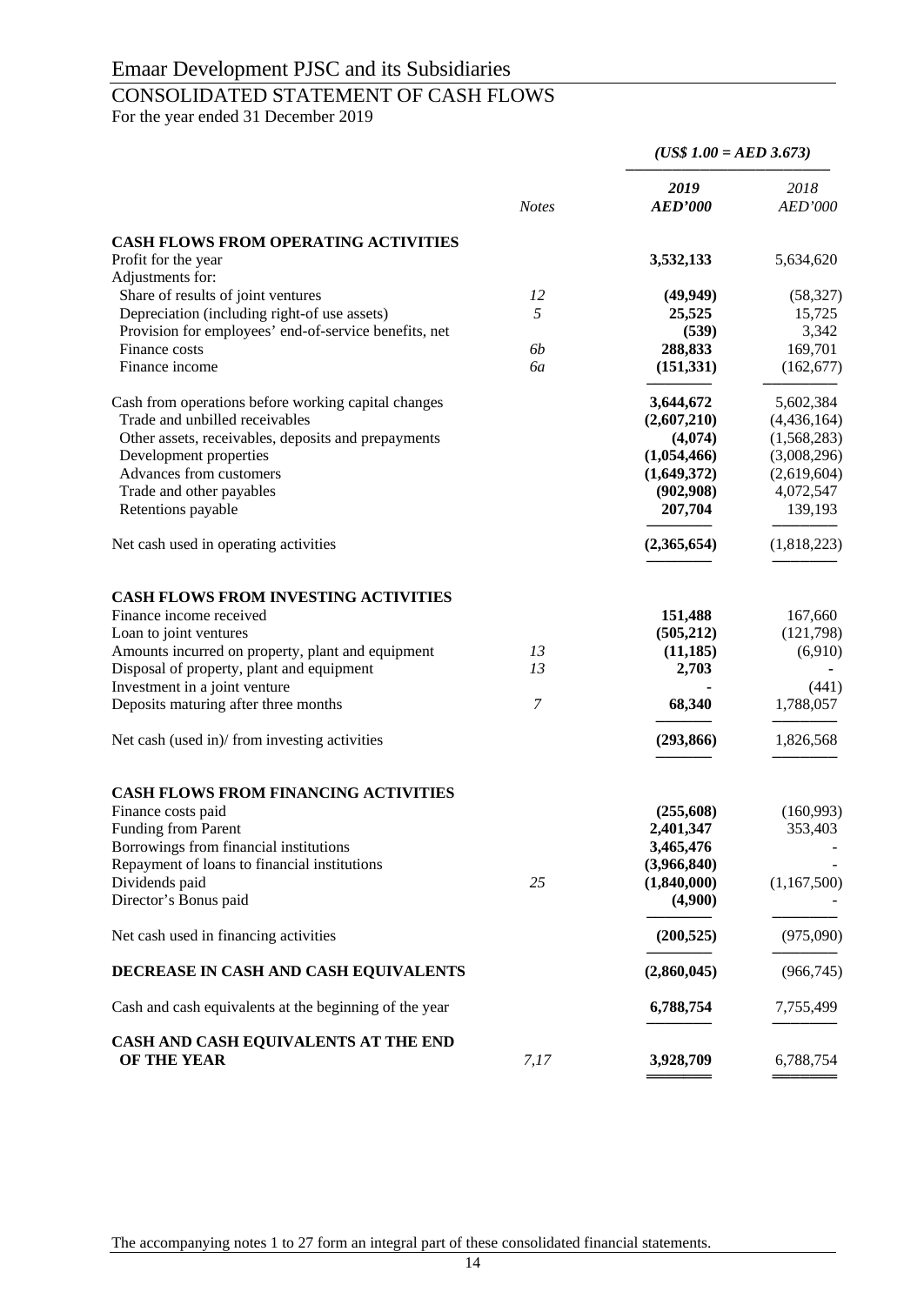# Emaar Development PJSC and its Subsidiaries

## CONSOLIDATED STATEMENT OF CASH FLOWS

For the year ended 31 December 2019

| | Notes | 2019 AED'000 | 2018 AED'000 |
|---|---|---|---|
| | | *(US$ 1.00 = AED 3.673)* | |
| **CASH FLOWS FROM OPERATING ACTIVITIES** | | | |
| Profit for the year | | **3,532,133** | 5,634,620 |
| Adjustments for: | | | |
| Share of results of joint ventures | 12 | **(49,949)** | (58,327) |
| Depreciation (including right-of use assets) | 5 | **25,525** | 15,725 |
| Provision for employees' end-of-service benefits, net | | **(539)** | 3,342 |
| Finance costs | 6b | **288,833** | 169,701 |
| Finance income | 6a | **(151,331)** | (162,677) |
| Cash from operations before working capital changes | | **3,644,672** | 5,602,384 |
| Trade and unbilled receivables | | **(2,607,210)** | (4,436,164) |
| Other assets, receivables, deposits and prepayments | | **(4,074)** | (1,568,283) |
| Development properties | | **(1,054,466)** | (3,008,296) |
| Advances from customers | | **(1,649,372)** | (2,619,604) |
| Trade and other payables | | **(902,908)** | 4,072,547 |
| Retentions payable | | **207,704** | 139,193 |
| Net cash used in operating activities | | **(2,365,654)** | (1,818,223) |
| **CASH FLOWS FROM INVESTING ACTIVITIES** | | | |
| Finance income received | | **151,488** | 167,660 |
| Loan to joint ventures | | **(505,212)** | (121,798) |
| Amounts incurred on property, plant and equipment | 13 | **(11,185)** | (6,910) |
| Disposal of property, plant and equipment | 13 | **2,703** | - |
| Investment in a joint venture | | **-** | (441) |
| Deposits maturing after three months | 7 | **68,340** | 1,788,057 |
| Net cash (used in)/ from investing activities | | **(293,866)** | 1,826,568 |
| **CASH FLOWS FROM FINANCING ACTIVITIES** | | | |
| Finance costs paid | | **(255,608)** | (160,993) |
| Funding from Parent | | **2,401,347** | 353,403 |
| Borrowings from financial institutions | | **3,465,476** | - |
| Repayment of loans to financial institutions | | **(3,966,840)** | - |
| Dividends paid | 25 | **(1,840,000)** | (1,167,500) |
| Director's Bonus paid | | **(4,900)** | - |
| Net cash used in financing activities | | **(200,525)** | (975,090) |
| **DECREASE IN CASH AND CASH EQUIVALENTS** | | **(2,860,045)** | (966,745) |
| Cash and cash equivalents at the beginning of the year | | **6,788,754** | 7,755,499 |
| **CASH AND CASH EQUIVALENTS AT THE END OF THE YEAR** | 7,17 | **3,928,709** | 6,788,754 |

The accompanying notes 1 to 27 form an integral part of these consolidated financial statements.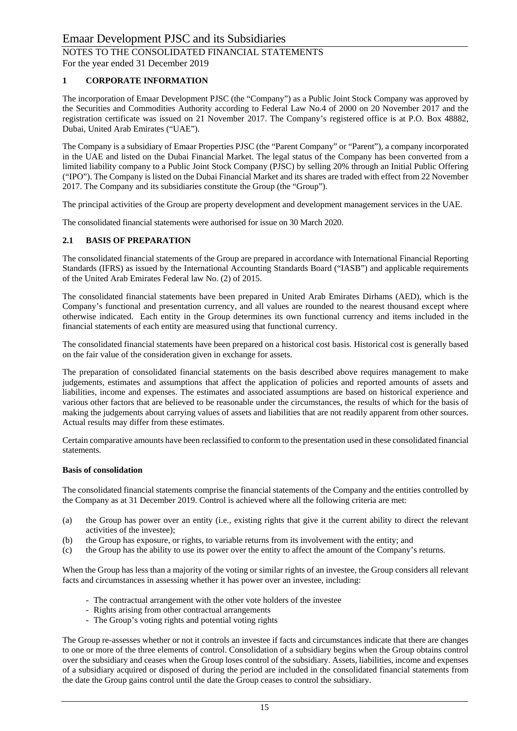## 1 CORPORATE INFORMATION

The incorporation of Emaar Development PJSC (the "Company") as a Public Joint Stock Company was approved by the Securities and Commodities Authority according to Federal Law No.4 of 2000 on 20 November 2017 and the registration certificate was issued on 21 November 2017. The Company's registered office is at P.O. Box 48882, Dubai, United Arab Emirates ("UAE").

The Company is a subsidiary of Emaar Properties PJSC (the "Parent Company" or "Parent"), a company incorporated in the UAE and listed on the Dubai Financial Market. The legal status of the Company has been converted from a limited liability company to a Public Joint Stock Company (PJSC) by selling 20% through an Initial Public Offering ("IPO"). The Company is listed on the Dubai Financial Market and its shares are traded with effect from 22 November 2017. The Company and its subsidiaries constitute the Group (the "Group").

The principal activities of the Group are property development and development management services in the UAE.

The consolidated financial statements were authorised for issue on 30 March 2020.

## 2.1 BASIS OF PREPARATION

The consolidated financial statements of the Group are prepared in accordance with International Financial Reporting Standards (IFRS) as issued by the International Accounting Standards Board ("IASB") and applicable requirements of the United Arab Emirates Federal law No. (2) of 2015.

The consolidated financial statements have been prepared in United Arab Emirates Dirhams (AED), which is the Company's functional and presentation currency, and all values are rounded to the nearest thousand except where otherwise indicated. Each entity in the Group determines its own functional currency and items included in the financial statements of each entity are measured using that functional currency.

The consolidated financial statements have been prepared on a historical cost basis. Historical cost is generally based on the fair value of the consideration given in exchange for assets.

The preparation of consolidated financial statements on the basis described above requires management to make judgements, estimates and assumptions that affect the application of policies and reported amounts of assets and liabilities, income and expenses. The estimates and associated assumptions are based on historical experience and various other factors that are believed to be reasonable under the circumstances, the results of which for the basis of making the judgements about carrying values of assets and liabilities that are not readily apparent from other sources. Actual results may differ from these estimates.

Certain comparative amounts have been reclassified to conform to the presentation used in these consolidated financial statements.

**Basis of consolidation**

The consolidated financial statements comprise the financial statements of the Company and the entities controlled by the Company as at 31 December 2019. Control is achieved where all the following criteria are met:

(a) the Group has power over an entity (i.e., existing rights that give it the current ability to direct the relevant activities of the investee);
(b) the Group has exposure, or rights, to variable returns from its involvement with the entity; and
(c) the Group has the ability to use its power over the entity to affect the amount of the Company's returns.

When the Group has less than a majority of the voting or similar rights of an investee, the Group considers all relevant facts and circumstances in assessing whether it has power over an investee, including:

- The contractual arrangement with the other vote holders of the investee
- Rights arising from other contractual arrangements
- The Group's voting rights and potential voting rights

The Group re-assesses whether or not it controls an investee if facts and circumstances indicate that there are changes to one or more of the three elements of control. Consolidation of a subsidiary begins when the Group obtains control over the subsidiary and ceases when the Group loses control of the subsidiary. Assets, liabilities, income and expenses of a subsidiary acquired or disposed of during the period are included in the consolidated financial statements from the date the Group gains control until the date the Group ceases to control the subsidiary.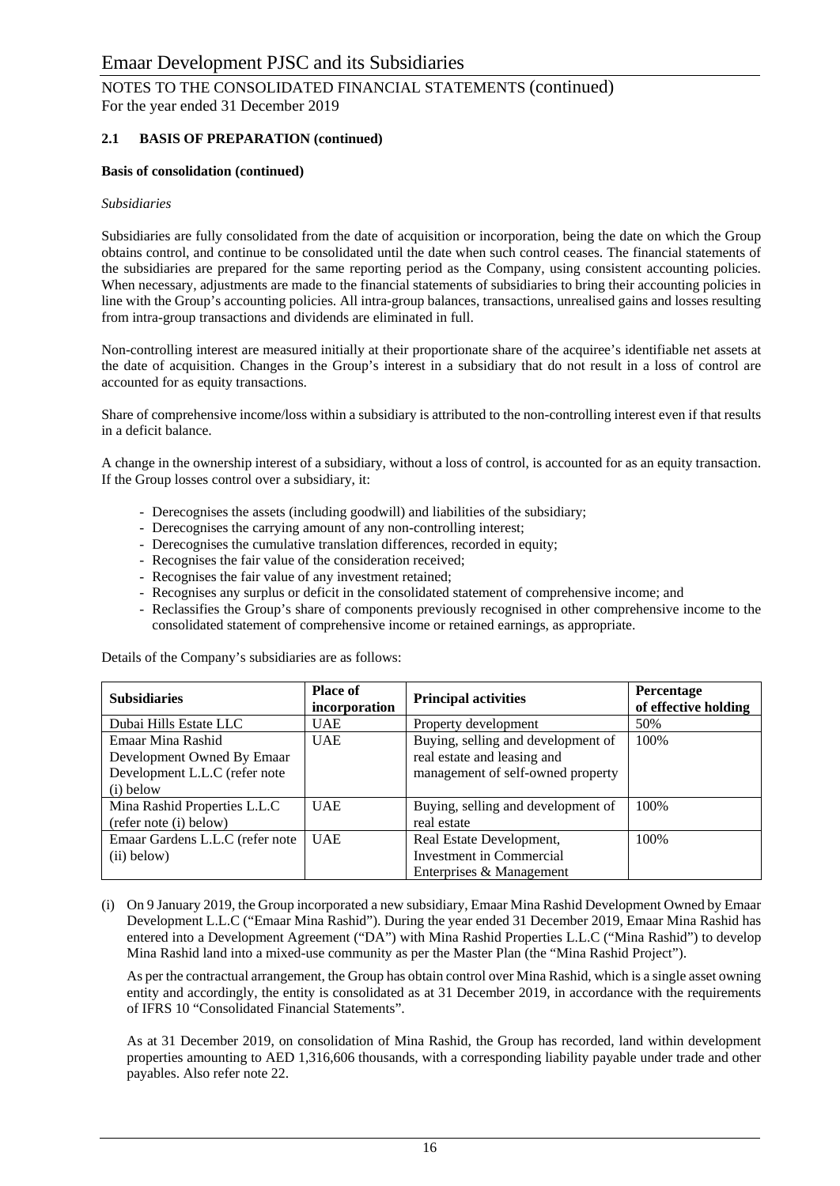## 2.1 BASIS OF PREPARATION (continued)

**Basis of consolidation (continued)**

*Subsidiaries*

Subsidiaries are fully consolidated from the date of acquisition or incorporation, being the date on which the Group obtains control, and continue to be consolidated until the date when such control ceases. The financial statements of the subsidiaries are prepared for the same reporting period as the Company, using consistent accounting policies. When necessary, adjustments are made to the financial statements of subsidiaries to bring their accounting policies in line with the Group's accounting policies. All intra-group balances, transactions, unrealised gains and losses resulting from intra-group transactions and dividends are eliminated in full.

Non-controlling interest are measured initially at their proportionate share of the acquiree's identifiable net assets at the date of acquisition. Changes in the Group's interest in a subsidiary that do not result in a loss of control are accounted for as equity transactions.

Share of comprehensive income/loss within a subsidiary is attributed to the non-controlling interest even if that results in a deficit balance.

A change in the ownership interest of a subsidiary, without a loss of control, is accounted for as an equity transaction. If the Group losses control over a subsidiary, it:

- Derecognises the assets (including goodwill) and liabilities of the subsidiary;
- Derecognises the carrying amount of any non-controlling interest;
- Derecognises the cumulative translation differences, recorded in equity;
- Recognises the fair value of the consideration received;
- Recognises the fair value of any investment retained;
- Recognises any surplus or deficit in the consolidated statement of comprehensive income; and
- Reclassifies the Group's share of components previously recognised in other comprehensive income to the consolidated statement of comprehensive income or retained earnings, as appropriate.

Details of the Company's subsidiaries are as follows:

| Subsidiaries | Place of incorporation | Principal activities | Percentage of effective holding |
|---|---|---|---|
| Dubai Hills Estate LLC | UAE | Property development | 50% |
| Emaar Mina Rashid Development Owned By Emaar Development L.L.C (refer note (i) below | UAE | Buying, selling and development of real estate and leasing and management of self-owned property | 100% |
| Mina Rashid Properties L.L.C (refer note (i) below) | UAE | Buying, selling and development of real estate | 100% |
| Emaar Gardens L.L.C (refer note (ii) below) | UAE | Real Estate Development, Investment in Commercial Enterprises & Management | 100% |

(i) On 9 January 2019, the Group incorporated a new subsidiary, Emaar Mina Rashid Development Owned by Emaar Development L.L.C ("Emaar Mina Rashid"). During the year ended 31 December 2019, Emaar Mina Rashid has entered into a Development Agreement ("DA") with Mina Rashid Properties L.L.C ("Mina Rashid") to develop Mina Rashid land into a mixed-use community as per the Master Plan (the "Mina Rashid Project").

As per the contractual arrangement, the Group has obtain control over Mina Rashid, which is a single asset owning entity and accordingly, the entity is consolidated as at 31 December 2019, in accordance with the requirements of IFRS 10 "Consolidated Financial Statements".

As at 31 December 2019, on consolidation of Mina Rashid, the Group has recorded, land within development properties amounting to AED 1,316,606 thousands, with a corresponding liability payable under trade and other payables. Also refer note 22.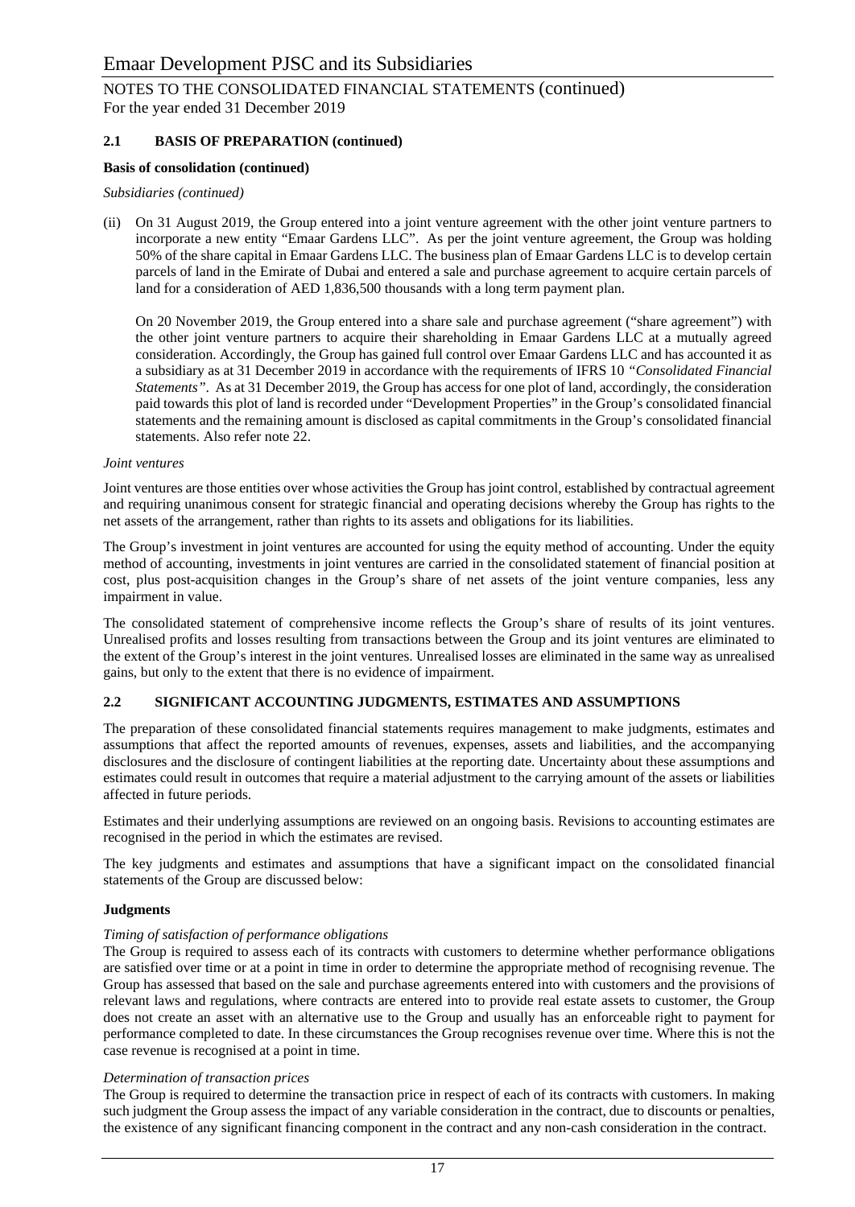## 2.1 BASIS OF PREPARATION (continued)

**Basis of consolidation (continued)**

*Subsidiaries (continued)*

(ii) On 31 August 2019, the Group entered into a joint venture agreement with the other joint venture partners to incorporate a new entity "Emaar Gardens LLC". As per the joint venture agreement, the Group was holding 50% of the share capital in Emaar Gardens LLC. The business plan of Emaar Gardens LLC is to develop certain parcels of land in the Emirate of Dubai and entered a sale and purchase agreement to acquire certain parcels of land for a consideration of AED 1,836,500 thousands with a long term payment plan.

On 20 November 2019, the Group entered into a share sale and purchase agreement ("share agreement") with the other joint venture partners to acquire their shareholding in Emaar Gardens LLC at a mutually agreed consideration. Accordingly, the Group has gained full control over Emaar Gardens LLC and has accounted it as a subsidiary as at 31 December 2019 in accordance with the requirements of IFRS 10 *"Consolidated Financial Statements"*. As at 31 December 2019, the Group has access for one plot of land, accordingly, the consideration paid towards this plot of land is recorded under "Development Properties" in the Group's consolidated financial statements and the remaining amount is disclosed as capital commitments in the Group's consolidated financial statements. Also refer note 22.

*Joint ventures*

Joint ventures are those entities over whose activities the Group has joint control, established by contractual agreement and requiring unanimous consent for strategic financial and operating decisions whereby the Group has rights to the net assets of the arrangement, rather than rights to its assets and obligations for its liabilities.

The Group's investment in joint ventures are accounted for using the equity method of accounting. Under the equity method of accounting, investments in joint ventures are carried in the consolidated statement of financial position at cost, plus post-acquisition changes in the Group's share of net assets of the joint venture companies, less any impairment in value.

The consolidated statement of comprehensive income reflects the Group's share of results of its joint ventures. Unrealised profits and losses resulting from transactions between the Group and its joint ventures are eliminated to the extent of the Group's interest in the joint ventures. Unrealised losses are eliminated in the same way as unrealised gains, but only to the extent that there is no evidence of impairment.

## 2.2 SIGNIFICANT ACCOUNTING JUDGMENTS, ESTIMATES AND ASSUMPTIONS

The preparation of these consolidated financial statements requires management to make judgments, estimates and assumptions that affect the reported amounts of revenues, expenses, assets and liabilities, and the accompanying disclosures and the disclosure of contingent liabilities at the reporting date. Uncertainty about these assumptions and estimates could result in outcomes that require a material adjustment to the carrying amount of the assets or liabilities affected in future periods.

Estimates and their underlying assumptions are reviewed on an ongoing basis. Revisions to accounting estimates are recognised in the period in which the estimates are revised.

The key judgments and estimates and assumptions that have a significant impact on the consolidated financial statements of the Group are discussed below:

### Judgments

*Timing of satisfaction of performance obligations*

The Group is required to assess each of its contracts with customers to determine whether performance obligations are satisfied over time or at a point in time in order to determine the appropriate method of recognising revenue. The Group has assessed that based on the sale and purchase agreements entered into with customers and the provisions of relevant laws and regulations, where contracts are entered into to provide real estate assets to customer, the Group does not create an asset with an alternative use to the Group and usually has an enforceable right to payment for performance completed to date. In these circumstances the Group recognises revenue over time. Where this is not the case revenue is recognised at a point in time.

*Determination of transaction prices*

The Group is required to determine the transaction price in respect of each of its contracts with customers. In making such judgment the Group assess the impact of any variable consideration in the contract, due to discounts or penalties, the existence of any significant financing component in the contract and any non-cash consideration in the contract.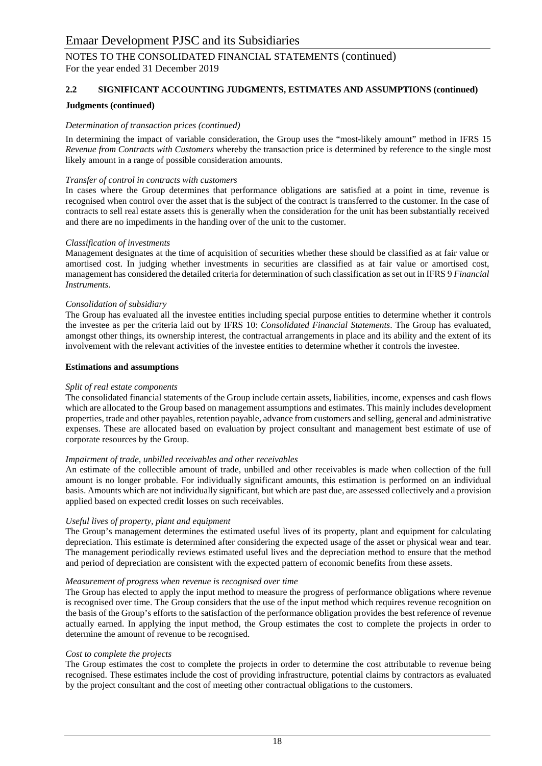## 2.2 SIGNIFICANT ACCOUNTING JUDGMENTS, ESTIMATES AND ASSUMPTIONS (continued)

### Judgments (continued)

*Determination of transaction prices (continued)*

In determining the impact of variable consideration, the Group uses the "most-likely amount" method in IFRS 15 *Revenue from Contracts with Customers* whereby the transaction price is determined by reference to the single most likely amount in a range of possible consideration amounts.

*Transfer of control in contracts with customers*

In cases where the Group determines that performance obligations are satisfied at a point in time, revenue is recognised when control over the asset that is the subject of the contract is transferred to the customer. In the case of contracts to sell real estate assets this is generally when the consideration for the unit has been substantially received and there are no impediments in the handing over of the unit to the customer.

*Classification of investments*

Management designates at the time of acquisition of securities whether these should be classified as at fair value or amortised cost. In judging whether investments in securities are classified as at fair value or amortised cost, management has considered the detailed criteria for determination of such classification as set out in IFRS 9 *Financial Instruments*.

*Consolidation of subsidiary*

The Group has evaluated all the investee entities including special purpose entities to determine whether it controls the investee as per the criteria laid out by IFRS 10: *Consolidated Financial Statements*. The Group has evaluated, amongst other things, its ownership interest, the contractual arrangements in place and its ability and the extent of its involvement with the relevant activities of the investee entities to determine whether it controls the investee.

### Estimations and assumptions

*Split of real estate components*

The consolidated financial statements of the Group include certain assets, liabilities, income, expenses and cash flows which are allocated to the Group based on management assumptions and estimates. This mainly includes development properties, trade and other payables, retention payable, advance from customers and selling, general and administrative expenses. These are allocated based on evaluation by project consultant and management best estimate of use of corporate resources by the Group.

*Impairment of trade, unbilled receivables and other receivables*

An estimate of the collectible amount of trade, unbilled and other receivables is made when collection of the full amount is no longer probable. For individually significant amounts, this estimation is performed on an individual basis. Amounts which are not individually significant, but which are past due, are assessed collectively and a provision applied based on expected credit losses on such receivables.

*Useful lives of property, plant and equipment*

The Group's management determines the estimated useful lives of its property, plant and equipment for calculating depreciation. This estimate is determined after considering the expected usage of the asset or physical wear and tear. The management periodically reviews estimated useful lives and the depreciation method to ensure that the method and period of depreciation are consistent with the expected pattern of economic benefits from these assets.

*Measurement of progress when revenue is recognised over time*

The Group has elected to apply the input method to measure the progress of performance obligations where revenue is recognised over time. The Group considers that the use of the input method which requires revenue recognition on the basis of the Group's efforts to the satisfaction of the performance obligation provides the best reference of revenue actually earned. In applying the input method, the Group estimates the cost to complete the projects in order to determine the amount of revenue to be recognised.

*Cost to complete the projects*

The Group estimates the cost to complete the projects in order to determine the cost attributable to revenue being recognised. These estimates include the cost of providing infrastructure, potential claims by contractors as evaluated by the project consultant and the cost of meeting other contractual obligations to the customers.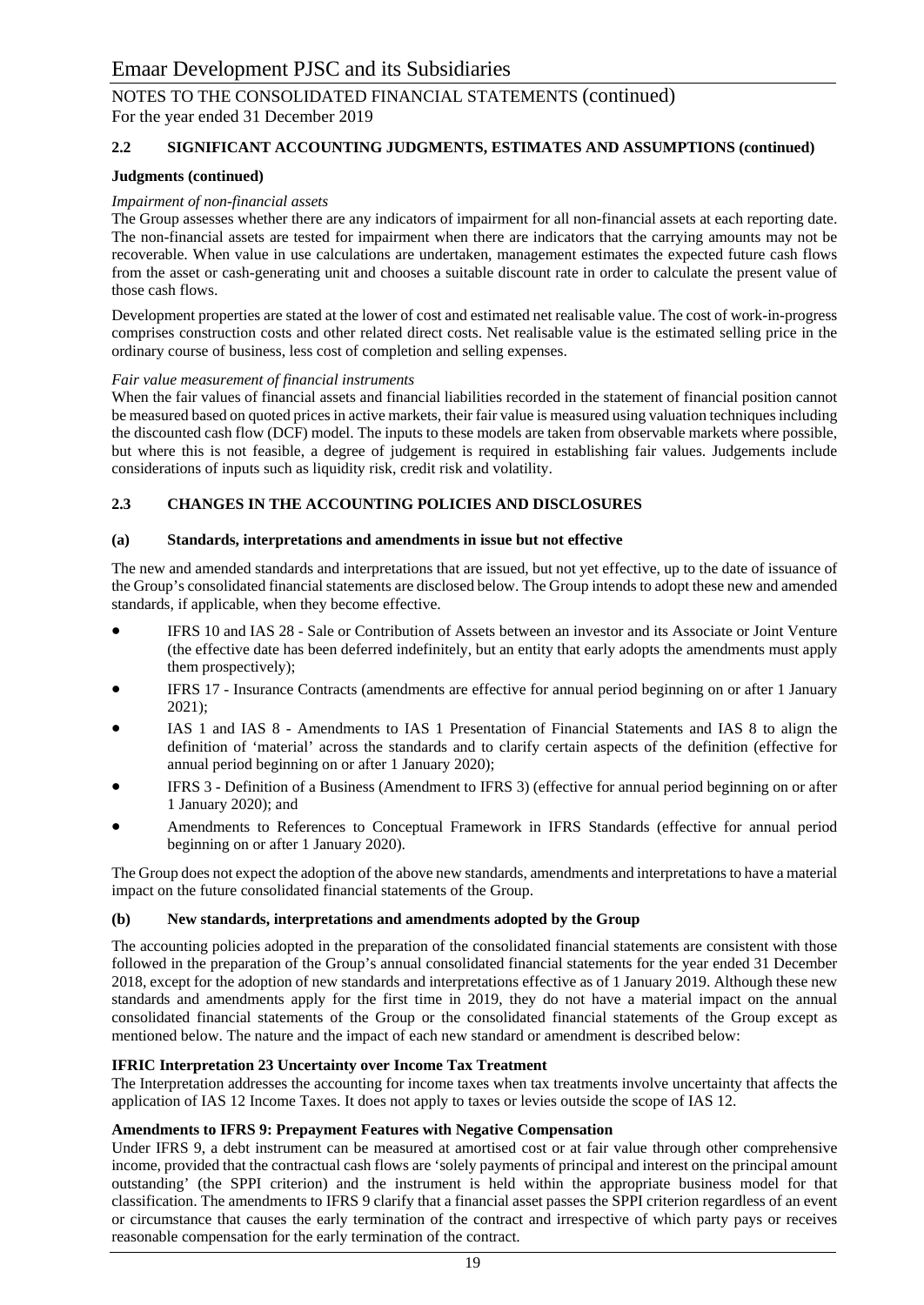## 2.2 SIGNIFICANT ACCOUNTING JUDGMENTS, ESTIMATES AND ASSUMPTIONS (continued)

**Judgments (continued)**

*Impairment of non-financial assets*

The Group assesses whether there are any indicators of impairment for all non-financial assets at each reporting date. The non-financial assets are tested for impairment when there are indicators that the carrying amounts may not be recoverable. When value in use calculations are undertaken, management estimates the expected future cash flows from the asset or cash-generating unit and chooses a suitable discount rate in order to calculate the present value of those cash flows.

Development properties are stated at the lower of cost and estimated net realisable value. The cost of work-in-progress comprises construction costs and other related direct costs. Net realisable value is the estimated selling price in the ordinary course of business, less cost of completion and selling expenses.

*Fair value measurement of financial instruments*

When the fair values of financial assets and financial liabilities recorded in the statement of financial position cannot be measured based on quoted prices in active markets, their fair value is measured using valuation techniques including the discounted cash flow (DCF) model. The inputs to these models are taken from observable markets where possible, but where this is not feasible, a degree of judgement is required in establishing fair values. Judgements include considerations of inputs such as liquidity risk, credit risk and volatility.

## 2.3 CHANGES IN THE ACCOUNTING POLICIES AND DISCLOSURES

### (a) Standards, interpretations and amendments in issue but not effective

The new and amended standards and interpretations that are issued, but not yet effective, up to the date of issuance of the Group's consolidated financial statements are disclosed below. The Group intends to adopt these new and amended standards, if applicable, when they become effective.

- IFRS 10 and IAS 28 - Sale or Contribution of Assets between an investor and its Associate or Joint Venture (the effective date has been deferred indefinitely, but an entity that early adopts the amendments must apply them prospectively);
- IFRS 17 - Insurance Contracts (amendments are effective for annual period beginning on or after 1 January 2021);
- IAS 1 and IAS 8 - Amendments to IAS 1 Presentation of Financial Statements and IAS 8 to align the definition of 'material' across the standards and to clarify certain aspects of the definition (effective for annual period beginning on or after 1 January 2020);
- IFRS 3 - Definition of a Business (Amendment to IFRS 3) (effective for annual period beginning on or after 1 January 2020); and
- Amendments to References to Conceptual Framework in IFRS Standards (effective for annual period beginning on or after 1 January 2020).

The Group does not expect the adoption of the above new standards, amendments and interpretations to have a material impact on the future consolidated financial statements of the Group.

### (b) New standards, interpretations and amendments adopted by the Group

The accounting policies adopted in the preparation of the consolidated financial statements are consistent with those followed in the preparation of the Group's annual consolidated financial statements for the year ended 31 December 2018, except for the adoption of new standards and interpretations effective as of 1 January 2019. Although these new standards and amendments apply for the first time in 2019, they do not have a material impact on the annual consolidated financial statements of the Group or the consolidated financial statements of the Group except as mentioned below. The nature and the impact of each new standard or amendment is described below:

**IFRIC Interpretation 23 Uncertainty over Income Tax Treatment**

The Interpretation addresses the accounting for income taxes when tax treatments involve uncertainty that affects the application of IAS 12 Income Taxes. It does not apply to taxes or levies outside the scope of IAS 12.

**Amendments to IFRS 9: Prepayment Features with Negative Compensation**

Under IFRS 9, a debt instrument can be measured at amortised cost or at fair value through other comprehensive income, provided that the contractual cash flows are 'solely payments of principal and interest on the principal amount outstanding' (the SPPI criterion) and the instrument is held within the appropriate business model for that classification. The amendments to IFRS 9 clarify that a financial asset passes the SPPI criterion regardless of an event or circumstance that causes the early termination of the contract and irrespective of which party pays or receives reasonable compensation for the early termination of the contract.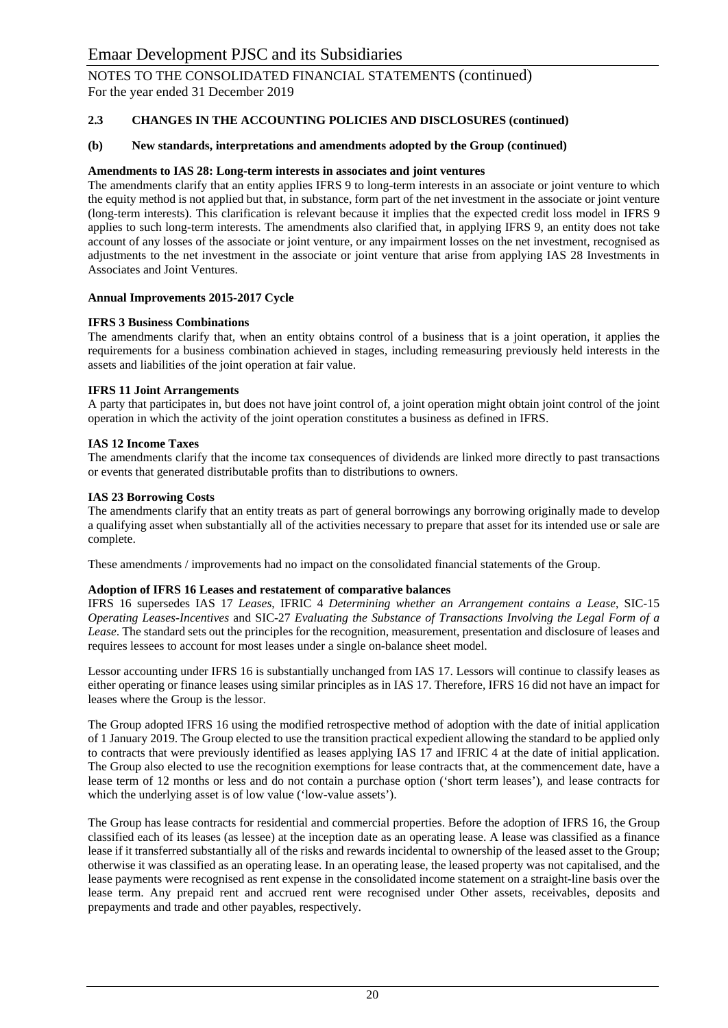### 2.3 CHANGES IN THE ACCOUNTING POLICIES AND DISCLOSURES (continued)

#### (b) New standards, interpretations and amendments adopted by the Group (continued)

**Amendments to IAS 28: Long-term interests in associates and joint ventures**

The amendments clarify that an entity applies IFRS 9 to long-term interests in an associate or joint venture to which the equity method is not applied but that, in substance, form part of the net investment in the associate or joint venture (long-term interests). This clarification is relevant because it implies that the expected credit loss model in IFRS 9 applies to such long-term interests. The amendments also clarified that, in applying IFRS 9, an entity does not take account of any losses of the associate or joint venture, or any impairment losses on the net investment, recognised as adjustments to the net investment in the associate or joint venture that arise from applying IAS 28 Investments in Associates and Joint Ventures.

**Annual Improvements 2015-2017 Cycle**

**IFRS 3 Business Combinations**

The amendments clarify that, when an entity obtains control of a business that is a joint operation, it applies the requirements for a business combination achieved in stages, including remeasuring previously held interests in the assets and liabilities of the joint operation at fair value.

**IFRS 11 Joint Arrangements**

A party that participates in, but does not have joint control of, a joint operation might obtain joint control of the joint operation in which the activity of the joint operation constitutes a business as defined in IFRS.

**IAS 12 Income Taxes**

The amendments clarify that the income tax consequences of dividends are linked more directly to past transactions or events that generated distributable profits than to distributions to owners.

**IAS 23 Borrowing Costs**

The amendments clarify that an entity treats as part of general borrowings any borrowing originally made to develop a qualifying asset when substantially all of the activities necessary to prepare that asset for its intended use or sale are complete.

These amendments / improvements had no impact on the consolidated financial statements of the Group.

**Adoption of IFRS 16 Leases and restatement of comparative balances**

IFRS 16 supersedes IAS 17 *Leases*, IFRIC 4 *Determining whether an Arrangement contains a Lease*, SIC-15 *Operating Leases-Incentives* and SIC-27 *Evaluating the Substance of Transactions Involving the Legal Form of a Lease*. The standard sets out the principles for the recognition, measurement, presentation and disclosure of leases and requires lessees to account for most leases under a single on-balance sheet model.

Lessor accounting under IFRS 16 is substantially unchanged from IAS 17. Lessors will continue to classify leases as either operating or finance leases using similar principles as in IAS 17. Therefore, IFRS 16 did not have an impact for leases where the Group is the lessor.

The Group adopted IFRS 16 using the modified retrospective method of adoption with the date of initial application of 1 January 2019. The Group elected to use the transition practical expedient allowing the standard to be applied only to contracts that were previously identified as leases applying IAS 17 and IFRIC 4 at the date of initial application. The Group also elected to use the recognition exemptions for lease contracts that, at the commencement date, have a lease term of 12 months or less and do not contain a purchase option ('short term leases'), and lease contracts for which the underlying asset is of low value ('low-value assets').

The Group has lease contracts for residential and commercial properties. Before the adoption of IFRS 16, the Group classified each of its leases (as lessee) at the inception date as an operating lease. A lease was classified as a finance lease if it transferred substantially all of the risks and rewards incidental to ownership of the leased asset to the Group; otherwise it was classified as an operating lease. In an operating lease, the leased property was not capitalised, and the lease payments were recognised as rent expense in the consolidated income statement on a straight-line basis over the lease term. Any prepaid rent and accrued rent were recognised under Other assets, receivables, deposits and prepayments and trade and other payables, respectively.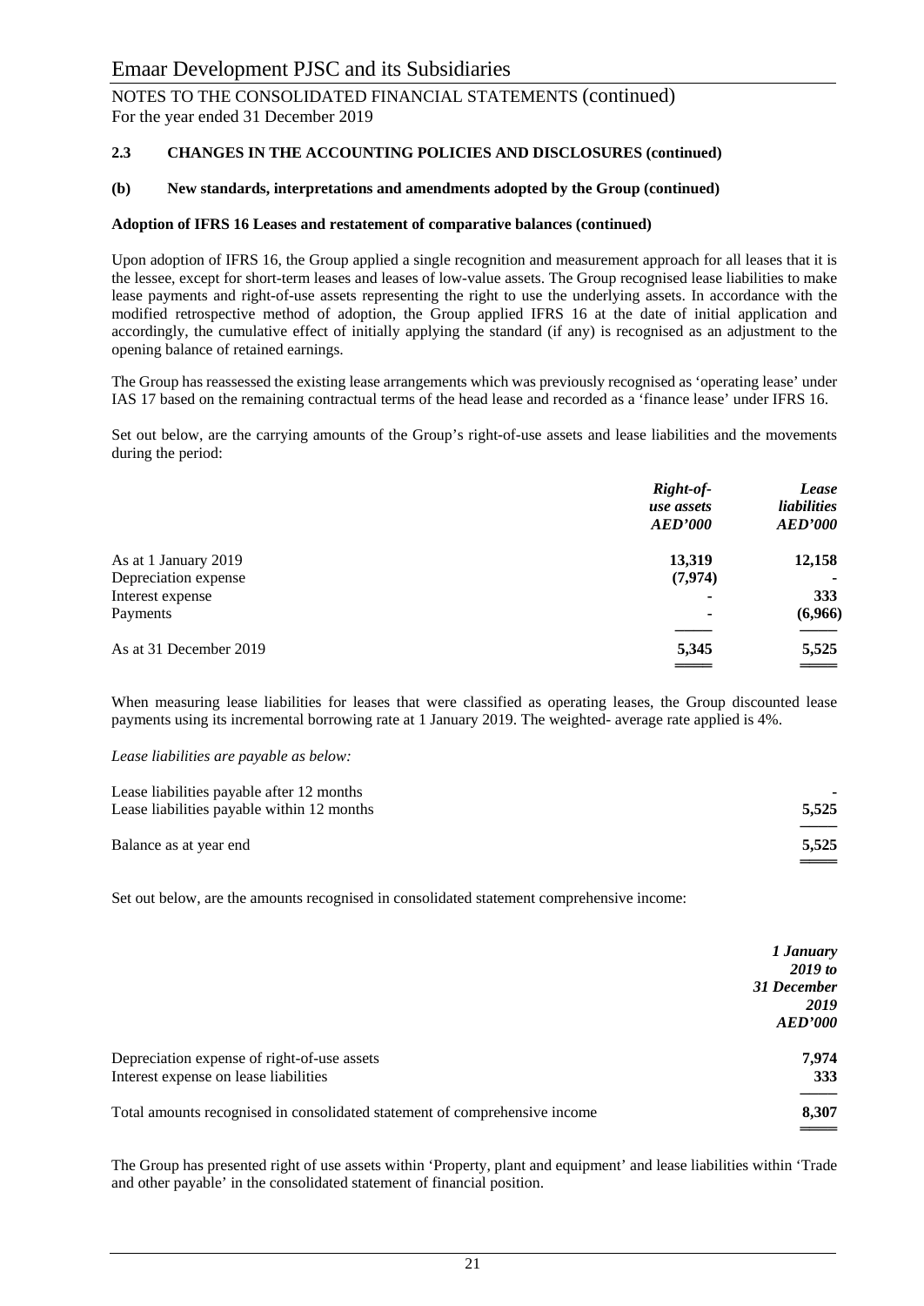### 2.3 CHANGES IN THE ACCOUNTING POLICIES AND DISCLOSURES (continued)

#### (b) New standards, interpretations and amendments adopted by the Group (continued)

**Adoption of IFRS 16 Leases and restatement of comparative balances (continued)**

Upon adoption of IFRS 16, the Group applied a single recognition and measurement approach for all leases that it is the lessee, except for short-term leases and leases of low-value assets. The Group recognised lease liabilities to make lease payments and right-of-use assets representing the right to use the underlying assets. In accordance with the modified retrospective method of adoption, the Group applied IFRS 16 at the date of initial application and accordingly, the cumulative effect of initially applying the standard (if any) is recognised as an adjustment to the opening balance of retained earnings.

The Group has reassessed the existing lease arrangements which was previously recognised as 'operating lease' under IAS 17 based on the remaining contractual terms of the head lease and recorded as a 'finance lease' under IFRS 16.

Set out below, are the carrying amounts of the Group's right-of-use assets and lease liabilities and the movements during the period:

| | *Right-of-use assets AED'000* | *Lease liabilities AED'000* |
|---|---|---|
| As at 1 January 2019 | 13,319 | 12,158 |
| Depreciation expense | (7,974) | - |
| Interest expense | - | 333 |
| Payments | - | (6,966) |
| As at 31 December 2019 | 5,345 | 5,525 |

When measuring lease liabilities for leases that were classified as operating leases, the Group discounted lease payments using its incremental borrowing rate at 1 January 2019. The weighted- average rate applied is 4%.

*Lease liabilities are payable as below:*

| | |
|---|---|
| Lease liabilities payable after 12 months | - |
| Lease liabilities payable within 12 months | 5,525 |
| Balance as at year end | 5,525 |

Set out below, are the amounts recognised in consolidated statement comprehensive income:

| | *1 January 2019 to 31 December 2019 AED'000* |
|---|---|
| Depreciation expense of right-of-use assets | 7,974 |
| Interest expense on lease liabilities | 333 |
| Total amounts recognised in consolidated statement of comprehensive income | 8,307 |

The Group has presented right of use assets within 'Property, plant and equipment' and lease liabilities within 'Trade and other payable' in the consolidated statement of financial position.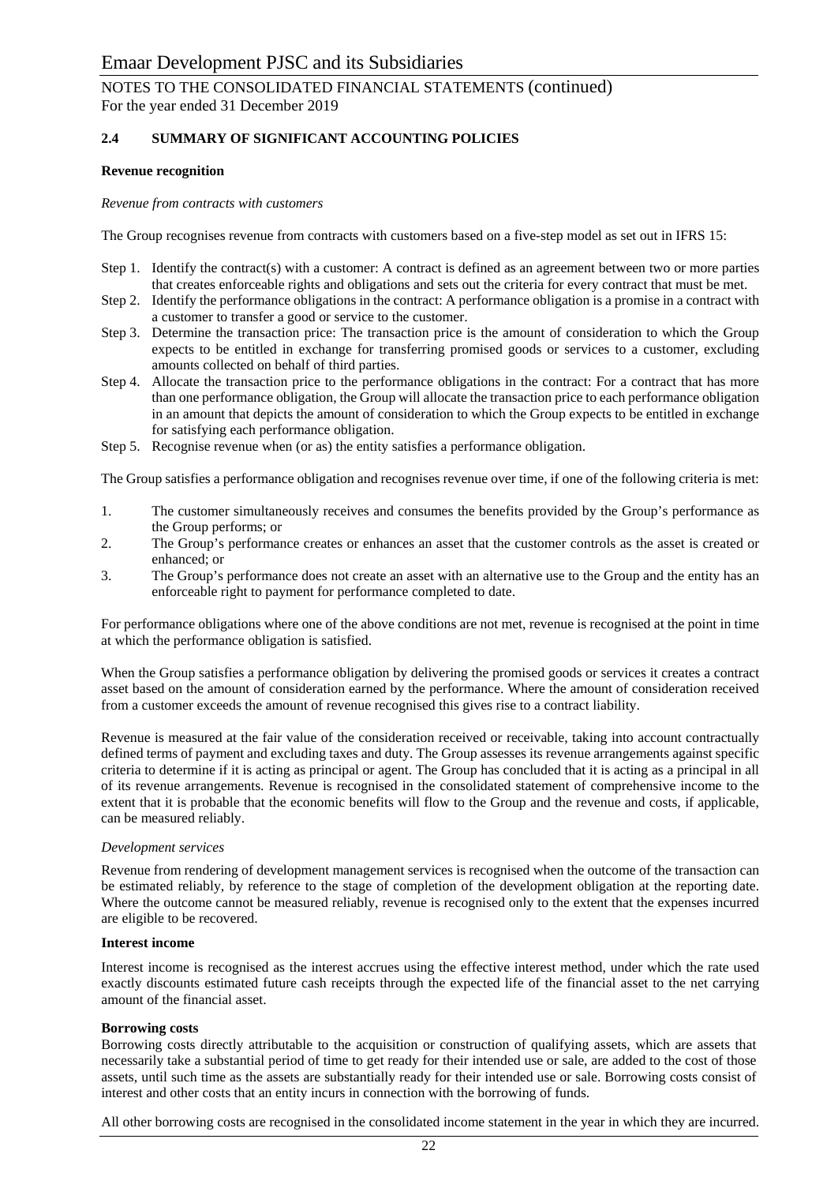## 2.4 SUMMARY OF SIGNIFICANT ACCOUNTING POLICIES

### Revenue recognition

*Revenue from contracts with customers*

The Group recognises revenue from contracts with customers based on a five-step model as set out in IFRS 15:

- Step 1. Identify the contract(s) with a customer: A contract is defined as an agreement between two or more parties that creates enforceable rights and obligations and sets out the criteria for every contract that must be met.
- Step 2. Identify the performance obligations in the contract: A performance obligation is a promise in a contract with a customer to transfer a good or service to the customer.
- Step 3. Determine the transaction price: The transaction price is the amount of consideration to which the Group expects to be entitled in exchange for transferring promised goods or services to a customer, excluding amounts collected on behalf of third parties.
- Step 4. Allocate the transaction price to the performance obligations in the contract: For a contract that has more than one performance obligation, the Group will allocate the transaction price to each performance obligation in an amount that depicts the amount of consideration to which the Group expects to be entitled in exchange for satisfying each performance obligation.
- Step 5. Recognise revenue when (or as) the entity satisfies a performance obligation.

The Group satisfies a performance obligation and recognises revenue over time, if one of the following criteria is met:

1. The customer simultaneously receives and consumes the benefits provided by the Group's performance as the Group performs; or
2. The Group's performance creates or enhances an asset that the customer controls as the asset is created or enhanced; or
3. The Group's performance does not create an asset with an alternative use to the Group and the entity has an enforceable right to payment for performance completed to date.

For performance obligations where one of the above conditions are not met, revenue is recognised at the point in time at which the performance obligation is satisfied.

When the Group satisfies a performance obligation by delivering the promised goods or services it creates a contract asset based on the amount of consideration earned by the performance. Where the amount of consideration received from a customer exceeds the amount of revenue recognised this gives rise to a contract liability.

Revenue is measured at the fair value of the consideration received or receivable, taking into account contractually defined terms of payment and excluding taxes and duty. The Group assesses its revenue arrangements against specific criteria to determine if it is acting as principal or agent. The Group has concluded that it is acting as a principal in all of its revenue arrangements. Revenue is recognised in the consolidated statement of comprehensive income to the extent that it is probable that the economic benefits will flow to the Group and the revenue and costs, if applicable, can be measured reliably.

*Development services*

Revenue from rendering of development management services is recognised when the outcome of the transaction can be estimated reliably, by reference to the stage of completion of the development obligation at the reporting date. Where the outcome cannot be measured reliably, revenue is recognised only to the extent that the expenses incurred are eligible to be recovered.

### Interest income

Interest income is recognised as the interest accrues using the effective interest method, under which the rate used exactly discounts estimated future cash receipts through the expected life of the financial asset to the net carrying amount of the financial asset.

### Borrowing costs

Borrowing costs directly attributable to the acquisition or construction of qualifying assets, which are assets that necessarily take a substantial period of time to get ready for their intended use or sale, are added to the cost of those assets, until such time as the assets are substantially ready for their intended use or sale. Borrowing costs consist of interest and other costs that an entity incurs in connection with the borrowing of funds.

All other borrowing costs are recognised in the consolidated income statement in the year in which they are incurred.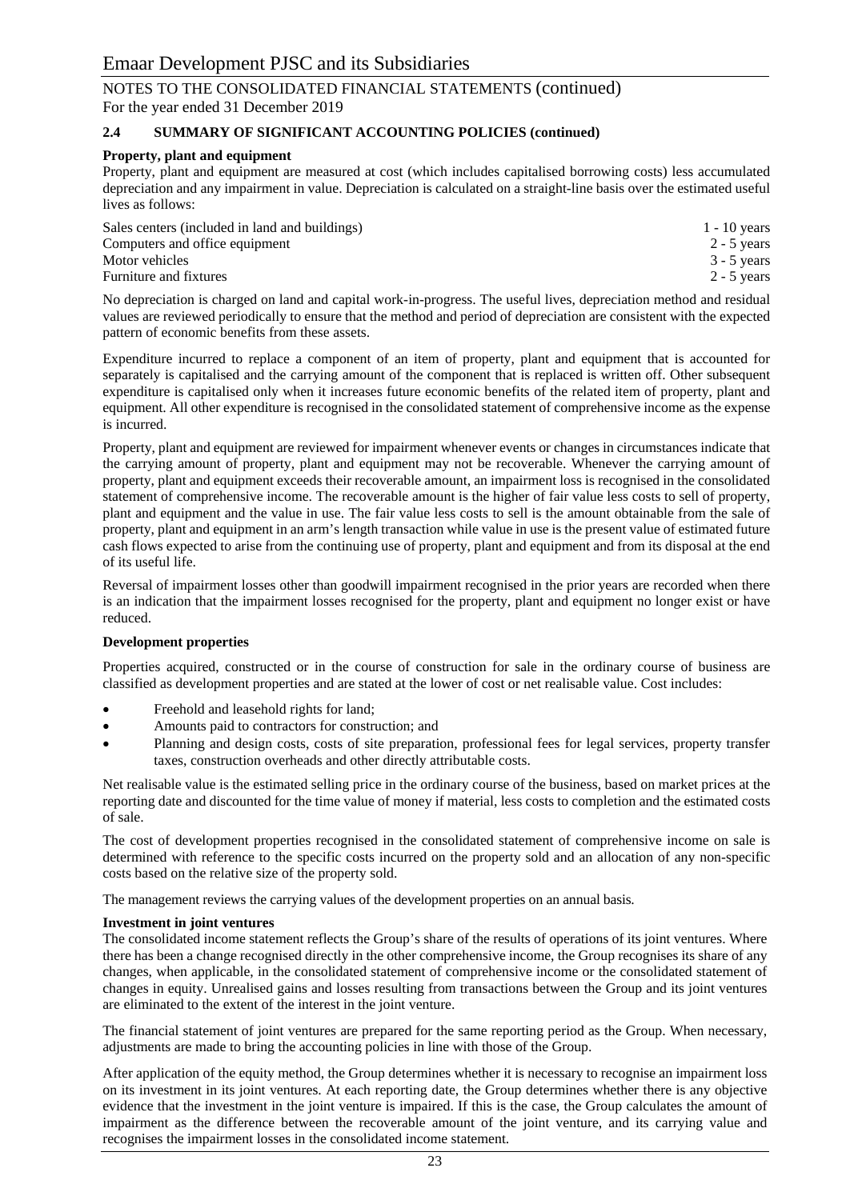### 2.4 SUMMARY OF SIGNIFICANT ACCOUNTING POLICIES (continued)

**Property, plant and equipment**

Property, plant and equipment are measured at cost (which includes capitalised borrowing costs) less accumulated depreciation and any impairment in value. Depreciation is calculated on a straight-line basis over the estimated useful lives as follows:

| | |
|---|---|
| Sales centers (included in land and buildings) | 1 - 10 years |
| Computers and office equipment | 2 - 5 years |
| Motor vehicles | 3 - 5 years |
| Furniture and fixtures | 2 - 5 years |

No depreciation is charged on land and capital work-in-progress. The useful lives, depreciation method and residual values are reviewed periodically to ensure that the method and period of depreciation are consistent with the expected pattern of economic benefits from these assets.

Expenditure incurred to replace a component of an item of property, plant and equipment that is accounted for separately is capitalised and the carrying amount of the component that is replaced is written off. Other subsequent expenditure is capitalised only when it increases future economic benefits of the related item of property, plant and equipment. All other expenditure is recognised in the consolidated statement of comprehensive income as the expense is incurred.

Property, plant and equipment are reviewed for impairment whenever events or changes in circumstances indicate that the carrying amount of property, plant and equipment may not be recoverable. Whenever the carrying amount of property, plant and equipment exceeds their recoverable amount, an impairment loss is recognised in the consolidated statement of comprehensive income. The recoverable amount is the higher of fair value less costs to sell of property, plant and equipment and the value in use. The fair value less costs to sell is the amount obtainable from the sale of property, plant and equipment in an arm's length transaction while value in use is the present value of estimated future cash flows expected to arise from the continuing use of property, plant and equipment and from its disposal at the end of its useful life.

Reversal of impairment losses other than goodwill impairment recognised in the prior years are recorded when there is an indication that the impairment losses recognised for the property, plant and equipment no longer exist or have reduced.

**Development properties**

Properties acquired, constructed or in the course of construction for sale in the ordinary course of business are classified as development properties and are stated at the lower of cost or net realisable value. Cost includes:

- Freehold and leasehold rights for land;
- Amounts paid to contractors for construction; and
- Planning and design costs, costs of site preparation, professional fees for legal services, property transfer taxes, construction overheads and other directly attributable costs.

Net realisable value is the estimated selling price in the ordinary course of the business, based on market prices at the reporting date and discounted for the time value of money if material, less costs to completion and the estimated costs of sale.

The cost of development properties recognised in the consolidated statement of comprehensive income on sale is determined with reference to the specific costs incurred on the property sold and an allocation of any non-specific costs based on the relative size of the property sold.

The management reviews the carrying values of the development properties on an annual basis.

**Investment in joint ventures**

The consolidated income statement reflects the Group's share of the results of operations of its joint ventures. Where there has been a change recognised directly in the other comprehensive income, the Group recognises its share of any changes, when applicable, in the consolidated statement of comprehensive income or the consolidated statement of changes in equity. Unrealised gains and losses resulting from transactions between the Group and its joint ventures are eliminated to the extent of the interest in the joint venture.

The financial statement of joint ventures are prepared for the same reporting period as the Group. When necessary, adjustments are made to bring the accounting policies in line with those of the Group.

After application of the equity method, the Group determines whether it is necessary to recognise an impairment loss on its investment in its joint ventures. At each reporting date, the Group determines whether there is any objective evidence that the investment in the joint venture is impaired. If this is the case, the Group calculates the amount of impairment as the difference between the recoverable amount of the joint venture, and its carrying value and recognises the impairment losses in the consolidated income statement.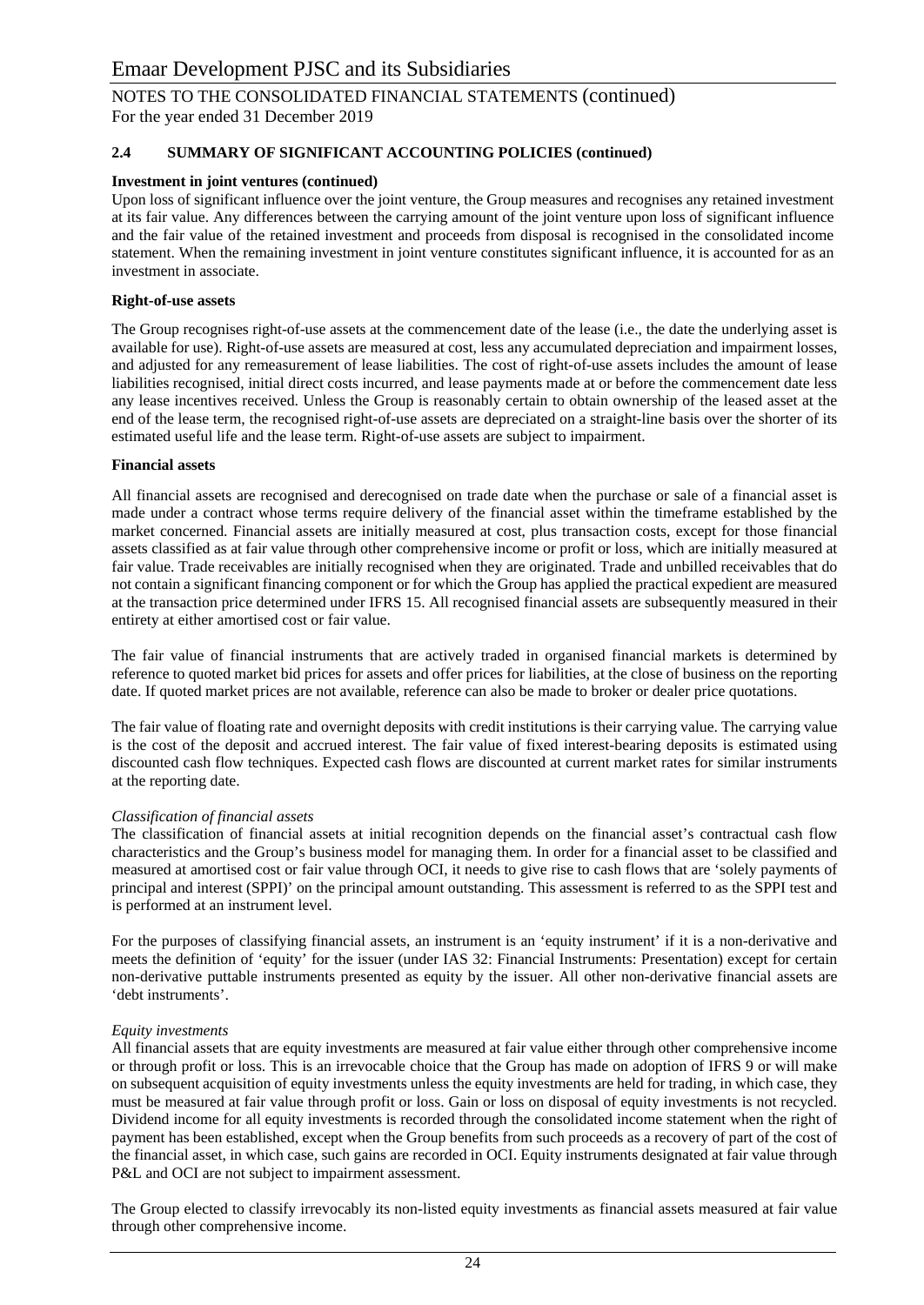## 2.4 SUMMARY OF SIGNIFICANT ACCOUNTING POLICIES (continued)

**Investment in joint ventures (continued)**

Upon loss of significant influence over the joint venture, the Group measures and recognises any retained investment at its fair value. Any differences between the carrying amount of the joint venture upon loss of significant influence and the fair value of the retained investment and proceeds from disposal is recognised in the consolidated income statement. When the remaining investment in joint venture constitutes significant influence, it is accounted for as an investment in associate.

**Right-of-use assets**

The Group recognises right-of-use assets at the commencement date of the lease (i.e., the date the underlying asset is available for use). Right-of-use assets are measured at cost, less any accumulated depreciation and impairment losses, and adjusted for any remeasurement of lease liabilities. The cost of right-of-use assets includes the amount of lease liabilities recognised, initial direct costs incurred, and lease payments made at or before the commencement date less any lease incentives received. Unless the Group is reasonably certain to obtain ownership of the leased asset at the end of the lease term, the recognised right-of-use assets are depreciated on a straight-line basis over the shorter of its estimated useful life and the lease term. Right-of-use assets are subject to impairment.

**Financial assets**

All financial assets are recognised and derecognised on trade date when the purchase or sale of a financial asset is made under a contract whose terms require delivery of the financial asset within the timeframe established by the market concerned. Financial assets are initially measured at cost, plus transaction costs, except for those financial assets classified as at fair value through other comprehensive income or profit or loss, which are initially measured at fair value. Trade receivables are initially recognised when they are originated. Trade and unbilled receivables that do not contain a significant financing component or for which the Group has applied the practical expedient are measured at the transaction price determined under IFRS 15. All recognised financial assets are subsequently measured in their entirety at either amortised cost or fair value.

The fair value of financial instruments that are actively traded in organised financial markets is determined by reference to quoted market bid prices for assets and offer prices for liabilities, at the close of business on the reporting date. If quoted market prices are not available, reference can also be made to broker or dealer price quotations.

The fair value of floating rate and overnight deposits with credit institutions is their carrying value. The carrying value is the cost of the deposit and accrued interest. The fair value of fixed interest-bearing deposits is estimated using discounted cash flow techniques. Expected cash flows are discounted at current market rates for similar instruments at the reporting date.

*Classification of financial assets*

The classification of financial assets at initial recognition depends on the financial asset's contractual cash flow characteristics and the Group's business model for managing them. In order for a financial asset to be classified and measured at amortised cost or fair value through OCI, it needs to give rise to cash flows that are 'solely payments of principal and interest (SPPI)' on the principal amount outstanding. This assessment is referred to as the SPPI test and is performed at an instrument level.

For the purposes of classifying financial assets, an instrument is an 'equity instrument' if it is a non-derivative and meets the definition of 'equity' for the issuer (under IAS 32: Financial Instruments: Presentation) except for certain non-derivative puttable instruments presented as equity by the issuer. All other non-derivative financial assets are 'debt instruments'.

*Equity investments*

All financial assets that are equity investments are measured at fair value either through other comprehensive income or through profit or loss. This is an irrevocable choice that the Group has made on adoption of IFRS 9 or will make on subsequent acquisition of equity investments unless the equity investments are held for trading, in which case, they must be measured at fair value through profit or loss. Gain or loss on disposal of equity investments is not recycled. Dividend income for all equity investments is recorded through the consolidated income statement when the right of payment has been established, except when the Group benefits from such proceeds as a recovery of part of the cost of the financial asset, in which case, such gains are recorded in OCI. Equity instruments designated at fair value through P&L and OCI are not subject to impairment assessment.

The Group elected to classify irrevocably its non-listed equity investments as financial assets measured at fair value through other comprehensive income.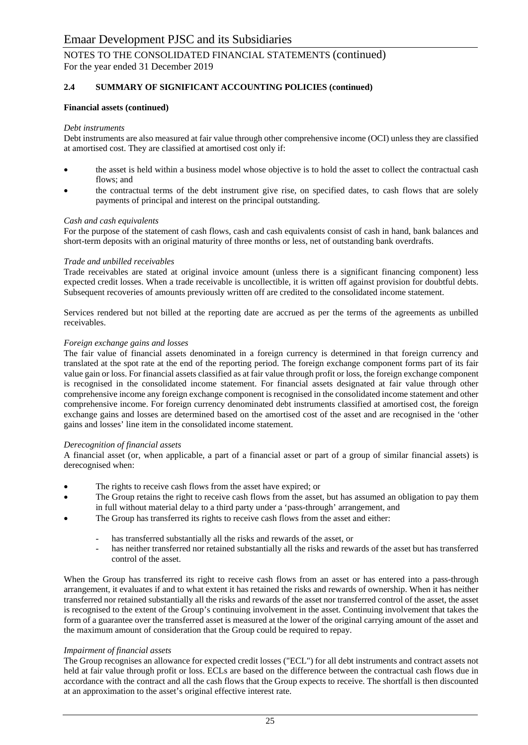## 2.4 SUMMARY OF SIGNIFICANT ACCOUNTING POLICIES (continued)

**Financial assets (continued)**

*Debt instruments*

Debt instruments are also measured at fair value through other comprehensive income (OCI) unless they are classified at amortised cost. They are classified at amortised cost only if:

- the asset is held within a business model whose objective is to hold the asset to collect the contractual cash flows; and
- the contractual terms of the debt instrument give rise, on specified dates, to cash flows that are solely payments of principal and interest on the principal outstanding.

*Cash and cash equivalents*

For the purpose of the statement of cash flows, cash and cash equivalents consist of cash in hand, bank balances and short-term deposits with an original maturity of three months or less, net of outstanding bank overdrafts.

*Trade and unbilled receivables*

Trade receivables are stated at original invoice amount (unless there is a significant financing component) less expected credit losses. When a trade receivable is uncollectible, it is written off against provision for doubtful debts. Subsequent recoveries of amounts previously written off are credited to the consolidated income statement.

Services rendered but not billed at the reporting date are accrued as per the terms of the agreements as unbilled receivables.

*Foreign exchange gains and losses*

The fair value of financial assets denominated in a foreign currency is determined in that foreign currency and translated at the spot rate at the end of the reporting period. The foreign exchange component forms part of its fair value gain or loss. For financial assets classified as at fair value through profit or loss, the foreign exchange component is recognised in the consolidated income statement. For financial assets designated at fair value through other comprehensive income any foreign exchange component is recognised in the consolidated income statement and other comprehensive income. For foreign currency denominated debt instruments classified at amortised cost, the foreign exchange gains and losses are determined based on the amortised cost of the asset and are recognised in the 'other gains and losses' line item in the consolidated income statement.

*Derecognition of financial assets*

A financial asset (or, when applicable, a part of a financial asset or part of a group of similar financial assets) is derecognised when:

- The rights to receive cash flows from the asset have expired; or
- The Group retains the right to receive cash flows from the asset, but has assumed an obligation to pay them in full without material delay to a third party under a 'pass-through' arrangement, and
- The Group has transferred its rights to receive cash flows from the asset and either:
  - has transferred substantially all the risks and rewards of the asset, or
  - has neither transferred nor retained substantially all the risks and rewards of the asset but has transferred control of the asset.

When the Group has transferred its right to receive cash flows from an asset or has entered into a pass-through arrangement, it evaluates if and to what extent it has retained the risks and rewards of ownership. When it has neither transferred nor retained substantially all the risks and rewards of the asset nor transferred control of the asset, the asset is recognised to the extent of the Group's continuing involvement in the asset. Continuing involvement that takes the form of a guarantee over the transferred asset is measured at the lower of the original carrying amount of the asset and the maximum amount of consideration that the Group could be required to repay.

*Impairment of financial assets*

The Group recognises an allowance for expected credit losses ("ECL") for all debt instruments and contract assets not held at fair value through profit or loss. ECLs are based on the difference between the contractual cash flows due in accordance with the contract and all the cash flows that the Group expects to receive. The shortfall is then discounted at an approximation to the asset's original effective interest rate.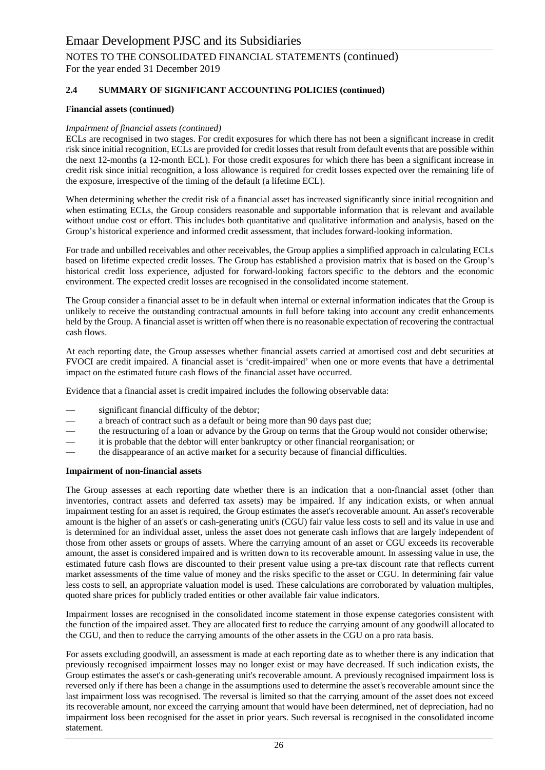### 2.4 SUMMARY OF SIGNIFICANT ACCOUNTING POLICIES (continued)

**Financial assets (continued)**

*Impairment of financial assets (continued)*

ECLs are recognised in two stages. For credit exposures for which there has not been a significant increase in credit risk since initial recognition, ECLs are provided for credit losses that result from default events that are possible within the next 12-months (a 12-month ECL). For those credit exposures for which there has been a significant increase in credit risk since initial recognition, a loss allowance is required for credit losses expected over the remaining life of the exposure, irrespective of the timing of the default (a lifetime ECL).

When determining whether the credit risk of a financial asset has increased significantly since initial recognition and when estimating ECLs, the Group considers reasonable and supportable information that is relevant and available without undue cost or effort. This includes both quantitative and qualitative information and analysis, based on the Group's historical experience and informed credit assessment, that includes forward-looking information.

For trade and unbilled receivables and other receivables, the Group applies a simplified approach in calculating ECLs based on lifetime expected credit losses. The Group has established a provision matrix that is based on the Group's historical credit loss experience, adjusted for forward-looking factors specific to the debtors and the economic environment. The expected credit losses are recognised in the consolidated income statement.

The Group consider a financial asset to be in default when internal or external information indicates that the Group is unlikely to receive the outstanding contractual amounts in full before taking into account any credit enhancements held by the Group. A financial asset is written off when there is no reasonable expectation of recovering the contractual cash flows.

At each reporting date, the Group assesses whether financial assets carried at amortised cost and debt securities at FVOCI are credit impaired. A financial asset is 'credit-impaired' when one or more events that have a detrimental impact on the estimated future cash flows of the financial asset have occurred.

Evidence that a financial asset is credit impaired includes the following observable data:

- significant financial difficulty of the debtor;
- a breach of contract such as a default or being more than 90 days past due;
- the restructuring of a loan or advance by the Group on terms that the Group would not consider otherwise;
- it is probable that the debtor will enter bankruptcy or other financial reorganisation; or
- the disappearance of an active market for a security because of financial difficulties.

**Impairment of non-financial assets**

The Group assesses at each reporting date whether there is an indication that a non-financial asset (other than inventories, contract assets and deferred tax assets) may be impaired. If any indication exists, or when annual impairment testing for an asset is required, the Group estimates the asset's recoverable amount. An asset's recoverable amount is the higher of an asset's or cash-generating unit's (CGU) fair value less costs to sell and its value in use and is determined for an individual asset, unless the asset does not generate cash inflows that are largely independent of those from other assets or groups of assets. Where the carrying amount of an asset or CGU exceeds its recoverable amount, the asset is considered impaired and is written down to its recoverable amount. In assessing value in use, the estimated future cash flows are discounted to their present value using a pre-tax discount rate that reflects current market assessments of the time value of money and the risks specific to the asset or CGU. In determining fair value less costs to sell, an appropriate valuation model is used. These calculations are corroborated by valuation multiples, quoted share prices for publicly traded entities or other available fair value indicators.

Impairment losses are recognised in the consolidated income statement in those expense categories consistent with the function of the impaired asset. They are allocated first to reduce the carrying amount of any goodwill allocated to the CGU, and then to reduce the carrying amounts of the other assets in the CGU on a pro rata basis.

For assets excluding goodwill, an assessment is made at each reporting date as to whether there is any indication that previously recognised impairment losses may no longer exist or may have decreased. If such indication exists, the Group estimates the asset's or cash-generating unit's recoverable amount. A previously recognised impairment loss is reversed only if there has been a change in the assumptions used to determine the asset's recoverable amount since the last impairment loss was recognised. The reversal is limited so that the carrying amount of the asset does not exceed its recoverable amount, nor exceed the carrying amount that would have been determined, net of depreciation, had no impairment loss been recognised for the asset in prior years. Such reversal is recognised in the consolidated income statement.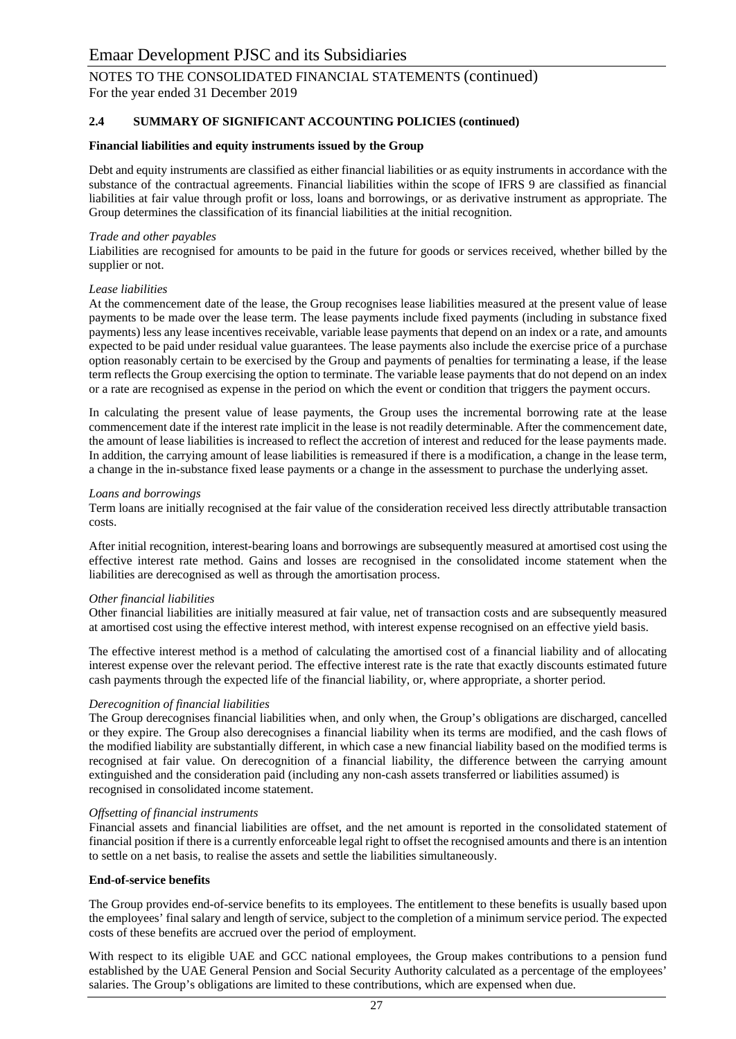## 2.4 SUMMARY OF SIGNIFICANT ACCOUNTING POLICIES (continued)

**Financial liabilities and equity instruments issued by the Group**

Debt and equity instruments are classified as either financial liabilities or as equity instruments in accordance with the substance of the contractual agreements. Financial liabilities within the scope of IFRS 9 are classified as financial liabilities at fair value through profit or loss, loans and borrowings, or as derivative instrument as appropriate. The Group determines the classification of its financial liabilities at the initial recognition.

*Trade and other payables*
Liabilities are recognised for amounts to be paid in the future for goods or services received, whether billed by the supplier or not.

*Lease liabilities*
At the commencement date of the lease, the Group recognises lease liabilities measured at the present value of lease payments to be made over the lease term. The lease payments include fixed payments (including in substance fixed payments) less any lease incentives receivable, variable lease payments that depend on an index or a rate, and amounts expected to be paid under residual value guarantees. The lease payments also include the exercise price of a purchase option reasonably certain to be exercised by the Group and payments of penalties for terminating a lease, if the lease term reflects the Group exercising the option to terminate. The variable lease payments that do not depend on an index or a rate are recognised as expense in the period on which the event or condition that triggers the payment occurs.

In calculating the present value of lease payments, the Group uses the incremental borrowing rate at the lease commencement date if the interest rate implicit in the lease is not readily determinable. After the commencement date, the amount of lease liabilities is increased to reflect the accretion of interest and reduced for the lease payments made. In addition, the carrying amount of lease liabilities is remeasured if there is a modification, a change in the lease term, a change in the in-substance fixed lease payments or a change in the assessment to purchase the underlying asset.

*Loans and borrowings*
Term loans are initially recognised at the fair value of the consideration received less directly attributable transaction costs.

After initial recognition, interest-bearing loans and borrowings are subsequently measured at amortised cost using the effective interest rate method. Gains and losses are recognised in the consolidated income statement when the liabilities are derecognised as well as through the amortisation process.

*Other financial liabilities*
Other financial liabilities are initially measured at fair value, net of transaction costs and are subsequently measured at amortised cost using the effective interest method, with interest expense recognised on an effective yield basis.

The effective interest method is a method of calculating the amortised cost of a financial liability and of allocating interest expense over the relevant period. The effective interest rate is the rate that exactly discounts estimated future cash payments through the expected life of the financial liability, or, where appropriate, a shorter period.

*Derecognition of financial liabilities*
The Group derecognises financial liabilities when, and only when, the Group's obligations are discharged, cancelled or they expire. The Group also derecognises a financial liability when its terms are modified, and the cash flows of the modified liability are substantially different, in which case a new financial liability based on the modified terms is recognised at fair value. On derecognition of a financial liability, the difference between the carrying amount extinguished and the consideration paid (including any non-cash assets transferred or liabilities assumed) is recognised in consolidated income statement.

*Offsetting of financial instruments*
Financial assets and financial liabilities are offset, and the net amount is reported in the consolidated statement of financial position if there is a currently enforceable legal right to offset the recognised amounts and there is an intention to settle on a net basis, to realise the assets and settle the liabilities simultaneously.

**End-of-service benefits**

The Group provides end-of-service benefits to its employees. The entitlement to these benefits is usually based upon the employees' final salary and length of service, subject to the completion of a minimum service period. The expected costs of these benefits are accrued over the period of employment.

With respect to its eligible UAE and GCC national employees, the Group makes contributions to a pension fund established by the UAE General Pension and Social Security Authority calculated as a percentage of the employees' salaries. The Group's obligations are limited to these contributions, which are expensed when due.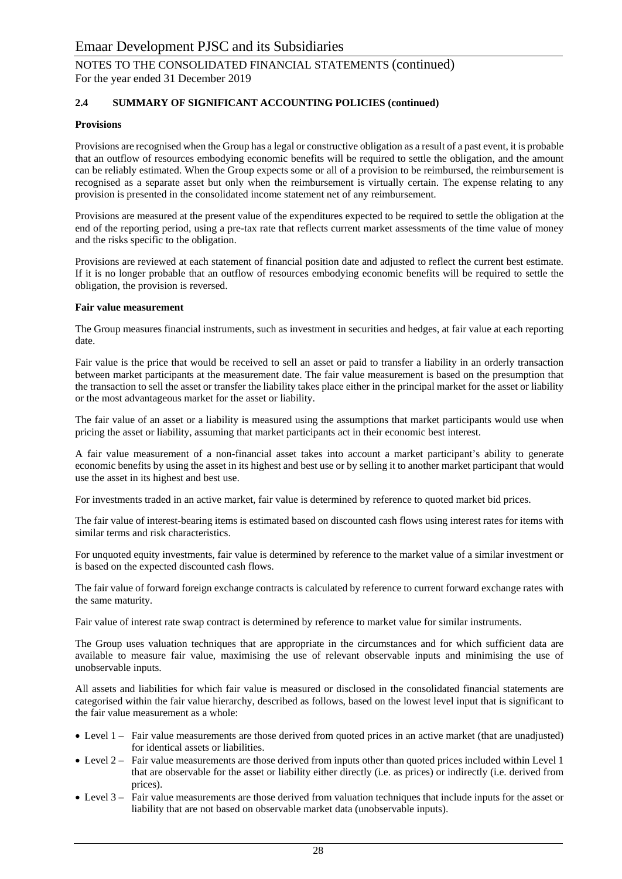### 2.4 SUMMARY OF SIGNIFICANT ACCOUNTING POLICIES (continued)

**Provisions**

Provisions are recognised when the Group has a legal or constructive obligation as a result of a past event, it is probable that an outflow of resources embodying economic benefits will be required to settle the obligation, and the amount can be reliably estimated. When the Group expects some or all of a provision to be reimbursed, the reimbursement is recognised as a separate asset but only when the reimbursement is virtually certain. The expense relating to any provision is presented in the consolidated income statement net of any reimbursement.

Provisions are measured at the present value of the expenditures expected to be required to settle the obligation at the end of the reporting period, using a pre-tax rate that reflects current market assessments of the time value of money and the risks specific to the obligation.

Provisions are reviewed at each statement of financial position date and adjusted to reflect the current best estimate. If it is no longer probable that an outflow of resources embodying economic benefits will be required to settle the obligation, the provision is reversed.

**Fair value measurement**

The Group measures financial instruments, such as investment in securities and hedges, at fair value at each reporting date.

Fair value is the price that would be received to sell an asset or paid to transfer a liability in an orderly transaction between market participants at the measurement date. The fair value measurement is based on the presumption that the transaction to sell the asset or transfer the liability takes place either in the principal market for the asset or liability or the most advantageous market for the asset or liability.

The fair value of an asset or a liability is measured using the assumptions that market participants would use when pricing the asset or liability, assuming that market participants act in their economic best interest.

A fair value measurement of a non-financial asset takes into account a market participant's ability to generate economic benefits by using the asset in its highest and best use or by selling it to another market participant that would use the asset in its highest and best use.

For investments traded in an active market, fair value is determined by reference to quoted market bid prices.

The fair value of interest-bearing items is estimated based on discounted cash flows using interest rates for items with similar terms and risk characteristics.

For unquoted equity investments, fair value is determined by reference to the market value of a similar investment or is based on the expected discounted cash flows.

The fair value of forward foreign exchange contracts is calculated by reference to current forward exchange rates with the same maturity.

Fair value of interest rate swap contract is determined by reference to market value for similar instruments.

The Group uses valuation techniques that are appropriate in the circumstances and for which sufficient data are available to measure fair value, maximising the use of relevant observable inputs and minimising the use of unobservable inputs.

All assets and liabilities for which fair value is measured or disclosed in the consolidated financial statements are categorised within the fair value hierarchy, described as follows, based on the lowest level input that is significant to the fair value measurement as a whole:

- Level 1 – Fair value measurements are those derived from quoted prices in an active market (that are unadjusted) for identical assets or liabilities.
- Level 2 – Fair value measurements are those derived from inputs other than quoted prices included within Level 1 that are observable for the asset or liability either directly (i.e. as prices) or indirectly (i.e. derived from prices).
- Level 3 – Fair value measurements are those derived from valuation techniques that include inputs for the asset or liability that are not based on observable market data (unobservable inputs).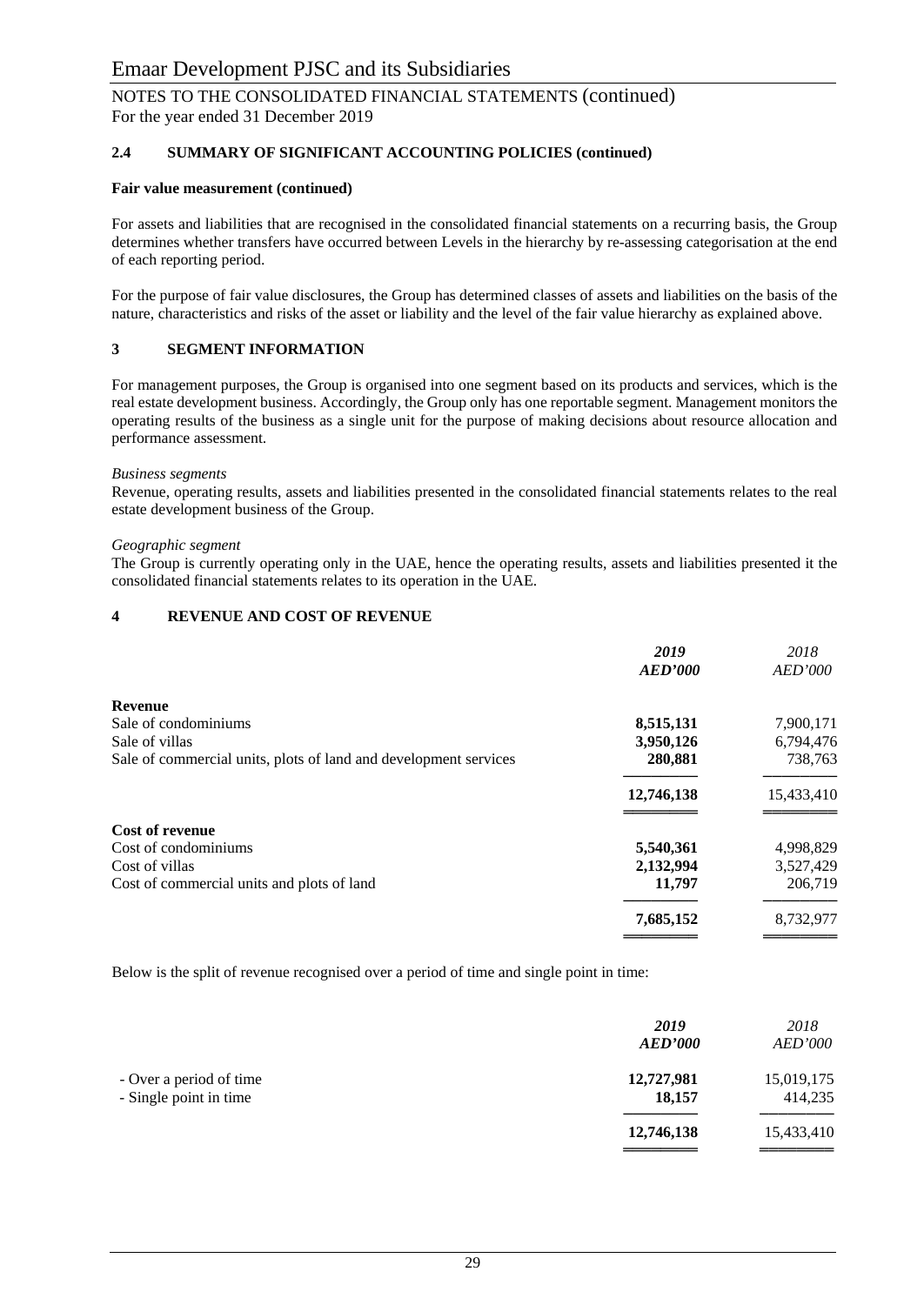### 2.4 SUMMARY OF SIGNIFICANT ACCOUNTING POLICIES (continued)

**Fair value measurement (continued)**

For assets and liabilities that are recognised in the consolidated financial statements on a recurring basis, the Group determines whether transfers have occurred between Levels in the hierarchy by re-assessing categorisation at the end of each reporting period.

For the purpose of fair value disclosures, the Group has determined classes of assets and liabilities on the basis of the nature, characteristics and risks of the asset or liability and the level of the fair value hierarchy as explained above.

### 3 SEGMENT INFORMATION

For management purposes, the Group is organised into one segment based on its products and services, which is the real estate development business. Accordingly, the Group only has one reportable segment. Management monitors the operating results of the business as a single unit for the purpose of making decisions about resource allocation and performance assessment.

*Business segments*
Revenue, operating results, assets and liabilities presented in the consolidated financial statements relates to the real estate development business of the Group.

*Geographic segment*
The Group is currently operating only in the UAE, hence the operating results, assets and liabilities presented it the consolidated financial statements relates to its operation in the UAE.

### 4 REVENUE AND COST OF REVENUE

| | *2019* *AED'000* | *2018* *AED'000* |
|---|---|---|
| **Revenue** | | |
| Sale of condominiums | **8,515,131** | 7,900,171 |
| Sale of villas | **3,950,126** | 6,794,476 |
| Sale of commercial units, plots of land and development services | **280,881** | 738,763 |
| | **12,746,138** | 15,433,410 |
| **Cost of revenue** | | |
| Cost of condominiums | **5,540,361** | 4,998,829 |
| Cost of villas | **2,132,994** | 3,527,429 |
| Cost of commercial units and plots of land | **11,797** | 206,719 |
| | **7,685,152** | 8,732,977 |

Below is the split of revenue recognised over a period of time and single point in time:

| | *2019* *AED'000* | *2018* *AED'000* |
|---|---|---|
| - Over a period of time | **12,727,981** | 15,019,175 |
| - Single point in time | **18,157** | 414,235 |
| | **12,746,138** | 15,433,410 |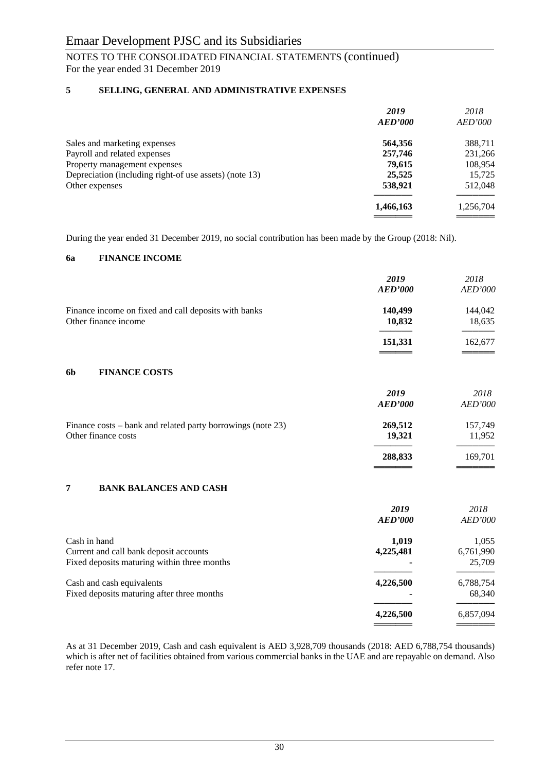# Emaar Development PJSC and its Subsidiaries

NOTES TO THE CONSOLIDATED FINANCIAL STATEMENTS (continued)
For the year ended 31 December 2019

## 5 SELLING, GENERAL AND ADMINISTRATIVE EXPENSES

| | ***2019*** ***AED'000*** | *2018* *AED'000* |
|---|---|---|
| Sales and marketing expenses | **564,356** | 388,711 |
| Payroll and related expenses | **257,746** | 231,266 |
| Property management expenses | **79,615** | 108,954 |
| Depreciation (including right-of use assets) (note 13) | **25,525** | 15,725 |
| Other expenses | **538,921** | 512,048 |
| | **1,466,163** | 1,256,704 |

During the year ended 31 December 2019, no social contribution has been made by the Group (2018: Nil).

## 6a FINANCE INCOME

| | ***2019*** ***AED'000*** | *2018* *AED'000* |
|---|---|---|
| Finance income on fixed and call deposits with banks | **140,499** | 144,042 |
| Other finance income | **10,832** | 18,635 |
| | **151,331** | 162,677 |

## 6b FINANCE COSTS

| | ***2019*** ***AED'000*** | *2018* *AED'000* |
|---|---|---|
| Finance costs – bank and related party borrowings (note 23) | **269,512** | 157,749 |
| Other finance costs | **19,321** | 11,952 |
| | **288,833** | 169,701 |

## 7 BANK BALANCES AND CASH

| | ***2019*** ***AED'000*** | *2018* *AED'000* |
|---|---|---|
| Cash in hand | **1,019** | 1,055 |
| Current and call bank deposit accounts | **4,225,481** | 6,761,990 |
| Fixed deposits maturing within three months | **-** | 25,709 |
| Cash and cash equivalents | **4,226,500** | 6,788,754 |
| Fixed deposits maturing after three months | **-** | 68,340 |
| | **4,226,500** | 6,857,094 |

As at 31 December 2019, Cash and cash equivalent is AED 3,928,709 thousands (2018: AED 6,788,754 thousands) which is after net of facilities obtained from various commercial banks in the UAE and are repayable on demand. Also refer note 17.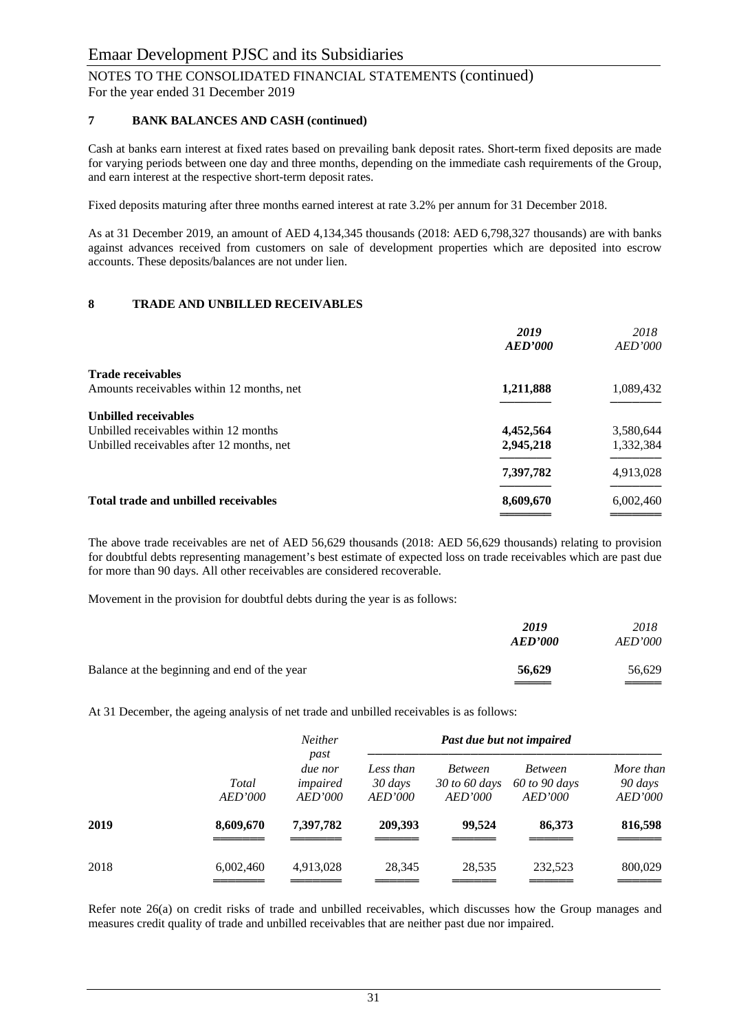### 7 BANK BALANCES AND CASH (continued)

Cash at banks earn interest at fixed rates based on prevailing bank deposit rates. Short-term fixed deposits are made for varying periods between one day and three months, depending on the immediate cash requirements of the Group, and earn interest at the respective short-term deposit rates.

Fixed deposits maturing after three months earned interest at rate 3.2% per annum for 31 December 2018.

As at 31 December 2019, an amount of AED 4,134,345 thousands (2018: AED 6,798,327 thousands) are with banks against advances received from customers on sale of development properties which are deposited into escrow accounts. These deposits/balances are not under lien.

### 8 TRADE AND UNBILLED RECEIVABLES

| | ***2019*** ***AED'000*** | *2018* *AED'000* |
|---|---|---|
| **Trade receivables** | | |
| Amounts receivables within 12 months, net | **1,211,888** | 1,089,432 |
| **Unbilled receivables** | | |
| Unbilled receivables within 12 months | **4,452,564** | 3,580,644 |
| Unbilled receivables after 12 months, net | **2,945,218** | 1,332,384 |
| | **7,397,782** | 4,913,028 |
| **Total trade and unbilled receivables** | **8,609,670** | 6,002,460 |

The above trade receivables are net of AED 56,629 thousands (2018: AED 56,629 thousands) relating to provision for doubtful debts representing management's best estimate of expected loss on trade receivables which are past due for more than 90 days. All other receivables are considered recoverable.

Movement in the provision for doubtful debts during the year is as follows:

| | ***2019*** ***AED'000*** | *2018* *AED'000* |
|---|---|---|
| Balance at the beginning and end of the year | **56,629** | 56,629 |

At 31 December, the ageing analysis of net trade and unbilled receivables is as follows:

| | | *Neither past* | *Past due but not impaired* | | | |
|---|---|---|---|---|---|---|
| | *Total* *AED'000* | *due nor impaired* *AED'000* | *Less than 30 days* *AED'000* | *Between 30 to 60 days* *AED'000* | *Between 60 to 90 days* *AED'000* | *More than 90 days* *AED'000* |
| **2019** | **8,609,670** | **7,397,782** | **209,393** | **99,524** | **86,373** | **816,598** |
| 2018 | 6,002,460 | 4,913,028 | 28,345 | 28,535 | 232,523 | 800,029 |

Refer note 26(a) on credit risks of trade and unbilled receivables, which discusses how the Group manages and measures credit quality of trade and unbilled receivables that are neither past due nor impaired.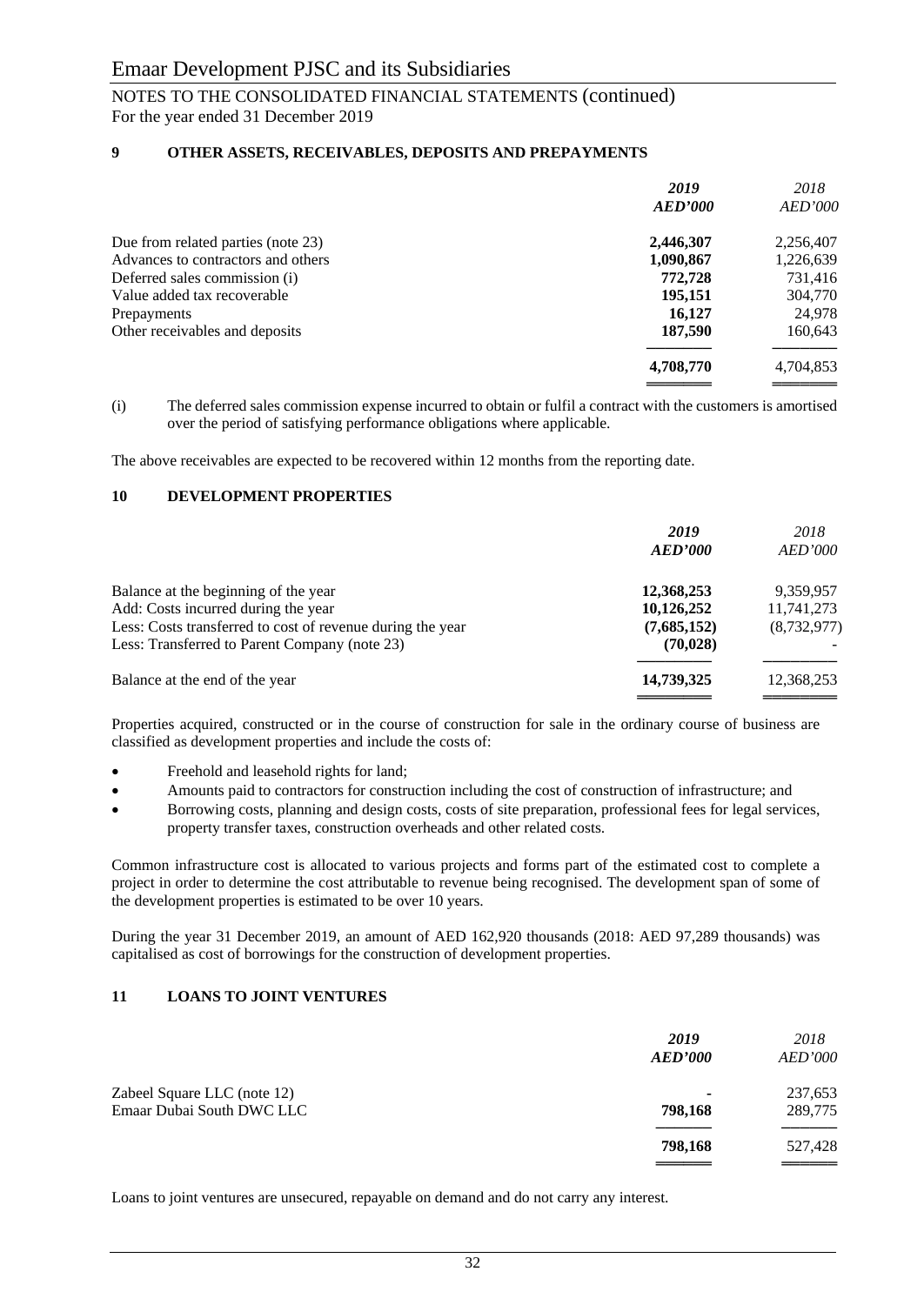## 9 OTHER ASSETS, RECEIVABLES, DEPOSITS AND PREPAYMENTS

| | *2019* *AED'000* | *2018* *AED'000* |
|---|---|---|
| Due from related parties (note 23) | **2,446,307** | 2,256,407 |
| Advances to contractors and others | **1,090,867** | 1,226,639 |
| Deferred sales commission (i) | **772,728** | 731,416 |
| Value added tax recoverable | **195,151** | 304,770 |
| Prepayments | **16,127** | 24,978 |
| Other receivables and deposits | **187,590** | 160,643 |
| | **4,708,770** | 4,704,853 |

(i) The deferred sales commission expense incurred to obtain or fulfil a contract with the customers is amortised over the period of satisfying performance obligations where applicable.

The above receivables are expected to be recovered within 12 months from the reporting date.

## 10 DEVELOPMENT PROPERTIES

| | *2019* *AED'000* | *2018* *AED'000* |
|---|---|---|
| Balance at the beginning of the year | **12,368,253** | 9,359,957 |
| Add: Costs incurred during the year | **10,126,252** | 11,741,273 |
| Less: Costs transferred to cost of revenue during the year | **(7,685,152)** | (8,732,977) |
| Less: Transferred to Parent Company (note 23) | **(70,028)** | - |
| Balance at the end of the year | **14,739,325** | 12,368,253 |

Properties acquired, constructed or in the course of construction for sale in the ordinary course of business are classified as development properties and include the costs of:

- Freehold and leasehold rights for land;
- Amounts paid to contractors for construction including the cost of construction of infrastructure; and
- Borrowing costs, planning and design costs, costs of site preparation, professional fees for legal services, property transfer taxes, construction overheads and other related costs.

Common infrastructure cost is allocated to various projects and forms part of the estimated cost to complete a project in order to determine the cost attributable to revenue being recognised. The development span of some of the development properties is estimated to be over 10 years.

During the year 31 December 2019, an amount of AED 162,920 thousands (2018: AED 97,289 thousands) was capitalised as cost of borrowings for the construction of development properties.

## 11 LOANS TO JOINT VENTURES

| | *2019* *AED'000* | *2018* *AED'000* |
|---|---|---|
| Zabeel Square LLC (note 12) | **-** | 237,653 |
| Emaar Dubai South DWC LLC | **798,168** | 289,775 |
| | **798,168** | 527,428 |

Loans to joint ventures are unsecured, repayable on demand and do not carry any interest.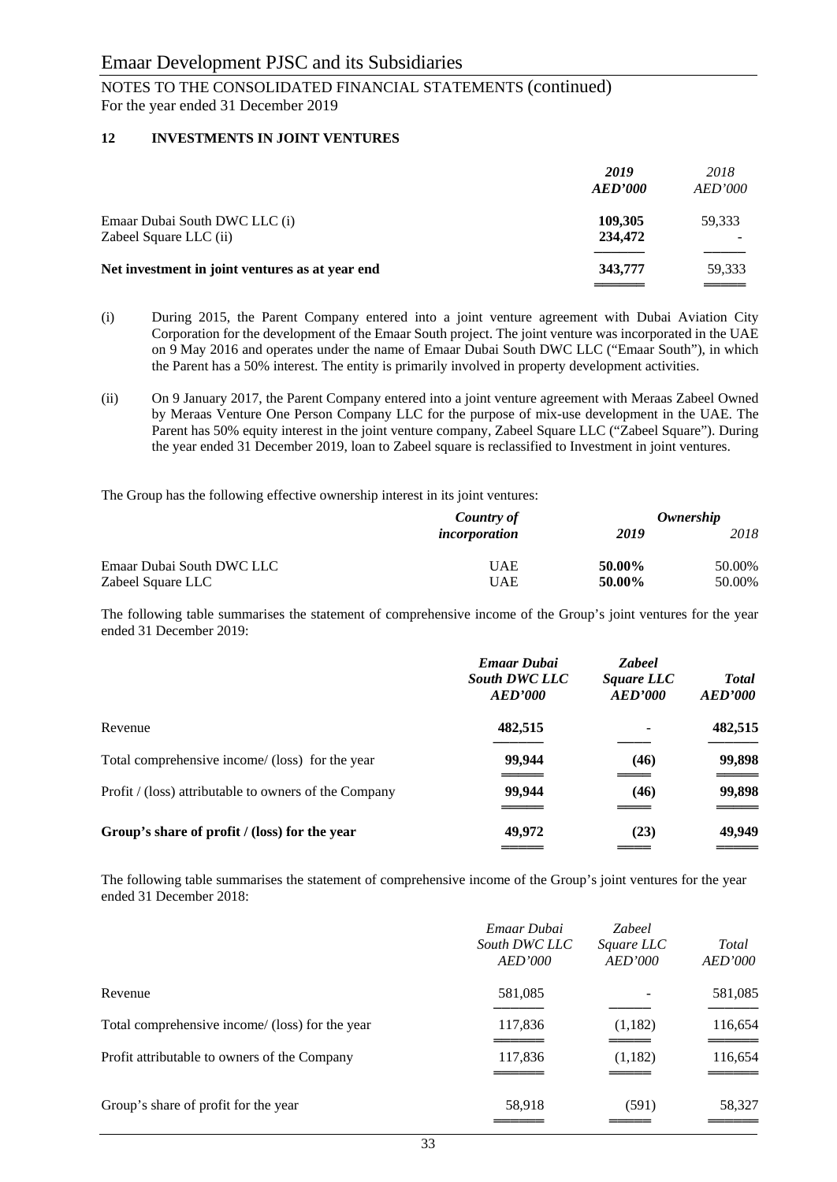## 12 INVESTMENTS IN JOINT VENTURES

| | *2019* *AED'000* | *2018* *AED'000* |
|---|---|---|
| Emaar Dubai South DWC LLC (i) | **109,305** | 59,333 |
| Zabeel Square LLC (ii) | **234,472** | - |
| **Net investment in joint ventures as at year end** | **343,777** | 59,333 |

(i) During 2015, the Parent Company entered into a joint venture agreement with Dubai Aviation City Corporation for the development of the Emaar South project. The joint venture was incorporated in the UAE on 9 May 2016 and operates under the name of Emaar Dubai South DWC LLC ("Emaar South"), in which the Parent has a 50% interest. The entity is primarily involved in property development activities.

(ii) On 9 January 2017, the Parent Company entered into a joint venture agreement with Meraas Zabeel Owned by Meraas Venture One Person Company LLC for the purpose of mix-use development in the UAE. The Parent has 50% equity interest in the joint venture company, Zabeel Square LLC ("Zabeel Square"). During the year ended 31 December 2019, loan to Zabeel square is reclassified to Investment in joint ventures.

The Group has the following effective ownership interest in its joint ventures:

| | *Country of incorporation* | *Ownership* | |
|---|---|---|---|
| | | *2019* | *2018* |
| Emaar Dubai South DWC LLC | UAE | **50.00%** | 50.00% |
| Zabeel Square LLC | UAE | **50.00%** | 50.00% |

The following table summarises the statement of comprehensive income of the Group's joint ventures for the year ended 31 December 2019:

| | *Emaar Dubai South DWC LLC* *AED'000* | *Zabeel Square LLC* *AED'000* | *Total* *AED'000* |
|---|---|---|---|
| Revenue | **482,515** | - | **482,515** |
| Total comprehensive income/ (loss) for the year | **99,944** | **(46)** | **99,898** |
| Profit / (loss) attributable to owners of the Company | **99,944** | **(46)** | **99,898** |
| **Group's share of profit / (loss) for the year** | **49,972** | **(23)** | **49,949** |

The following table summarises the statement of comprehensive income of the Group's joint ventures for the year ended 31 December 2018:

| | *Emaar Dubai South DWC LLC* *AED'000* | *Zabeel Square LLC* *AED'000* | *Total* *AED'000* |
|---|---|---|---|
| Revenue | 581,085 | - | 581,085 |
| Total comprehensive income/ (loss) for the year | 117,836 | (1,182) | 116,654 |
| Profit attributable to owners of the Company | 117,836 | (1,182) | 116,654 |
| Group's share of profit for the year | 58,918 | (591) | 58,327 |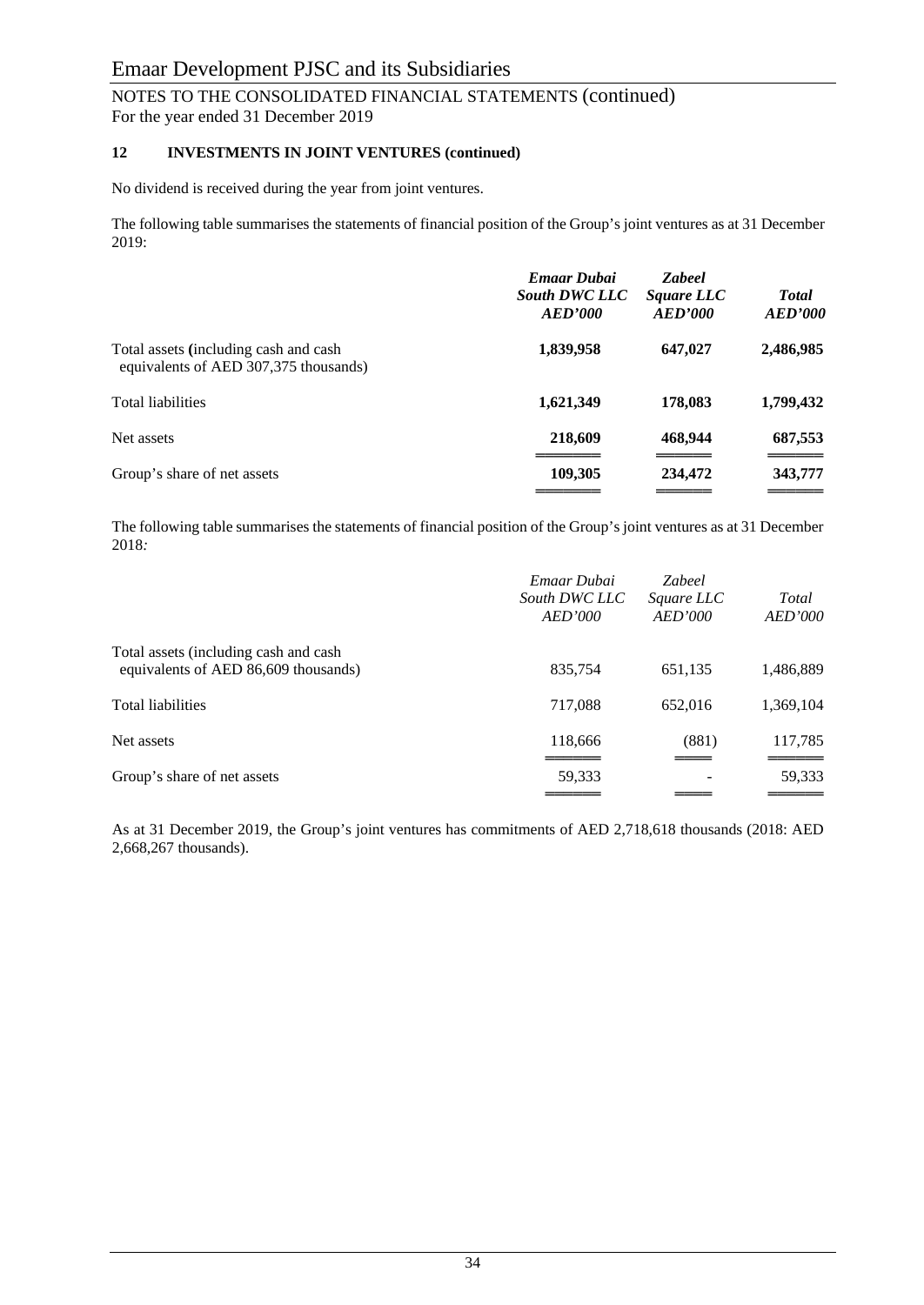### 12 INVESTMENTS IN JOINT VENTURES (continued)

No dividend is received during the year from joint ventures.

The following table summarises the statements of financial position of the Group's joint ventures as at 31 December 2019:

| | ***Emaar Dubai South DWC LLC AED'000*** | ***Zabeel Square LLC AED'000*** | ***Total AED'000*** |
|---|---|---|---|
| Total assets (including cash and cash equivalents of AED 307,375 thousands) | **1,839,958** | **647,027** | **2,486,985** |
| Total liabilities | **1,621,349** | **178,083** | **1,799,432** |
| Net assets | **218,609** | **468,944** | **687,553** |
| Group's share of net assets | **109,305** | **234,472** | **343,777** |

The following table summarises the statements of financial position of the Group's joint ventures as at 31 December 2018:

| | *Emaar Dubai South DWC LLC AED'000* | *Zabeel Square LLC AED'000* | *Total AED'000* |
|---|---|---|---|
| Total assets (including cash and cash equivalents of AED 86,609 thousands) | 835,754 | 651,135 | 1,486,889 |
| Total liabilities | 717,088 | 652,016 | 1,369,104 |
| Net assets | 118,666 | (881) | 117,785 |
| Group's share of net assets | 59,333 | - | 59,333 |

As at 31 December 2019, the Group's joint ventures has commitments of AED 2,718,618 thousands (2018: AED 2,668,267 thousands).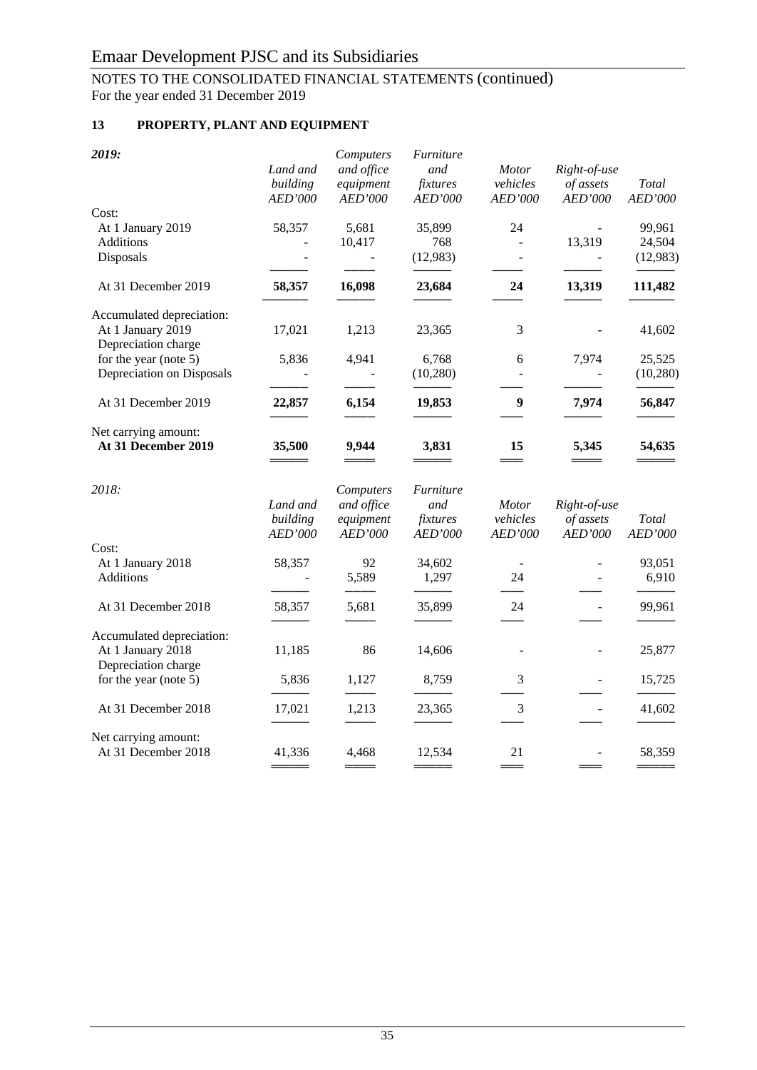NOTES TO THE CONSOLIDATED FINANCIAL STATEMENTS (continued)
For the year ended 31 December 2019

## 13 PROPERTY, PLANT AND EQUIPMENT

| *2019:* | *Land and building* *AED'000* | *Computers and office equipment* *AED'000* | *Furniture and fixtures* *AED'000* | *Motor vehicles* *AED'000* | *Right-of-use of assets* *AED'000* | *Total* *AED'000* |
|---|---|---|---|---|---|---|
| Cost: | | | | | | |
| At 1 January 2019 | 58,357 | 5,681 | 35,899 | 24 | - | 99,961 |
| Additions | - | 10,417 | 768 | - | 13,319 | 24,504 |
| Disposals | - | - | (12,983) | - | - | (12,983) |
| At 31 December 2019 | **58,357** | **16,098** | **23,684** | **24** | **13,319** | **111,482** |
| Accumulated depreciation: | | | | | | |
| At 1 January 2019 | 17,021 | 1,213 | 23,365 | 3 | - | 41,602 |
| Depreciation charge for the year (note 5) | 5,836 | 4,941 | 6,768 | 6 | 7,974 | 25,525 |
| Depreciation on Disposals | - | - | (10,280) | - | - | (10,280) |
| At 31 December 2019 | **22,857** | **6,154** | **19,853** | **9** | **7,974** | **56,847** |
| Net carrying amount: | | | | | | |
| **At 31 December 2019** | **35,500** | **9,944** | **3,831** | **15** | **5,345** | **54,635** |

| *2018:* | *Land and building* *AED'000* | *Computers and office equipment* *AED'000* | *Furniture and fixtures* *AED'000* | *Motor vehicles* *AED'000* | *Right-of-use of assets* *AED'000* | *Total* *AED'000* |
|---|---|---|---|---|---|---|
| Cost: | | | | | | |
| At 1 January 2018 | 58,357 | 92 | 34,602 | - | - | 93,051 |
| Additions | - | 5,589 | 1,297 | 24 | - | 6,910 |
| At 31 December 2018 | 58,357 | 5,681 | 35,899 | 24 | - | 99,961 |
| Accumulated depreciation: | | | | | | |
| At 1 January 2018 | 11,185 | 86 | 14,606 | - | - | 25,877 |
| Depreciation charge for the year (note 5) | 5,836 | 1,127 | 8,759 | 3 | - | 15,725 |
| At 31 December 2018 | 17,021 | 1,213 | 23,365 | 3 | - | 41,602 |
| Net carrying amount: | | | | | | |
| At 31 December 2018 | 41,336 | 4,468 | 12,534 | 21 | - | 58,359 |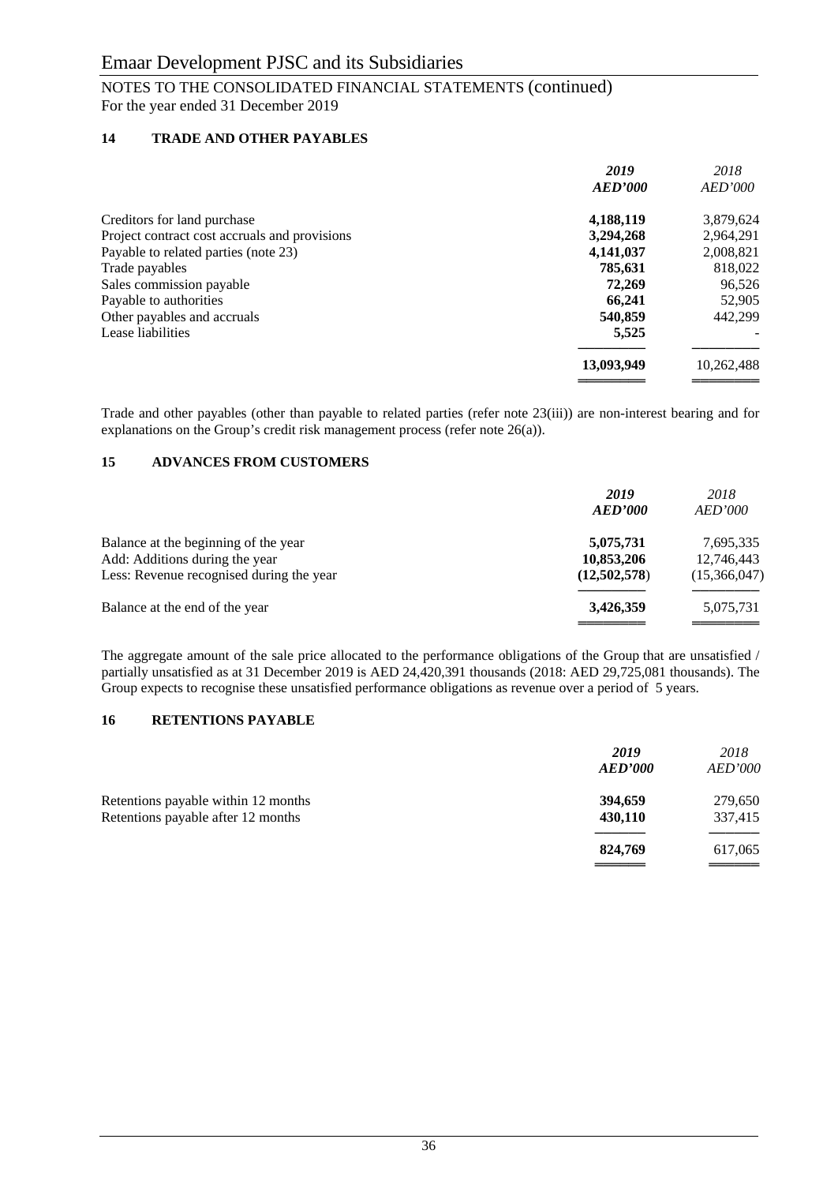## 14 TRADE AND OTHER PAYABLES

| | *2019* *AED'000* | *2018* *AED'000* |
|---|---|---|
| Creditors for land purchase | **4,188,119** | 3,879,624 |
| Project contract cost accruals and provisions | **3,294,268** | 2,964,291 |
| Payable to related parties (note 23) | **4,141,037** | 2,008,821 |
| Trade payables | **785,631** | 818,022 |
| Sales commission payable | **72,269** | 96,526 |
| Payable to authorities | **66,241** | 52,905 |
| Other payables and accruals | **540,859** | 442,299 |
| Lease liabilities | **5,525** | - |
| | **13,093,949** | 10,262,488 |

Trade and other payables (other than payable to related parties (refer note 23(iii)) are non-interest bearing and for explanations on the Group's credit risk management process (refer note 26(a)).

## 15 ADVANCES FROM CUSTOMERS

| | *2019* *AED'000* | *2018* *AED'000* |
|---|---|---|
| Balance at the beginning of the year | **5,075,731** | 7,695,335 |
| Add: Additions during the year | **10,853,206** | 12,746,443 |
| Less: Revenue recognised during the year | **(12,502,578)** | (15,366,047) |
| Balance at the end of the year | **3,426,359** | 5,075,731 |

The aggregate amount of the sale price allocated to the performance obligations of the Group that are unsatisfied / partially unsatisfied as at 31 December 2019 is AED 24,420,391 thousands (2018: AED 29,725,081 thousands). The Group expects to recognise these unsatisfied performance obligations as revenue over a period of 5 years.

## 16 RETENTIONS PAYABLE

| | *2019* *AED'000* | *2018* *AED'000* |
|---|---|---|
| Retentions payable within 12 months | **394,659** | 279,650 |
| Retentions payable after 12 months | **430,110** | 337,415 |
| | **824,769** | 617,065 |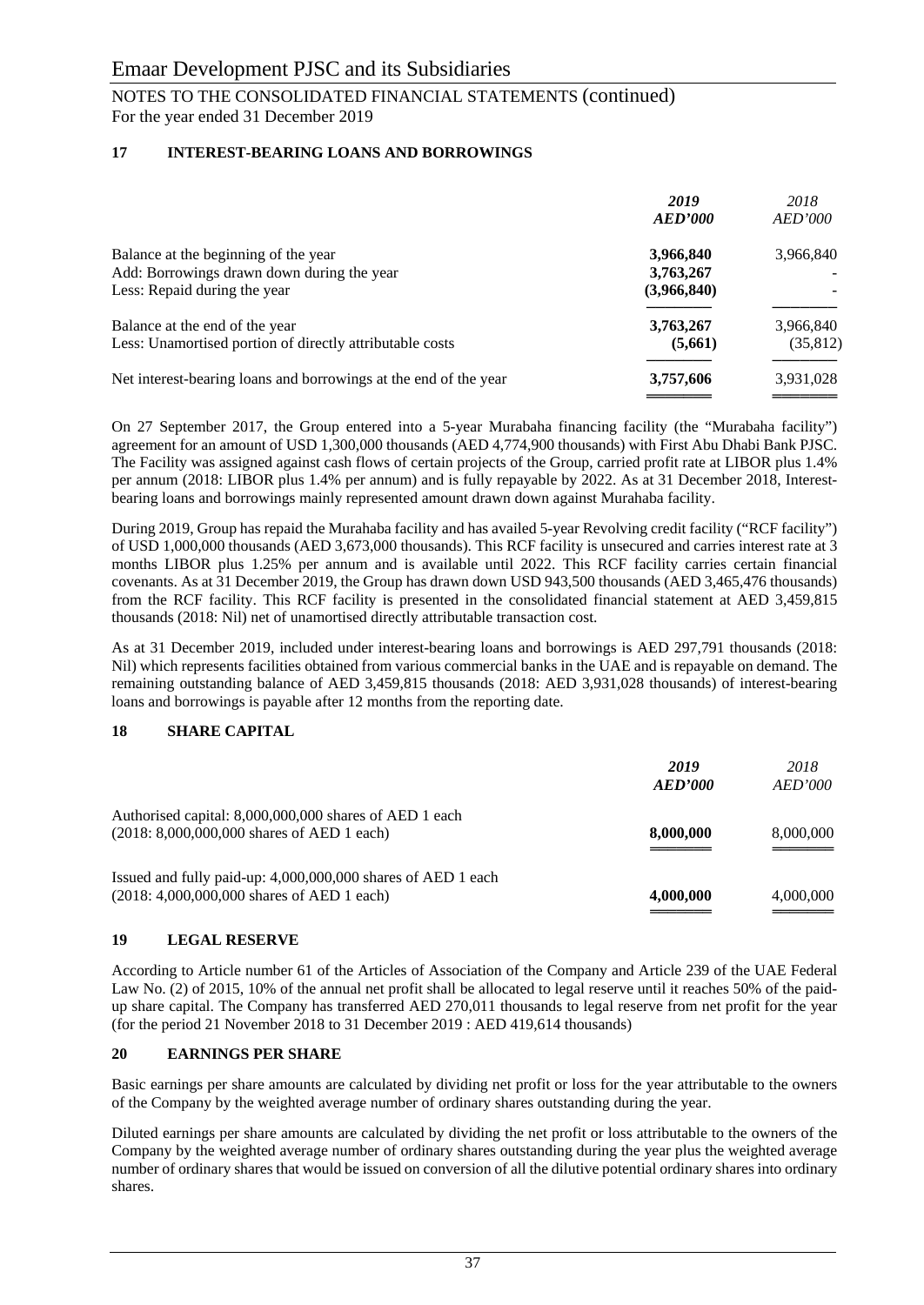## 17 INTEREST-BEARING LOANS AND BORROWINGS

| | 2019 AED'000 | 2018 AED'000 |
|---|---|---|
| Balance at the beginning of the year | **3,966,840** | 3,966,840 |
| Add: Borrowings drawn down during the year | **3,763,267** | - |
| Less: Repaid during the year | **(3,966,840)** | - |
| Balance at the end of the year | **3,763,267** | 3,966,840 |
| Less: Unamortised portion of directly attributable costs | **(5,661)** | (35,812) |
| Net interest-bearing loans and borrowings at the end of the year | **3,757,606** | 3,931,028 |

On 27 September 2017, the Group entered into a 5-year Murabaha financing facility (the "Murabaha facility") agreement for an amount of USD 1,300,000 thousands (AED 4,774,900 thousands) with First Abu Dhabi Bank PJSC. The Facility was assigned against cash flows of certain projects of the Group, carried profit rate at LIBOR plus 1.4% per annum (2018: LIBOR plus 1.4% per annum) and is fully repayable by 2022. As at 31 December 2018, Interest-bearing loans and borrowings mainly represented amount drawn down against Murahaba facility.

During 2019, Group has repaid the Murahaba facility and has availed 5-year Revolving credit facility ("RCF facility") of USD 1,000,000 thousands (AED 3,673,000 thousands). This RCF facility is unsecured and carries interest rate at 3 months LIBOR plus 1.25% per annum and is available until 2022. This RCF facility carries certain financial covenants. As at 31 December 2019, the Group has drawn down USD 943,500 thousands (AED 3,465,476 thousands) from the RCF facility. This RCF facility is presented in the consolidated financial statement at AED 3,459,815 thousands (2018: Nil) net of unamortised directly attributable transaction cost.

As at 31 December 2019, included under interest-bearing loans and borrowings is AED 297,791 thousands (2018: Nil) which represents facilities obtained from various commercial banks in the UAE and is repayable on demand. The remaining outstanding balance of AED 3,459,815 thousands (2018: AED 3,931,028 thousands) of interest-bearing loans and borrowings is payable after 12 months from the reporting date.

## 18 SHARE CAPITAL

| | 2019 AED'000 | 2018 AED'000 |
|---|---|---|
| Authorised capital: 8,000,000,000 shares of AED 1 each (2018: 8,000,000,000 shares of AED 1 each) | **8,000,000** | 8,000,000 |
| Issued and fully paid-up: 4,000,000,000 shares of AED 1 each (2018: 4,000,000,000 shares of AED 1 each) | **4,000,000** | 4,000,000 |

## 19 LEGAL RESERVE

According to Article number 61 of the Articles of Association of the Company and Article 239 of the UAE Federal Law No. (2) of 2015, 10% of the annual net profit shall be allocated to legal reserve until it reaches 50% of the paid-up share capital. The Company has transferred AED 270,011 thousands to legal reserve from net profit for the year (for the period 21 November 2018 to 31 December 2019 : AED 419,614 thousands)

## 20 EARNINGS PER SHARE

Basic earnings per share amounts are calculated by dividing net profit or loss for the year attributable to the owners of the Company by the weighted average number of ordinary shares outstanding during the year.

Diluted earnings per share amounts are calculated by dividing the net profit or loss attributable to the owners of the Company by the weighted average number of ordinary shares outstanding during the year plus the weighted average number of ordinary shares that would be issued on conversion of all the dilutive potential ordinary shares into ordinary shares.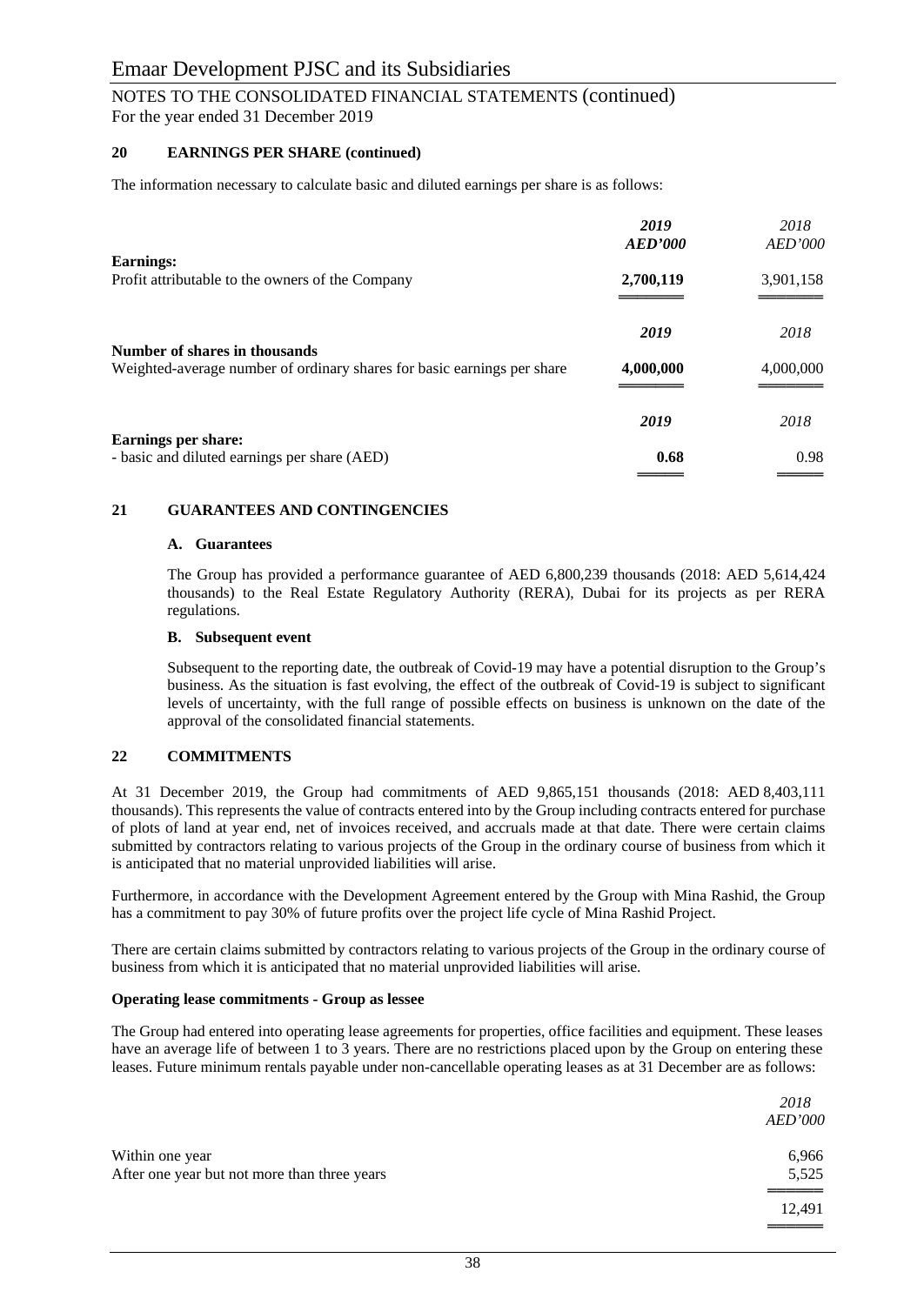## 20 EARNINGS PER SHARE (continued)

The information necessary to calculate basic and diluted earnings per share is as follows:

| | ***2019*** ***AED'000*** | *2018* *AED'000* |
|---|---|---|
| **Earnings:** | | |
| Profit attributable to the owners of the Company | **2,700,119** | 3,901,158 |

| | ***2019*** | *2018* |
|---|---|---|
| **Number of shares in thousands** | | |
| Weighted-average number of ordinary shares for basic earnings per share | **4,000,000** | 4,000,000 |

| | ***2019*** | *2018* |
|---|---|---|
| **Earnings per share:** | | |
| - basic and diluted earnings per share (AED) | **0.68** | 0.98 |

## 21 GUARANTEES AND CONTINGENCIES

### A. Guarantees

The Group has provided a performance guarantee of AED 6,800,239 thousands (2018: AED 5,614,424 thousands) to the Real Estate Regulatory Authority (RERA), Dubai for its projects as per RERA regulations.

### B. Subsequent event

Subsequent to the reporting date, the outbreak of Covid-19 may have a potential disruption to the Group's business. As the situation is fast evolving, the effect of the outbreak of Covid-19 is subject to significant levels of uncertainty, with the full range of possible effects on business is unknown on the date of the approval of the consolidated financial statements.

## 22 COMMITMENTS

At 31 December 2019, the Group had commitments of AED 9,865,151 thousands (2018: AED 8,403,111 thousands). This represents the value of contracts entered into by the Group including contracts entered for purchase of plots of land at year end, net of invoices received, and accruals made at that date. There were certain claims submitted by contractors relating to various projects of the Group in the ordinary course of business from which it is anticipated that no material unprovided liabilities will arise.

Furthermore, in accordance with the Development Agreement entered by the Group with Mina Rashid, the Group has a commitment to pay 30% of future profits over the project life cycle of Mina Rashid Project.

There are certain claims submitted by contractors relating to various projects of the Group in the ordinary course of business from which it is anticipated that no material unprovided liabilities will arise.

**Operating lease commitments - Group as lessee**

The Group had entered into operating lease agreements for properties, office facilities and equipment. These leases have an average life of between 1 to 3 years. There are no restrictions placed upon by the Group on entering these leases. Future minimum rentals payable under non-cancellable operating leases as at 31 December are as follows:

| | *2018* *AED'000* |
|---|---|
| Within one year | 6,966 |
| After one year but not more than three years | 5,525 |
| | 12,491 |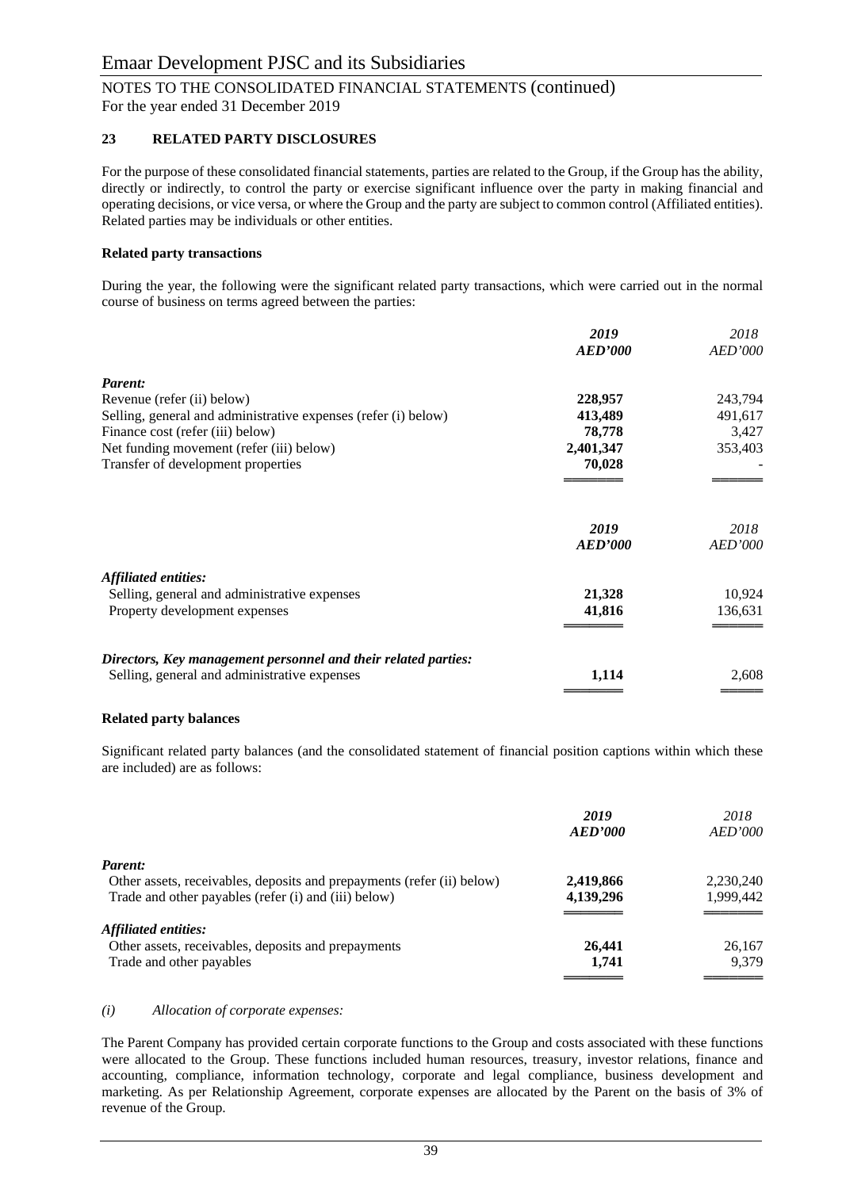## 23 RELATED PARTY DISCLOSURES

For the purpose of these consolidated financial statements, parties are related to the Group, if the Group has the ability, directly or indirectly, to control the party or exercise significant influence over the party in making financial and operating decisions, or vice versa, or where the Group and the party are subject to common control (Affiliated entities). Related parties may be individuals or other entities.

**Related party transactions**

During the year, the following were the significant related party transactions, which were carried out in the normal course of business on terms agreed between the parties:

| | *2019* *AED'000* | *2018* *AED'000* |
|---|---|---|
| ***Parent:*** | | |
| Revenue (refer (ii) below) | **228,957** | 243,794 |
| Selling, general and administrative expenses (refer (i) below) | **413,489** | 491,617 |
| Finance cost (refer (iii) below) | **78,778** | 3,427 |
| Net funding movement (refer (iii) below) | **2,401,347** | 353,403 |
| Transfer of development properties | **70,028** | - |

| | *2019* *AED'000* | *2018* *AED'000* |
|---|---|---|
| ***Affiliated entities:*** | | |
| Selling, general and administrative expenses | **21,328** | 10,924 |
| Property development expenses | **41,816** | 136,631 |
| ***Directors, Key management personnel and their related parties:*** | | |
| Selling, general and administrative expenses | **1,114** | 2,608 |

**Related party balances**

Significant related party balances (and the consolidated statement of financial position captions within which these are included) are as follows:

| | *2019* *AED'000* | *2018* *AED'000* |
|---|---|---|
| ***Parent:*** | | |
| Other assets, receivables, deposits and prepayments (refer (ii) below) | **2,419,866** | 2,230,240 |
| Trade and other payables (refer (i) and (iii) below) | **4,139,296** | 1,999,442 |
| ***Affiliated entities:*** | | |
| Other assets, receivables, deposits and prepayments | **26,441** | 26,167 |
| Trade and other payables | **1,741** | 9,379 |

*(i) Allocation of corporate expenses:*

The Parent Company has provided certain corporate functions to the Group and costs associated with these functions were allocated to the Group. These functions included human resources, treasury, investor relations, finance and accounting, compliance, information technology, corporate and legal compliance, business development and marketing. As per Relationship Agreement, corporate expenses are allocated by the Parent on the basis of 3% of revenue of the Group.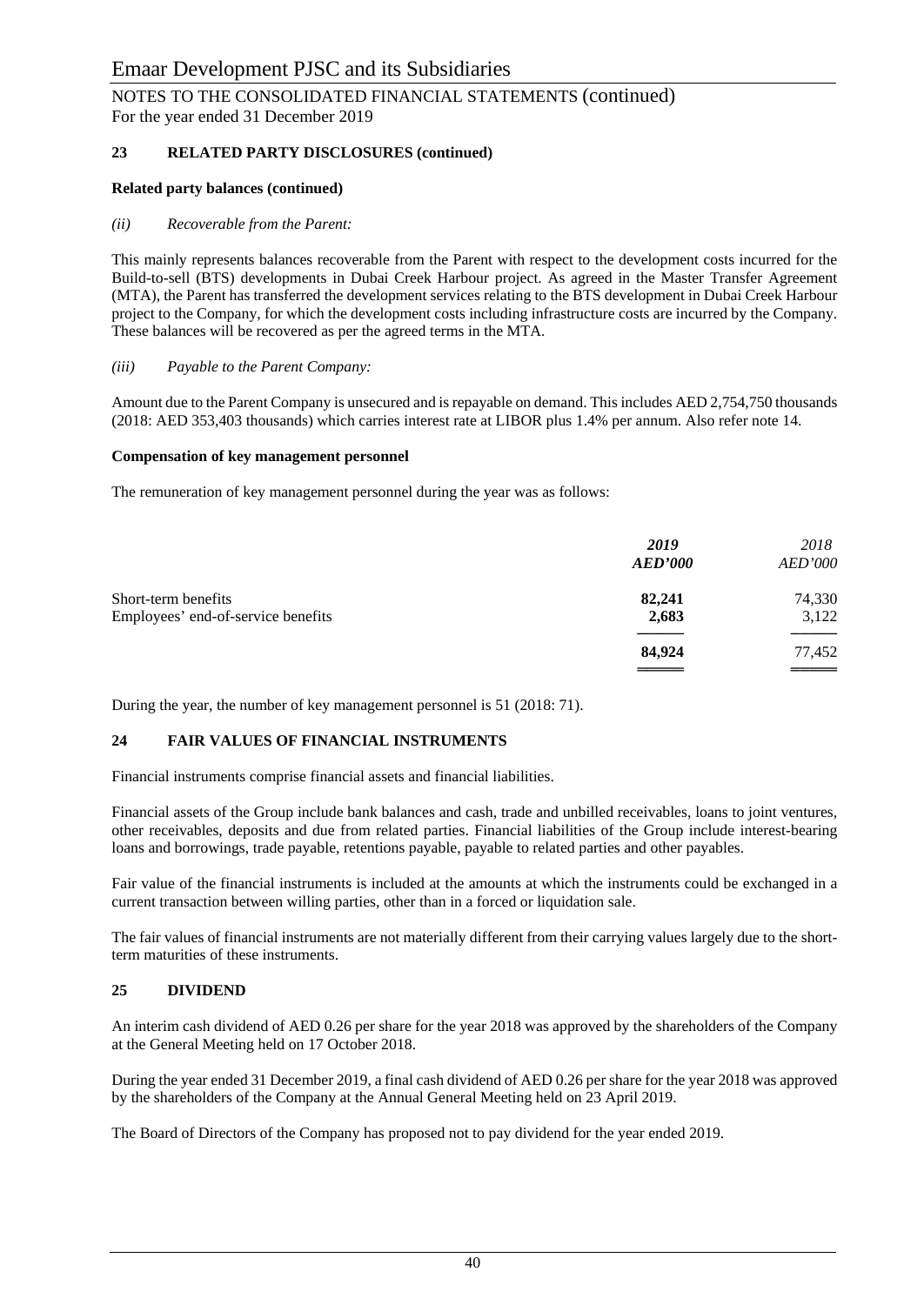## 23 RELATED PARTY DISCLOSURES (continued)

**Related party balances (continued)**

*(ii) Recoverable from the Parent:*

This mainly represents balances recoverable from the Parent with respect to the development costs incurred for the Build-to-sell (BTS) developments in Dubai Creek Harbour project. As agreed in the Master Transfer Agreement (MTA), the Parent has transferred the development services relating to the BTS development in Dubai Creek Harbour project to the Company, for which the development costs including infrastructure costs are incurred by the Company. These balances will be recovered as per the agreed terms in the MTA.

*(iii) Payable to the Parent Company:*

Amount due to the Parent Company is unsecured and is repayable on demand. This includes AED 2,754,750 thousands (2018: AED 353,403 thousands) which carries interest rate at LIBOR plus 1.4% per annum. Also refer note 14.

**Compensation of key management personnel**

The remuneration of key management personnel during the year was as follows:

| | ***2019*** ***AED'000*** | *2018* *AED'000* |
|---|---|---|
| Short-term benefits | **82,241** | 74,330 |
| Employees' end-of-service benefits | **2,683** | 3,122 |
| | **84,924** | 77,452 |

During the year, the number of key management personnel is 51 (2018: 71).

## 24 FAIR VALUES OF FINANCIAL INSTRUMENTS

Financial instruments comprise financial assets and financial liabilities.

Financial assets of the Group include bank balances and cash, trade and unbilled receivables, loans to joint ventures, other receivables, deposits and due from related parties. Financial liabilities of the Group include interest-bearing loans and borrowings, trade payable, retentions payable, payable to related parties and other payables.

Fair value of the financial instruments is included at the amounts at which the instruments could be exchanged in a current transaction between willing parties, other than in a forced or liquidation sale.

The fair values of financial instruments are not materially different from their carrying values largely due to the short-term maturities of these instruments.

## 25 DIVIDEND

An interim cash dividend of AED 0.26 per share for the year 2018 was approved by the shareholders of the Company at the General Meeting held on 17 October 2018.

During the year ended 31 December 2019, a final cash dividend of AED 0.26 per share for the year 2018 was approved by the shareholders of the Company at the Annual General Meeting held on 23 April 2019.

The Board of Directors of the Company has proposed not to pay dividend for the year ended 2019.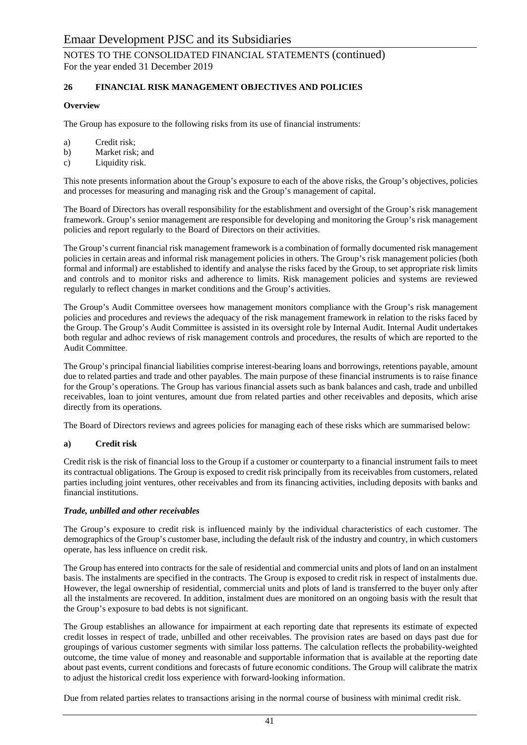## 26 FINANCIAL RISK MANAGEMENT OBJECTIVES AND POLICIES

**Overview**

The Group has exposure to the following risks from its use of financial instruments:

a) Credit risk;
b) Market risk; and
c) Liquidity risk.

This note presents information about the Group's exposure to each of the above risks, the Group's objectives, policies and processes for measuring and managing risk and the Group's management of capital.

The Board of Directors has overall responsibility for the establishment and oversight of the Group's risk management framework. Group's senior management are responsible for developing and monitoring the Group's risk management policies and report regularly to the Board of Directors on their activities.

The Group's current financial risk management framework is a combination of formally documented risk management policies in certain areas and informal risk management policies in others. The Group's risk management policies (both formal and informal) are established to identify and analyse the risks faced by the Group, to set appropriate risk limits and controls and to monitor risks and adherence to limits. Risk management policies and systems are reviewed regularly to reflect changes in market conditions and the Group's activities.

The Group's Audit Committee oversees how management monitors compliance with the Group's risk management policies and procedures and reviews the adequacy of the risk management framework in relation to the risks faced by the Group. The Group's Audit Committee is assisted in its oversight role by Internal Audit. Internal Audit undertakes both regular and adhoc reviews of risk management controls and procedures, the results of which are reported to the Audit Committee.

The Group's principal financial liabilities comprise interest-bearing loans and borrowings, retentions payable, amount due to related parties and trade and other payables. The main purpose of these financial instruments is to raise finance for the Group's operations. The Group has various financial assets such as bank balances and cash, trade and unbilled receivables, loan to joint ventures, amount due from related parties and other receivables and deposits, which arise directly from its operations.

The Board of Directors reviews and agrees policies for managing each of these risks which are summarised below:

### a) Credit risk

Credit risk is the risk of financial loss to the Group if a customer or counterparty to a financial instrument fails to meet its contractual obligations. The Group is exposed to credit risk principally from its receivables from customers, related parties including joint ventures, other receivables and from its financing activities, including deposits with banks and financial institutions.

***Trade, unbilled and other receivables***

The Group's exposure to credit risk is influenced mainly by the individual characteristics of each customer. The demographics of the Group's customer base, including the default risk of the industry and country, in which customers operate, has less influence on credit risk.

The Group has entered into contracts for the sale of residential and commercial units and plots of land on an instalment basis. The instalments are specified in the contracts. The Group is exposed to credit risk in respect of instalments due. However, the legal ownership of residential, commercial units and plots of land is transferred to the buyer only after all the instalments are recovered. In addition, instalment dues are monitored on an ongoing basis with the result that the Group's exposure to bad debts is not significant.

The Group establishes an allowance for impairment at each reporting date that represents its estimate of expected credit losses in respect of trade, unbilled and other receivables. The provision rates are based on days past due for groupings of various customer segments with similar loss patterns. The calculation reflects the probability-weighted outcome, the time value of money and reasonable and supportable information that is available at the reporting date about past events, current conditions and forecasts of future economic conditions. The Group will calibrate the matrix to adjust the historical credit loss experience with forward-looking information.

Due from related parties relates to transactions arising in the normal course of business with minimal credit risk.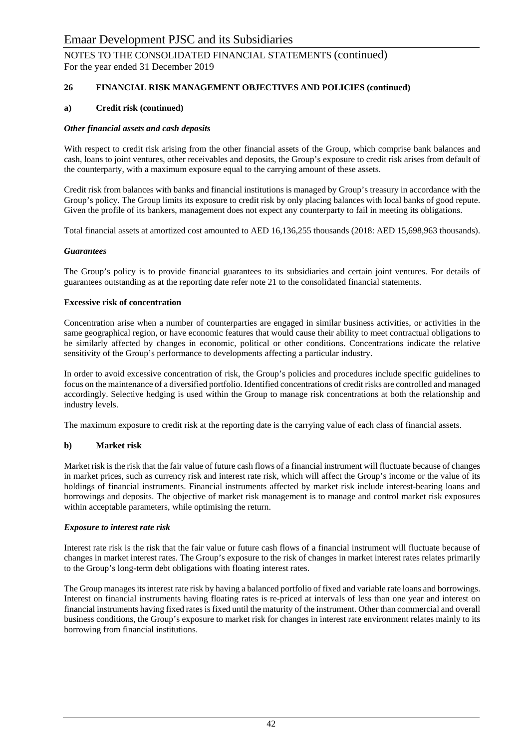## 26 FINANCIAL RISK MANAGEMENT OBJECTIVES AND POLICIES (continued)

### a) Credit risk (continued)

***Other financial assets and cash deposits***

With respect to credit risk arising from the other financial assets of the Group, which comprise bank balances and cash, loans to joint ventures, other receivables and deposits, the Group's exposure to credit risk arises from default of the counterparty, with a maximum exposure equal to the carrying amount of these assets.

Credit risk from balances with banks and financial institutions is managed by Group's treasury in accordance with the Group's policy. The Group limits its exposure to credit risk by only placing balances with local banks of good repute. Given the profile of its bankers, management does not expect any counterparty to fail in meeting its obligations.

Total financial assets at amortized cost amounted to AED 16,136,255 thousands (2018: AED 15,698,963 thousands).

***Guarantees***

The Group's policy is to provide financial guarantees to its subsidiaries and certain joint ventures. For details of guarantees outstanding as at the reporting date refer note 21 to the consolidated financial statements.

**Excessive risk of concentration**

Concentration arise when a number of counterparties are engaged in similar business activities, or activities in the same geographical region, or have economic features that would cause their ability to meet contractual obligations to be similarly affected by changes in economic, political or other conditions. Concentrations indicate the relative sensitivity of the Group's performance to developments affecting a particular industry.

In order to avoid excessive concentration of risk, the Group's policies and procedures include specific guidelines to focus on the maintenance of a diversified portfolio. Identified concentrations of credit risks are controlled and managed accordingly. Selective hedging is used within the Group to manage risk concentrations at both the relationship and industry levels.

The maximum exposure to credit risk at the reporting date is the carrying value of each class of financial assets.

### b) Market risk

Market risk is the risk that the fair value of future cash flows of a financial instrument will fluctuate because of changes in market prices, such as currency risk and interest rate risk, which will affect the Group's income or the value of its holdings of financial instruments. Financial instruments affected by market risk include interest-bearing loans and borrowings and deposits. The objective of market risk management is to manage and control market risk exposures within acceptable parameters, while optimising the return.

***Exposure to interest rate risk***

Interest rate risk is the risk that the fair value or future cash flows of a financial instrument will fluctuate because of changes in market interest rates. The Group's exposure to the risk of changes in market interest rates relates primarily to the Group's long-term debt obligations with floating interest rates.

The Group manages its interest rate risk by having a balanced portfolio of fixed and variable rate loans and borrowings. Interest on financial instruments having floating rates is re-priced at intervals of less than one year and interest on financial instruments having fixed rates is fixed until the maturity of the instrument. Other than commercial and overall business conditions, the Group's exposure to market risk for changes in interest rate environment relates mainly to its borrowing from financial institutions.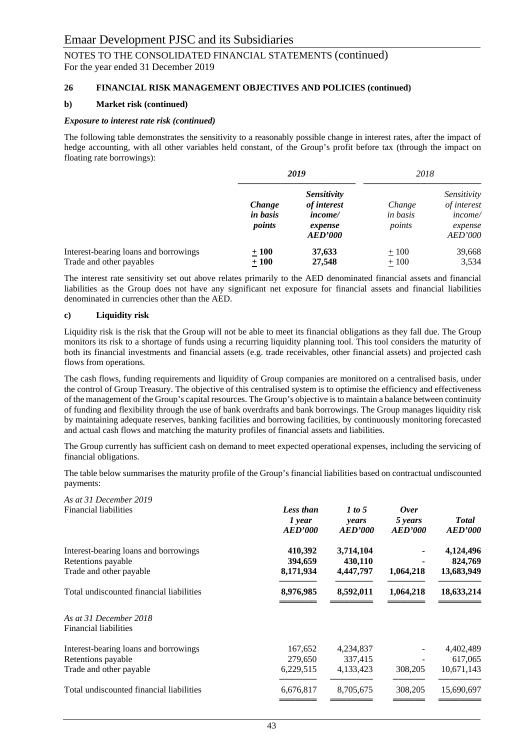### 26 FINANCIAL RISK MANAGEMENT OBJECTIVES AND POLICIES (continued)

#### b) Market risk (continued)

***Exposure to interest rate risk (continued)***

The following table demonstrates the sensitivity to a reasonably possible change in interest rates, after the impact of hedge accounting, with all other variables held constant, of the Group's profit before tax (through the impact on floating rate borrowings):

| | ***2019*** | | *2018* | |
|---|---|---|---|---|
| | ***Change in basis points*** | ***Sensitivity of interest income/ expense AED'000*** | *Change in basis points* | *Sensitivity of interest income/ expense AED'000* |
| Interest-bearing loans and borrowings | **± 100** | **37,633** | ± 100 | 39,668 |
| Trade and other payables | **± 100** | **27,548** | ± 100 | 3,534 |

The interest rate sensitivity set out above relates primarily to the AED denominated financial assets and financial liabilities as the Group does not have any significant net exposure for financial assets and financial liabilities denominated in currencies other than the AED.

#### c) Liquidity risk

Liquidity risk is the risk that the Group will not be able to meet its financial obligations as they fall due. The Group monitors its risk to a shortage of funds using a recurring liquidity planning tool. This tool considers the maturity of both its financial investments and financial assets (e.g. trade receivables, other financial assets) and projected cash flows from operations.

The cash flows, funding requirements and liquidity of Group companies are monitored on a centralised basis, under the control of Group Treasury. The objective of this centralised system is to optimise the efficiency and effectiveness of the management of the Group's capital resources. The Group's objective is to maintain a balance between continuity of funding and flexibility through the use of bank overdrafts and bank borrowings. The Group manages liquidity risk by maintaining adequate reserves, banking facilities and borrowing facilities, by continuously monitoring forecasted and actual cash flows and matching the maturity profiles of financial assets and liabilities.

The Group currently has sufficient cash on demand to meet expected operational expenses, including the servicing of financial obligations.

The table below summarises the maturity profile of the Group's financial liabilities based on contractual undiscounted payments:

| *As at 31 December 2019* Financial liabilities | ***Less than 1 year AED'000*** | ***1 to 5 years AED'000*** | ***Over 5 years AED'000*** | ***Total AED'000*** |
|---|---|---|---|---|
| Interest-bearing loans and borrowings | **410,392** | **3,714,104** | **-** | **4,124,496** |
| Retentions payable | **394,659** | **430,110** | **-** | **824,769** |
| Trade and other payable | **8,171,934** | **4,447,797** | **1,064,218** | **13,683,949** |
| Total undiscounted financial liabilities | **8,976,985** | **8,592,011** | **1,064,218** | **18,633,214** |
| *As at 31 December 2018* Financial liabilities | | | | |
| Interest-bearing loans and borrowings | 167,652 | 4,234,837 | - | 4,402,489 |
| Retentions payable | 279,650 | 337,415 | - | 617,065 |
| Trade and other payable | 6,229,515 | 4,133,423 | 308,205 | 10,671,143 |
| Total undiscounted financial liabilities | 6,676,817 | 8,705,675 | 308,205 | 15,690,697 |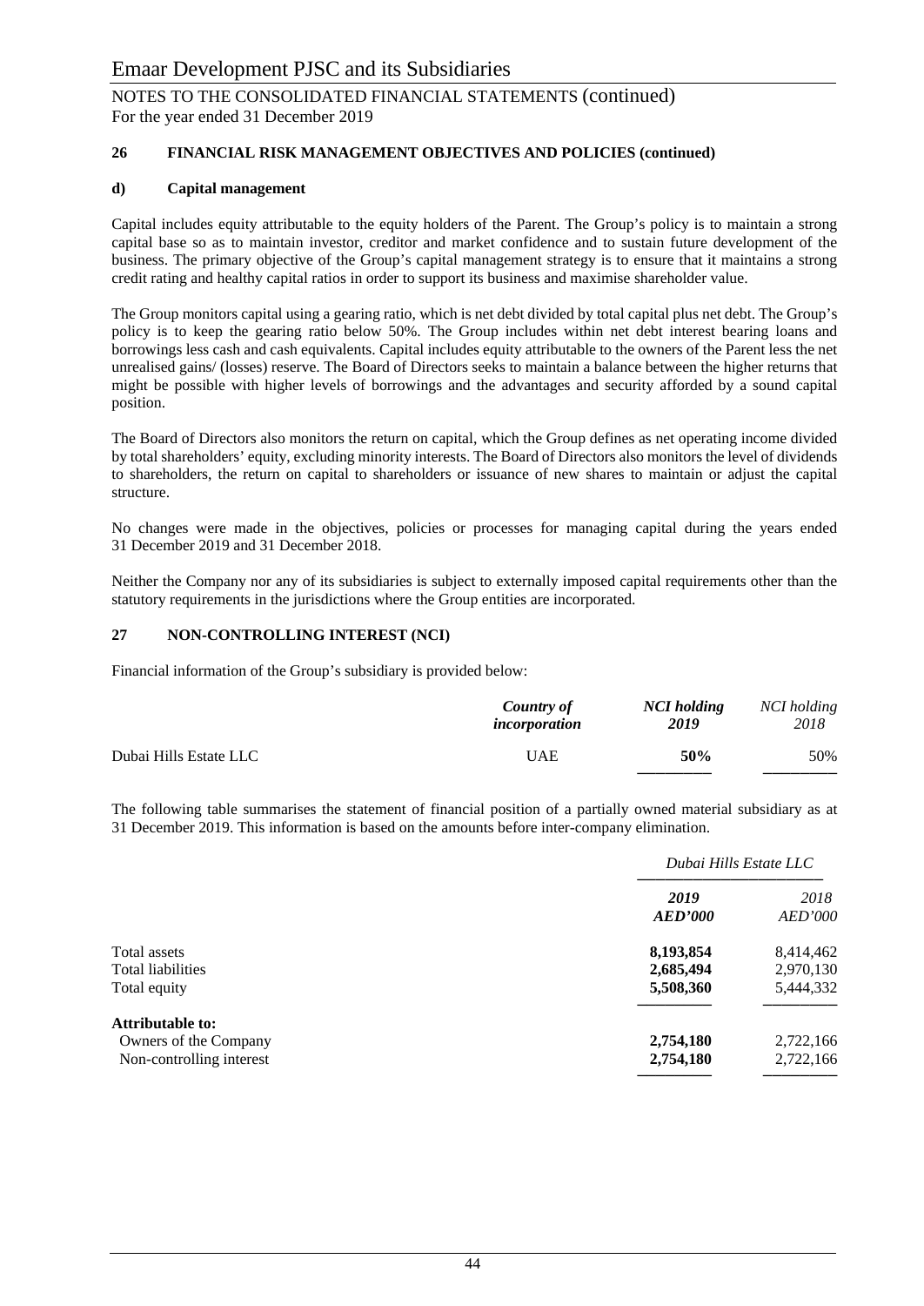# Emaar Development PJSC and its Subsidiaries

NOTES TO THE CONSOLIDATED FINANCIAL STATEMENTS (continued)
For the year ended 31 December 2019

## 26 FINANCIAL RISK MANAGEMENT OBJECTIVES AND POLICIES (continued)

### d) Capital management

Capital includes equity attributable to the equity holders of the Parent. The Group's policy is to maintain a strong capital base so as to maintain investor, creditor and market confidence and to sustain future development of the business. The primary objective of the Group's capital management strategy is to ensure that it maintains a strong credit rating and healthy capital ratios in order to support its business and maximise shareholder value.

The Group monitors capital using a gearing ratio, which is net debt divided by total capital plus net debt. The Group's policy is to keep the gearing ratio below 50%. The Group includes within net debt interest bearing loans and borrowings less cash and cash equivalents. Capital includes equity attributable to the owners of the Parent less the net unrealised gains/ (losses) reserve. The Board of Directors seeks to maintain a balance between the higher returns that might be possible with higher levels of borrowings and the advantages and security afforded by a sound capital position.

The Board of Directors also monitors the return on capital, which the Group defines as net operating income divided by total shareholders' equity, excluding minority interests. The Board of Directors also monitors the level of dividends to shareholders, the return on capital to shareholders or issuance of new shares to maintain or adjust the capital structure.

No changes were made in the objectives, policies or processes for managing capital during the years ended 31 December 2019 and 31 December 2018.

Neither the Company nor any of its subsidiaries is subject to externally imposed capital requirements other than the statutory requirements in the jurisdictions where the Group entities are incorporated.

## 27 NON-CONTROLLING INTEREST (NCI)

Financial information of the Group's subsidiary is provided below:

| | ***Country of incorporation*** | ***NCI holding 2019*** | *NCI holding 2018* |
|---|---|---|---|
| Dubai Hills Estate LLC | UAE | **50%** | 50% |

The following table summarises the statement of financial position of a partially owned material subsidiary as at 31 December 2019. This information is based on the amounts before inter-company elimination.

| | *Dubai Hills Estate LLC* | |
|---|---|---|
| | ***2019 AED'000*** | *2018 AED'000* |
| Total assets | **8,193,854** | 8,414,462 |
| Total liabilities | **2,685,494** | 2,970,130 |
| Total equity | **5,508,360** | 5,444,332 |
| **Attributable to:** | | |
| Owners of the Company | **2,754,180** | 2,722,166 |
| Non-controlling interest | **2,754,180** | 2,722,166 |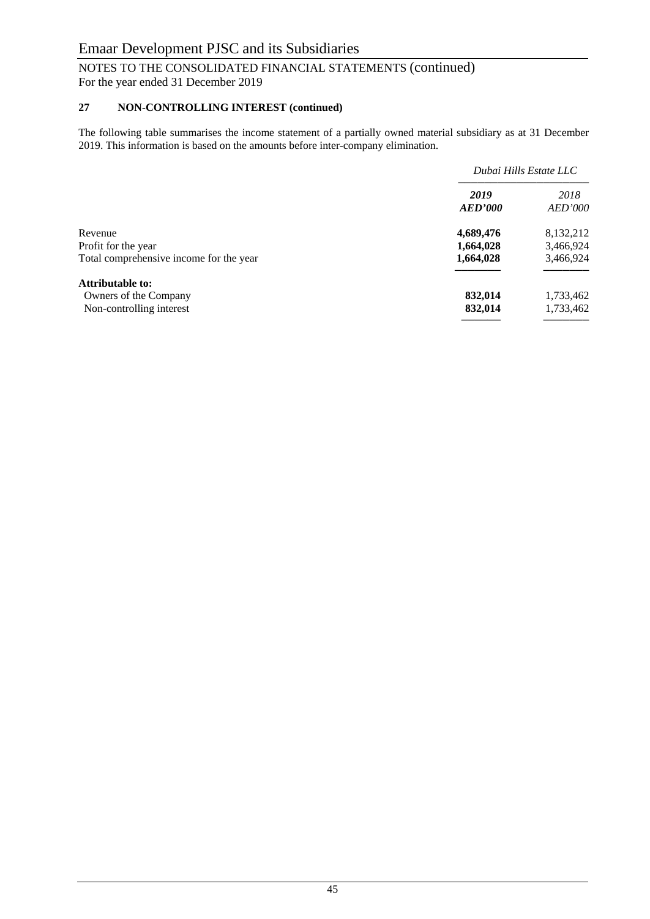## 27 NON-CONTROLLING INTEREST (continued)

The following table summarises the income statement of a partially owned material subsidiary as at 31 December 2019. This information is based on the amounts before inter-company elimination.

| | Dubai Hills Estate LLC | |
|---|---|---|
| | ***2019 AED'000*** | *2018 AED'000* |
| Revenue | **4,689,476** | 8,132,212 |
| Profit for the year | **1,664,028** | 3,466,924 |
| Total comprehensive income for the year | **1,664,028** | 3,466,924 |
| **Attributable to:** | | |
| Owners of the Company | **832,014** | 1,733,462 |
| Non-controlling interest | **832,014** | 1,733,462 |